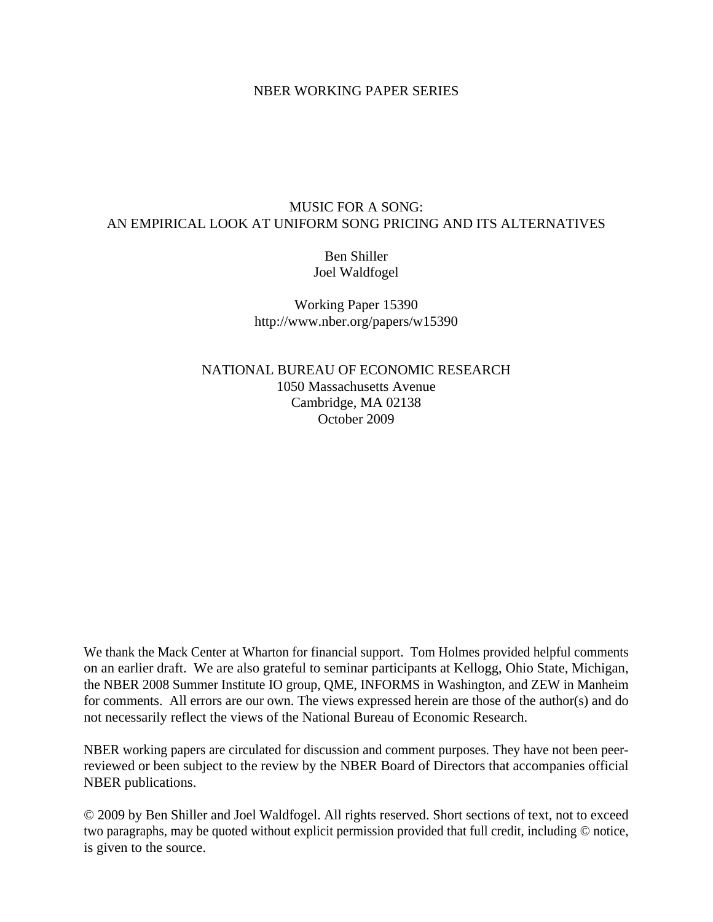NBER WORKING PAPER SERIES

# MUSIC FOR A SONG:
# AN EMPIRICAL LOOK AT UNIFORM SONG PRICING AND ITS ALTERNATIVES

Ben Shiller
Joel Waldfogel

Working Paper 15390
http://www.nber.org/papers/w15390

NATIONAL BUREAU OF ECONOMIC RESEARCH
1050 Massachusetts Avenue
Cambridge, MA 02138
October 2009

We thank the Mack Center at Wharton for financial support. Tom Holmes provided helpful comments on an earlier draft. We are also grateful to seminar participants at Kellogg, Ohio State, Michigan, the NBER 2008 Summer Institute IO group, QME, INFORMS in Washington, and ZEW in Manheim for comments. All errors are our own. The views expressed herein are those of the author(s) and do not necessarily reflect the views of the National Bureau of Economic Research.

NBER working papers are circulated for discussion and comment purposes. They have not been peer-reviewed or been subject to the review by the NBER Board of Directors that accompanies official NBER publications.

© 2009 by Ben Shiller and Joel Waldfogel. All rights reserved. Short sections of text, not to exceed two paragraphs, may be quoted without explicit permission provided that full credit, including © notice, is given to the source.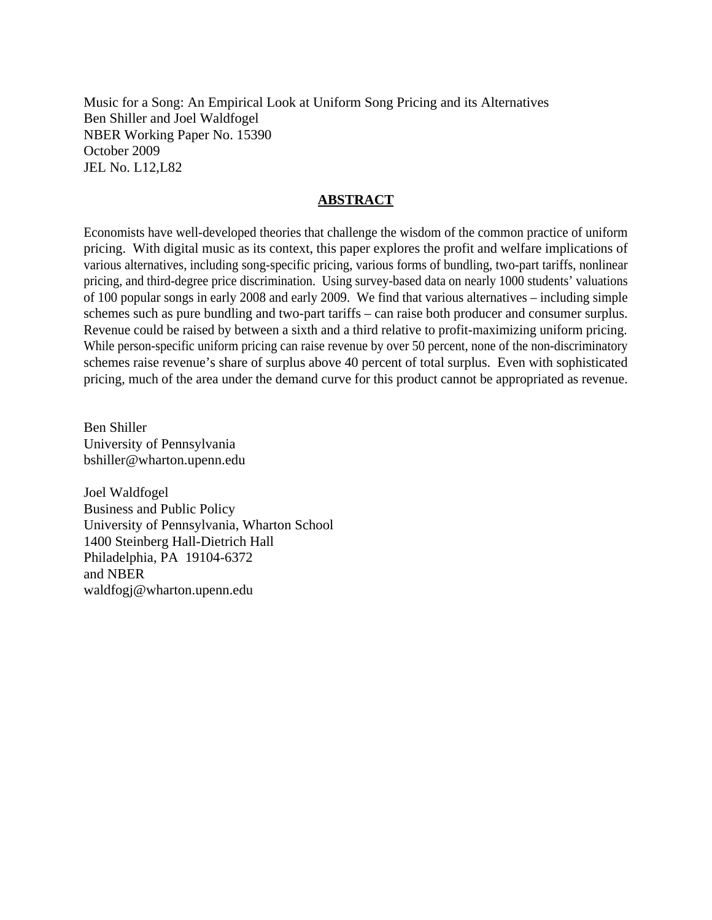Music for a Song: An Empirical Look at Uniform Song Pricing and its Alternatives
Ben Shiller and Joel Waldfogel
NBER Working Paper No. 15390
October 2009
JEL No. L12,L82

## ABSTRACT

Economists have well-developed theories that challenge the wisdom of the common practice of uniform pricing. With digital music as its context, this paper explores the profit and welfare implications of various alternatives, including song-specific pricing, various forms of bundling, two-part tariffs, nonlinear pricing, and third-degree price discrimination. Using survey-based data on nearly 1000 students' valuations of 100 popular songs in early 2008 and early 2009. We find that various alternatives – including simple schemes such as pure bundling and two-part tariffs – can raise both producer and consumer surplus. Revenue could be raised by between a sixth and a third relative to profit-maximizing uniform pricing. While person-specific uniform pricing can raise revenue by over 50 percent, none of the non-discriminatory schemes raise revenue's share of surplus above 40 percent of total surplus. Even with sophisticated pricing, much of the area under the demand curve for this product cannot be appropriated as revenue.

Ben Shiller
University of Pennsylvania
bshiller@wharton.upenn.edu

Joel Waldfogel
Business and Public Policy
University of Pennsylvania, Wharton School
1400 Steinberg Hall-Dietrich Hall
Philadelphia, PA 19104-6372
and NBER
waldfogj@wharton.upenn.edu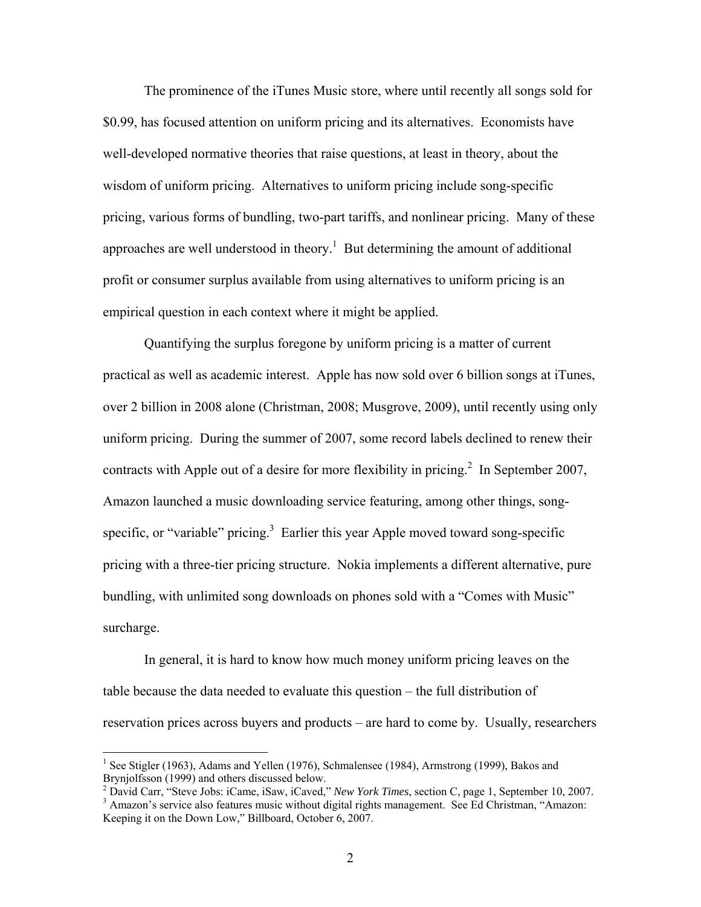The prominence of the iTunes Music store, where until recently all songs sold for \$0.99, has focused attention on uniform pricing and its alternatives. Economists have well-developed normative theories that raise questions, at least in theory, about the wisdom of uniform pricing. Alternatives to uniform pricing include song-specific pricing, various forms of bundling, two-part tariffs, and nonlinear pricing. Many of these approaches are well understood in theory.[1] But determining the amount of additional profit or consumer surplus available from using alternatives to uniform pricing is an empirical question in each context where it might be applied.

Quantifying the surplus foregone by uniform pricing is a matter of current practical as well as academic interest. Apple has now sold over 6 billion songs at iTunes, over 2 billion in 2008 alone (Christman, 2008; Musgrove, 2009), until recently using only uniform pricing. During the summer of 2007, some record labels declined to renew their contracts with Apple out of a desire for more flexibility in pricing.[2] In September 2007, Amazon launched a music downloading service featuring, among other things, song-specific, or "variable" pricing.[3] Earlier this year Apple moved toward song-specific pricing with a three-tier pricing structure. Nokia implements a different alternative, pure bundling, with unlimited song downloads on phones sold with a "Comes with Music" surcharge.

In general, it is hard to know how much money uniform pricing leaves on the table because the data needed to evaluate this question – the full distribution of reservation prices across buyers and products – are hard to come by. Usually, researchers

---

[1] See Stigler (1963), Adams and Yellen (1976), Schmalensee (1984), Armstrong (1999), Bakos and Brynjolfsson (1999) and others discussed below.

[2] David Carr, "Steve Jobs: iCame, iSaw, iCaved," *New York Times*, section C, page 1, September 10, 2007.

[3] Amazon's service also features music without digital rights management. See Ed Christman, "Amazon: Keeping it on the Down Low," Billboard, October 6, 2007.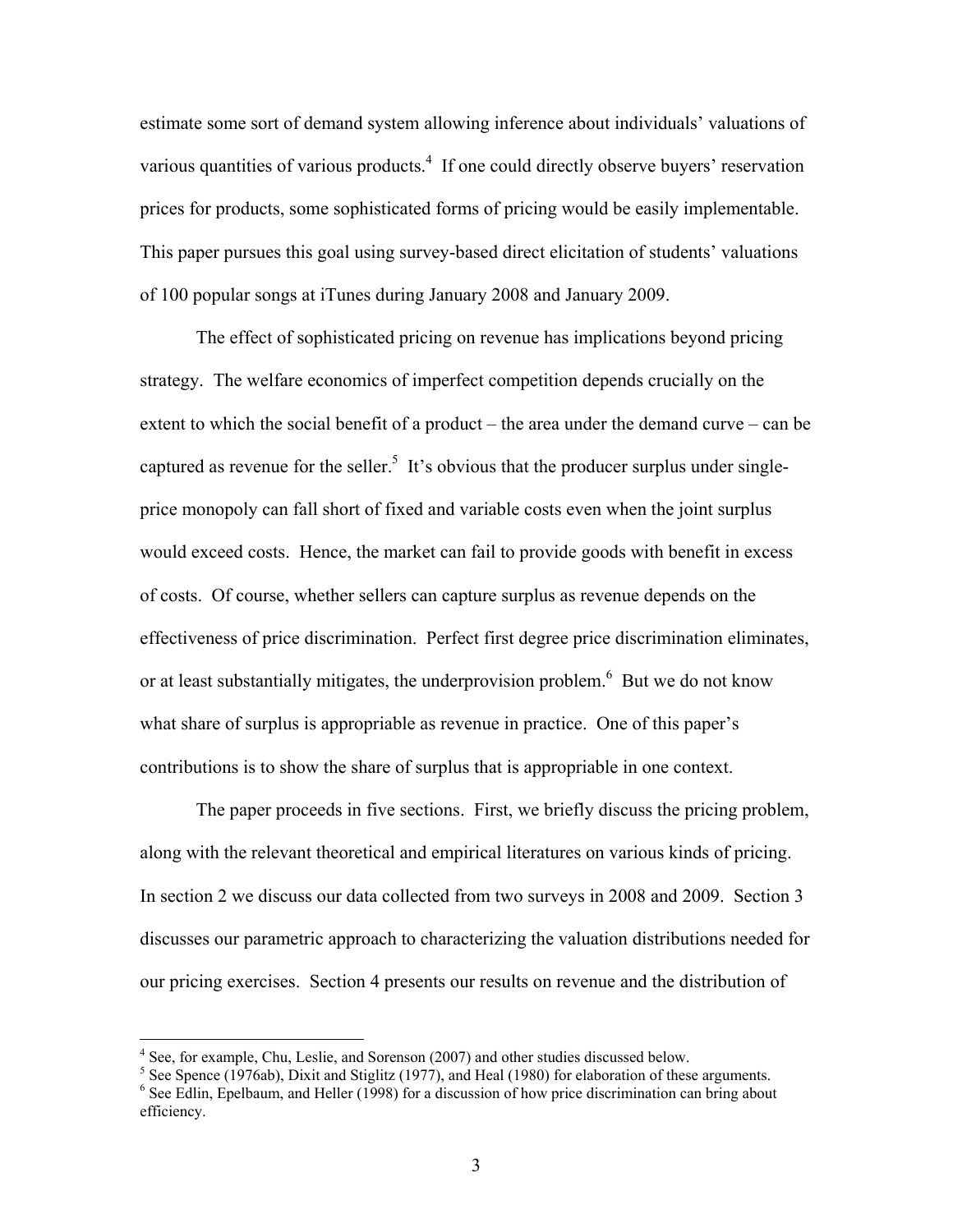estimate some sort of demand system allowing inference about individuals' valuations of various quantities of various products.[4] If one could directly observe buyers' reservation prices for products, some sophisticated forms of pricing would be easily implementable. This paper pursues this goal using survey-based direct elicitation of students' valuations of 100 popular songs at iTunes during January 2008 and January 2009.

The effect of sophisticated pricing on revenue has implications beyond pricing strategy. The welfare economics of imperfect competition depends crucially on the extent to which the social benefit of a product – the area under the demand curve – can be captured as revenue for the seller.[5] It's obvious that the producer surplus under single-price monopoly can fall short of fixed and variable costs even when the joint surplus would exceed costs. Hence, the market can fail to provide goods with benefit in excess of costs. Of course, whether sellers can capture surplus as revenue depends on the effectiveness of price discrimination. Perfect first degree price discrimination eliminates, or at least substantially mitigates, the underprovision problem.[6] But we do not know what share of surplus is appropriable as revenue in practice. One of this paper's contributions is to show the share of surplus that is appropriable in one context.

The paper proceeds in five sections. First, we briefly discuss the pricing problem, along with the relevant theoretical and empirical literatures on various kinds of pricing. In section 2 we discuss our data collected from two surveys in 2008 and 2009. Section 3 discusses our parametric approach to characterizing the valuation distributions needed for our pricing exercises. Section 4 presents our results on revenue and the distribution of

[4] See, for example, Chu, Leslie, and Sorenson (2007) and other studies discussed below.

[5] See Spence (1976ab), Dixit and Stiglitz (1977), and Heal (1980) for elaboration of these arguments.

[6] See Edlin, Epelbaum, and Heller (1998) for a discussion of how price discrimination can bring about efficiency.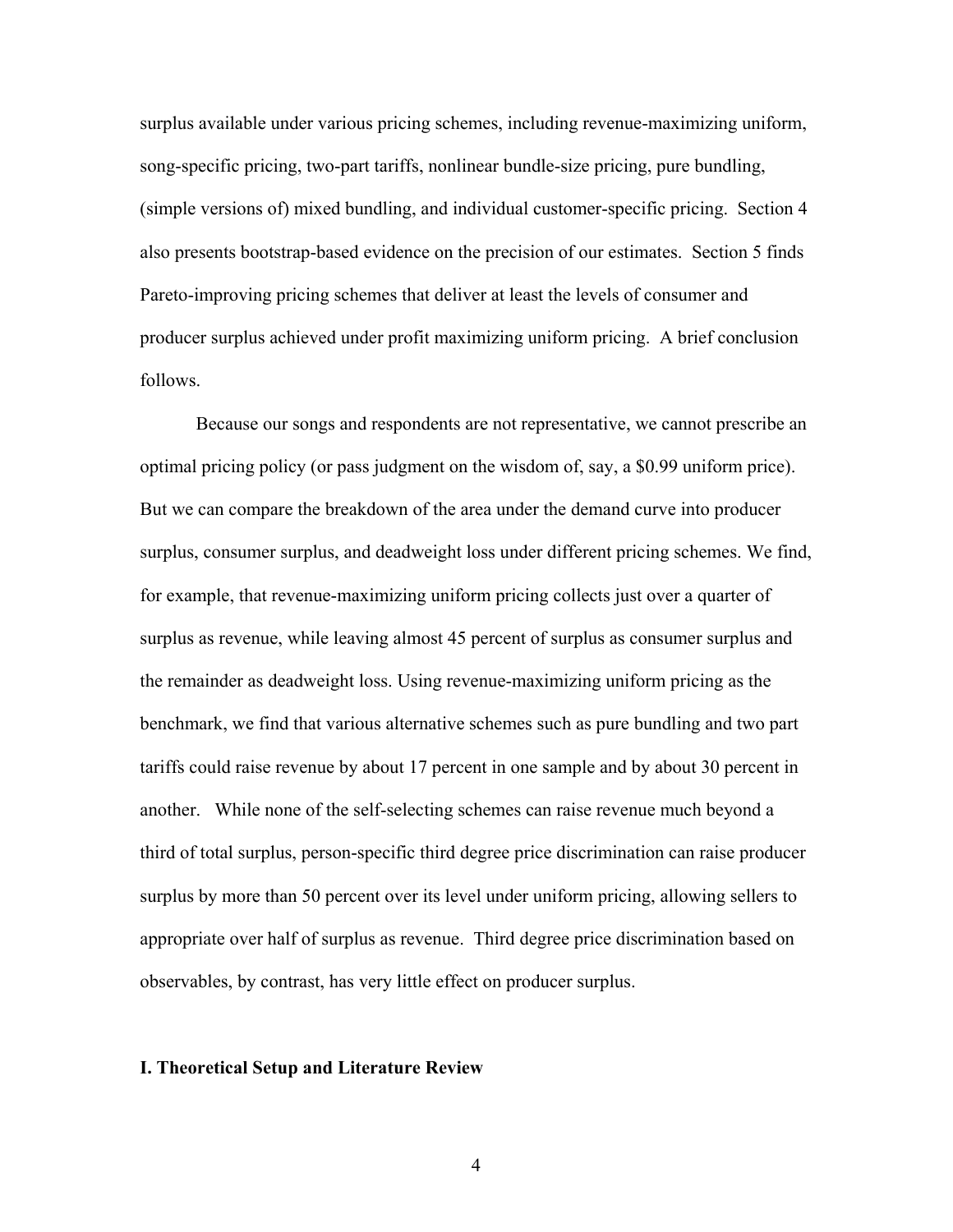surplus available under various pricing schemes, including revenue-maximizing uniform, song-specific pricing, two-part tariffs, nonlinear bundle-size pricing, pure bundling, (simple versions of) mixed bundling, and individual customer-specific pricing. Section 4 also presents bootstrap-based evidence on the precision of our estimates. Section 5 finds Pareto-improving pricing schemes that deliver at least the levels of consumer and producer surplus achieved under profit maximizing uniform pricing. A brief conclusion follows.

Because our songs and respondents are not representative, we cannot prescribe an optimal pricing policy (or pass judgment on the wisdom of, say, a \$0.99 uniform price). But we can compare the breakdown of the area under the demand curve into producer surplus, consumer surplus, and deadweight loss under different pricing schemes. We find, for example, that revenue-maximizing uniform pricing collects just over a quarter of surplus as revenue, while leaving almost 45 percent of surplus as consumer surplus and the remainder as deadweight loss. Using revenue-maximizing uniform pricing as the benchmark, we find that various alternative schemes such as pure bundling and two part tariffs could raise revenue by about 17 percent in one sample and by about 30 percent in another. While none of the self-selecting schemes can raise revenue much beyond a third of total surplus, person-specific third degree price discrimination can raise producer surplus by more than 50 percent over its level under uniform pricing, allowing sellers to appropriate over half of surplus as revenue. Third degree price discrimination based on observables, by contrast, has very little effect on producer surplus.

## I. Theoretical Setup and Literature Review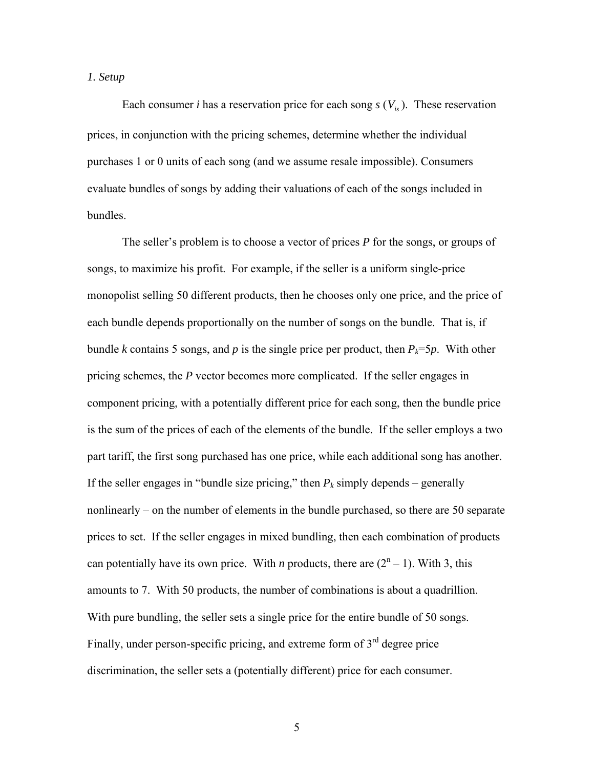*1. Setup*

Each consumer *i* has a reservation price for each song *s* ($V_{is}$). These reservation prices, in conjunction with the pricing schemes, determine whether the individual purchases 1 or 0 units of each song (and we assume resale impossible). Consumers evaluate bundles of songs by adding their valuations of each of the songs included in bundles.

The seller's problem is to choose a vector of prices *P* for the songs, or groups of songs, to maximize his profit. For example, if the seller is a uniform single-price monopolist selling 50 different products, then he chooses only one price, and the price of each bundle depends proportionally on the number of songs on the bundle. That is, if bundle *k* contains 5 songs, and *p* is the single price per product, then $P_k=5p$. With other pricing schemes, the *P* vector becomes more complicated. If the seller engages in component pricing, with a potentially different price for each song, then the bundle price is the sum of the prices of each of the elements of the bundle. If the seller employs a two part tariff, the first song purchased has one price, while each additional song has another. If the seller engages in "bundle size pricing," then $P_k$ simply depends – generally nonlinearly – on the number of elements in the bundle purchased, so there are 50 separate prices to set. If the seller engages in mixed bundling, then each combination of products can potentially have its own price. With *n* products, there are $(2^n - 1)$. With 3, this amounts to 7. With 50 products, the number of combinations is about a quadrillion. With pure bundling, the seller sets a single price for the entire bundle of 50 songs. Finally, under person-specific pricing, and extreme form of 3rd degree price discrimination, the seller sets a (potentially different) price for each consumer.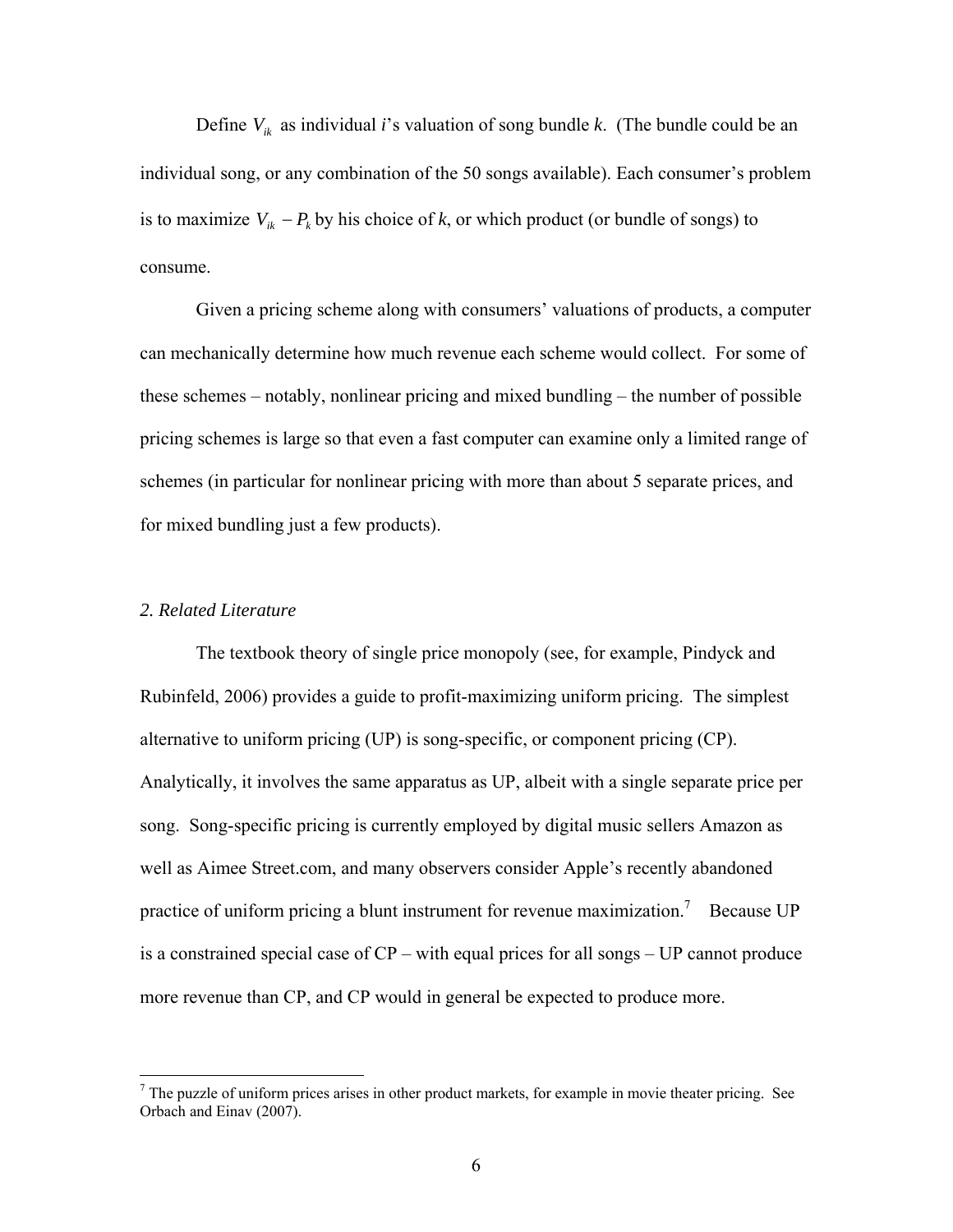Define $V_{ik}$ as individual *i*'s valuation of song bundle *k*. (The bundle could be an individual song, or any combination of the 50 songs available). Each consumer's problem is to maximize $V_{ik} - P_k$ by his choice of *k*, or which product (or bundle of songs) to consume.

Given a pricing scheme along with consumers' valuations of products, a computer can mechanically determine how much revenue each scheme would collect. For some of these schemes – notably, nonlinear pricing and mixed bundling – the number of possible pricing schemes is large so that even a fast computer can examine only a limited range of schemes (in particular for nonlinear pricing with more than about 5 separate prices, and for mixed bundling just a few products).

*2. Related Literature*

The textbook theory of single price monopoly (see, for example, Pindyck and Rubinfeld, 2006) provides a guide to profit-maximizing uniform pricing. The simplest alternative to uniform pricing (UP) is song-specific, or component pricing (CP). Analytically, it involves the same apparatus as UP, albeit with a single separate price per song. Song-specific pricing is currently employed by digital music sellers Amazon as well as Aimee Street.com, and many observers consider Apple's recently abandoned practice of uniform pricing a blunt instrument for revenue maximization.[7] Because UP is a constrained special case of CP – with equal prices for all songs – UP cannot produce more revenue than CP, and CP would in general be expected to produce more.

[7] The puzzle of uniform prices arises in other product markets, for example in movie theater pricing. See Orbach and Einav (2007).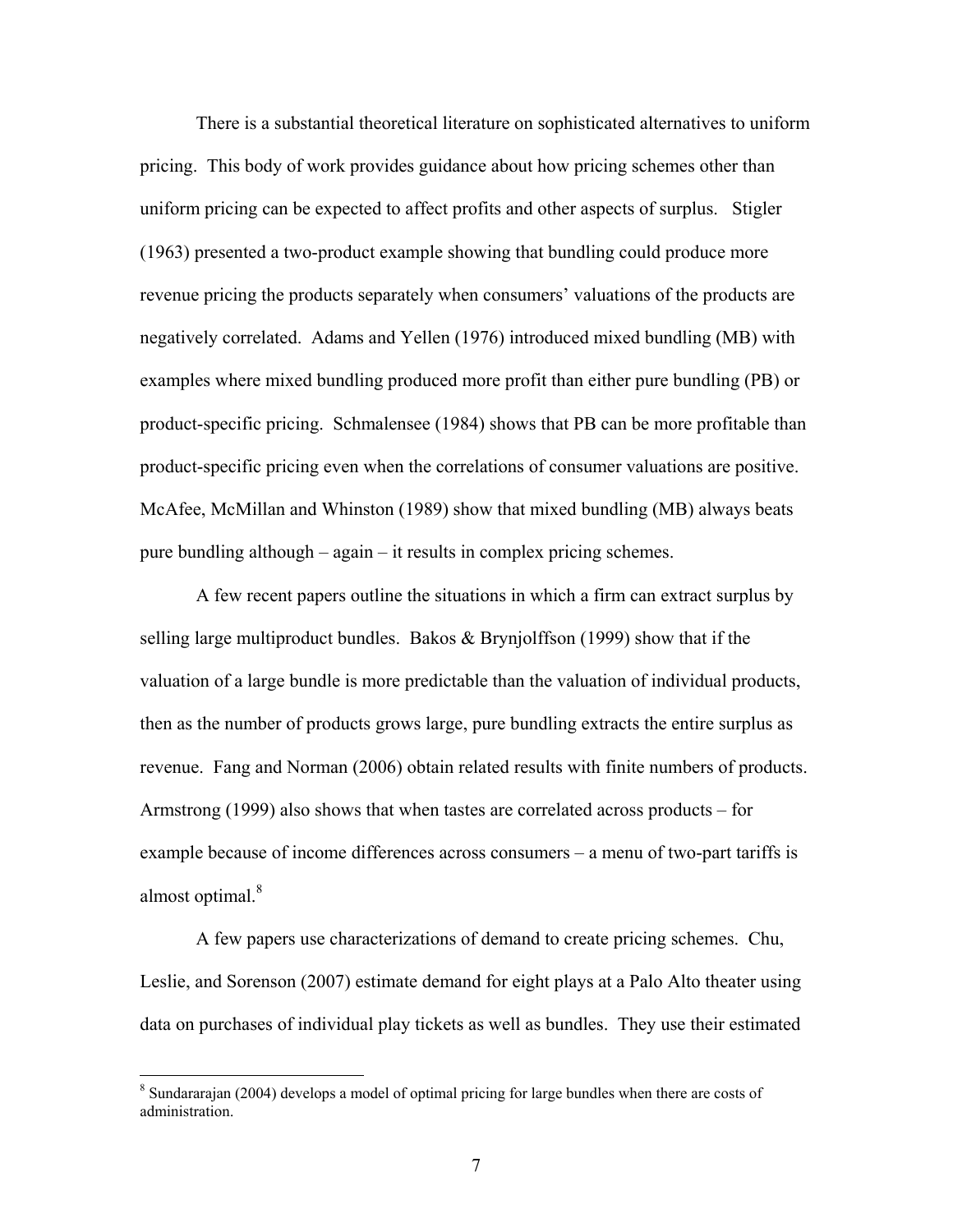There is a substantial theoretical literature on sophisticated alternatives to uniform pricing. This body of work provides guidance about how pricing schemes other than uniform pricing can be expected to affect profits and other aspects of surplus. Stigler (1963) presented a two-product example showing that bundling could produce more revenue pricing the products separately when consumers' valuations of the products are negatively correlated. Adams and Yellen (1976) introduced mixed bundling (MB) with examples where mixed bundling produced more profit than either pure bundling (PB) or product-specific pricing. Schmalensee (1984) shows that PB can be more profitable than product-specific pricing even when the correlations of consumer valuations are positive. McAfee, McMillan and Whinston (1989) show that mixed bundling (MB) always beats pure bundling although – again – it results in complex pricing schemes.

A few recent papers outline the situations in which a firm can extract surplus by selling large multiproduct bundles. Bakos & Brynjolffson (1999) show that if the valuation of a large bundle is more predictable than the valuation of individual products, then as the number of products grows large, pure bundling extracts the entire surplus as revenue. Fang and Norman (2006) obtain related results with finite numbers of products. Armstrong (1999) also shows that when tastes are correlated across products – for example because of income differences across consumers – a menu of two-part tariffs is almost optimal.[8]

A few papers use characterizations of demand to create pricing schemes. Chu, Leslie, and Sorenson (2007) estimate demand for eight plays at a Palo Alto theater using data on purchases of individual play tickets as well as bundles. They use their estimated

[8] Sundararajan (2004) develops a model of optimal pricing for large bundles when there are costs of administration.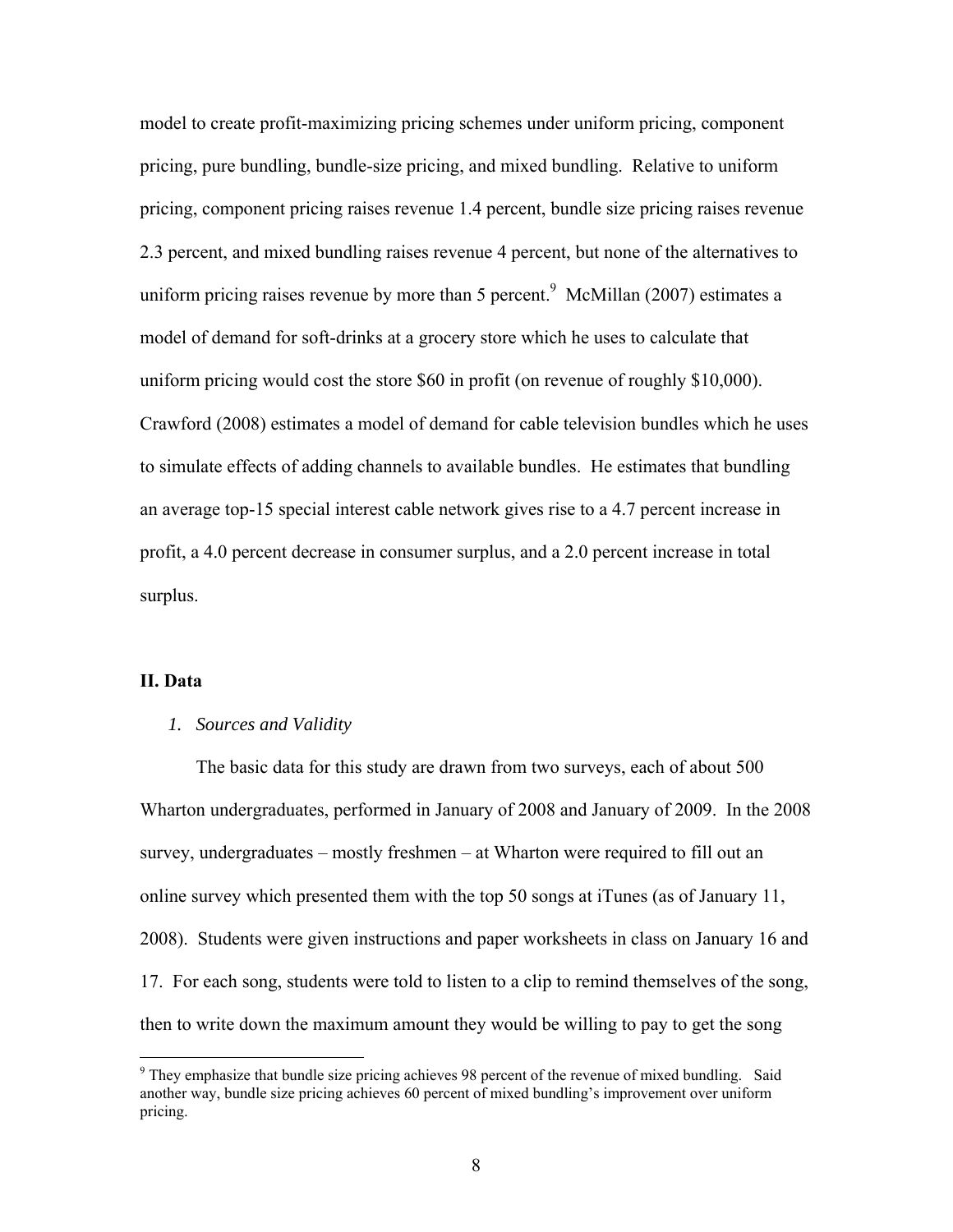model to create profit-maximizing pricing schemes under uniform pricing, component pricing, pure bundling, bundle-size pricing, and mixed bundling. Relative to uniform pricing, component pricing raises revenue 1.4 percent, bundle size pricing raises revenue 2.3 percent, and mixed bundling raises revenue 4 percent, but none of the alternatives to uniform pricing raises revenue by more than 5 percent.[9] McMillan (2007) estimates a model of demand for soft-drinks at a grocery store which he uses to calculate that uniform pricing would cost the store $60 in profit (on revenue of roughly $10,000). Crawford (2008) estimates a model of demand for cable television bundles which he uses to simulate effects of adding channels to available bundles. He estimates that bundling an average top-15 special interest cable network gives rise to a 4.7 percent increase in profit, a 4.0 percent decrease in consumer surplus, and a 2.0 percent increase in total surplus.

## II. Data

### *1. Sources and Validity*

The basic data for this study are drawn from two surveys, each of about 500 Wharton undergraduates, performed in January of 2008 and January of 2009. In the 2008 survey, undergraduates – mostly freshmen – at Wharton were required to fill out an online survey which presented them with the top 50 songs at iTunes (as of January 11, 2008). Students were given instructions and paper worksheets in class on January 16 and 17. For each song, students were told to listen to a clip to remind themselves of the song, then to write down the maximum amount they would be willing to pay to get the song

---

[9] They emphasize that bundle size pricing achieves 98 percent of the revenue of mixed bundling. Said another way, bundle size pricing achieves 60 percent of mixed bundling's improvement over uniform pricing.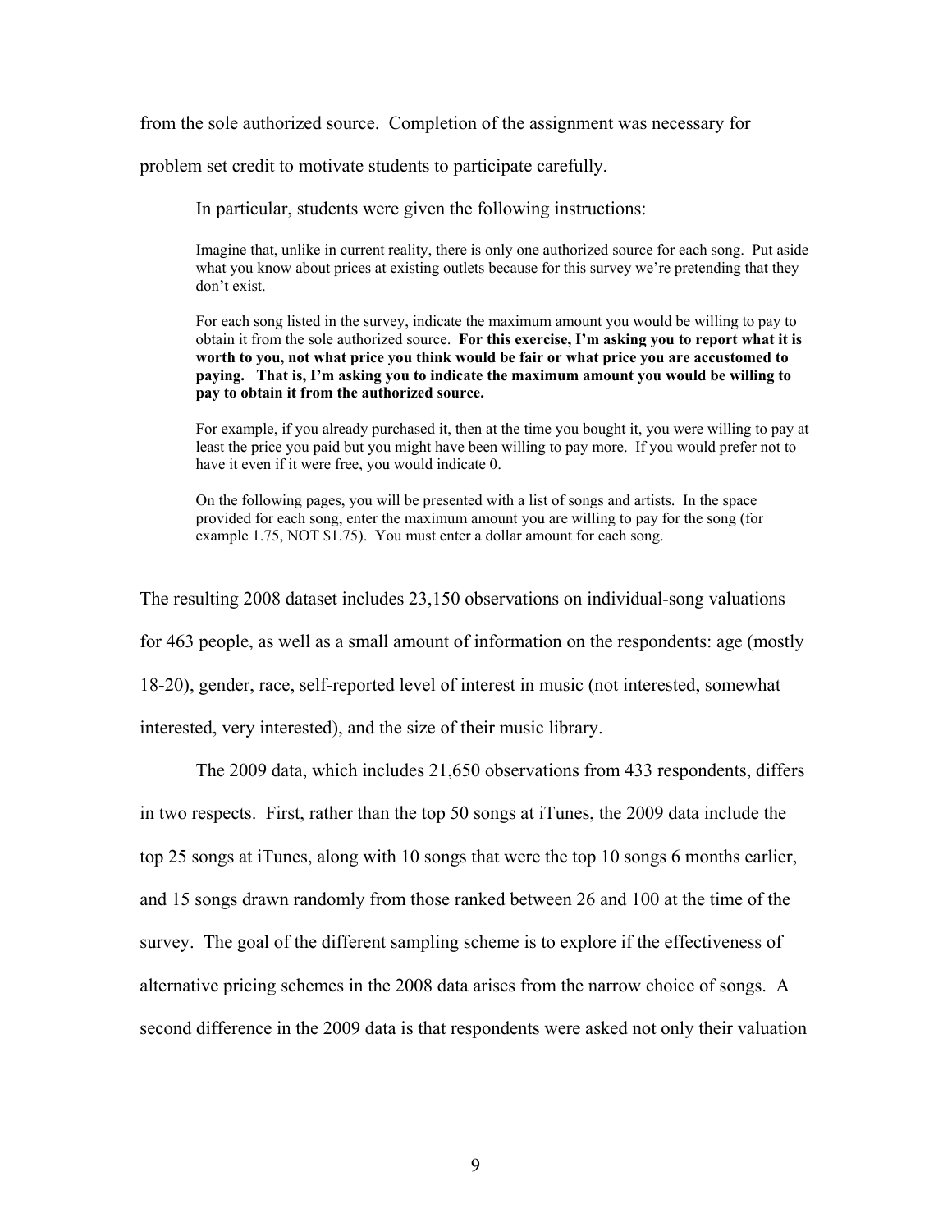from the sole authorized source. Completion of the assignment was necessary for problem set credit to motivate students to participate carefully.

In particular, students were given the following instructions:

> Imagine that, unlike in current reality, there is only one authorized source for each song. Put aside what you know about prices at existing outlets because for this survey we're pretending that they don't exist.
>
> For each song listed in the survey, indicate the maximum amount you would be willing to pay to obtain it from the sole authorized source. **For this exercise, I'm asking you to report what it is worth to you, not what price you think would be fair or what price you are accustomed to paying. That is, I'm asking you to indicate the maximum amount you would be willing to pay to obtain it from the authorized source.**
>
> For example, if you already purchased it, then at the time you bought it, you were willing to pay at least the price you paid but you might have been willing to pay more. If you would prefer not to have it even if it were free, you would indicate 0.
>
> On the following pages, you will be presented with a list of songs and artists. In the space provided for each song, enter the maximum amount you are willing to pay for the song (for example 1.75, NOT $1.75). You must enter a dollar amount for each song.

The resulting 2008 dataset includes 23,150 observations on individual-song valuations for 463 people, as well as a small amount of information on the respondents: age (mostly 18-20), gender, race, self-reported level of interest in music (not interested, somewhat interested, very interested), and the size of their music library.

The 2009 data, which includes 21,650 observations from 433 respondents, differs in two respects. First, rather than the top 50 songs at iTunes, the 2009 data include the top 25 songs at iTunes, along with 10 songs that were the top 10 songs 6 months earlier, and 15 songs drawn randomly from those ranked between 26 and 100 at the time of the survey. The goal of the different sampling scheme is to explore if the effectiveness of alternative pricing schemes in the 2008 data arises from the narrow choice of songs. A second difference in the 2009 data is that respondents were asked not only their valuation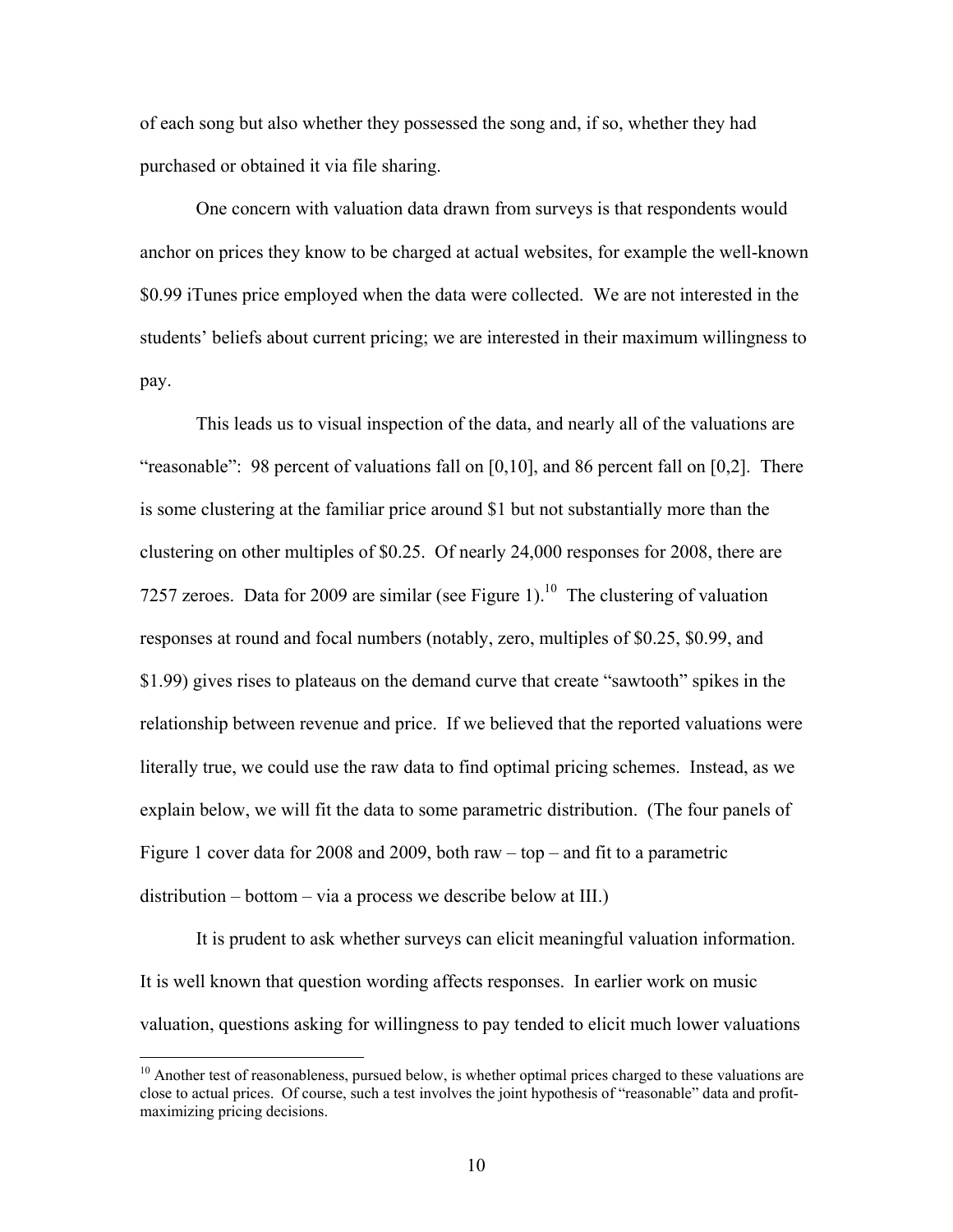of each song but also whether they possessed the song and, if so, whether they had purchased or obtained it via file sharing.

One concern with valuation data drawn from surveys is that respondents would anchor on prices they know to be charged at actual websites, for example the well-known $0.99 iTunes price employed when the data were collected. We are not interested in the students' beliefs about current pricing; we are interested in their maximum willingness to pay.

This leads us to visual inspection of the data, and nearly all of the valuations are "reasonable": 98 percent of valuations fall on [0,10], and 86 percent fall on [0,2]. There is some clustering at the familiar price around $1 but not substantially more than the clustering on other multiples of $0.25. Of nearly 24,000 responses for 2008, there are 7257 zeroes. Data for 2009 are similar (see Figure 1).[10] The clustering of valuation responses at round and focal numbers (notably, zero, multiples of $0.25, $0.99, and $1.99) gives rises to plateaus on the demand curve that create "sawtooth" spikes in the relationship between revenue and price. If we believed that the reported valuations were literally true, we could use the raw data to find optimal pricing schemes. Instead, as we explain below, we will fit the data to some parametric distribution. (The four panels of Figure 1 cover data for 2008 and 2009, both raw – top – and fit to a parametric distribution – bottom – via a process we describe below at III.)

It is prudent to ask whether surveys can elicit meaningful valuation information. It is well known that question wording affects responses. In earlier work on music valuation, questions asking for willingness to pay tended to elicit much lower valuations

[10] Another test of reasonableness, pursued below, is whether optimal prices charged to these valuations are close to actual prices. Of course, such a test involves the joint hypothesis of "reasonable" data and profit-maximizing pricing decisions.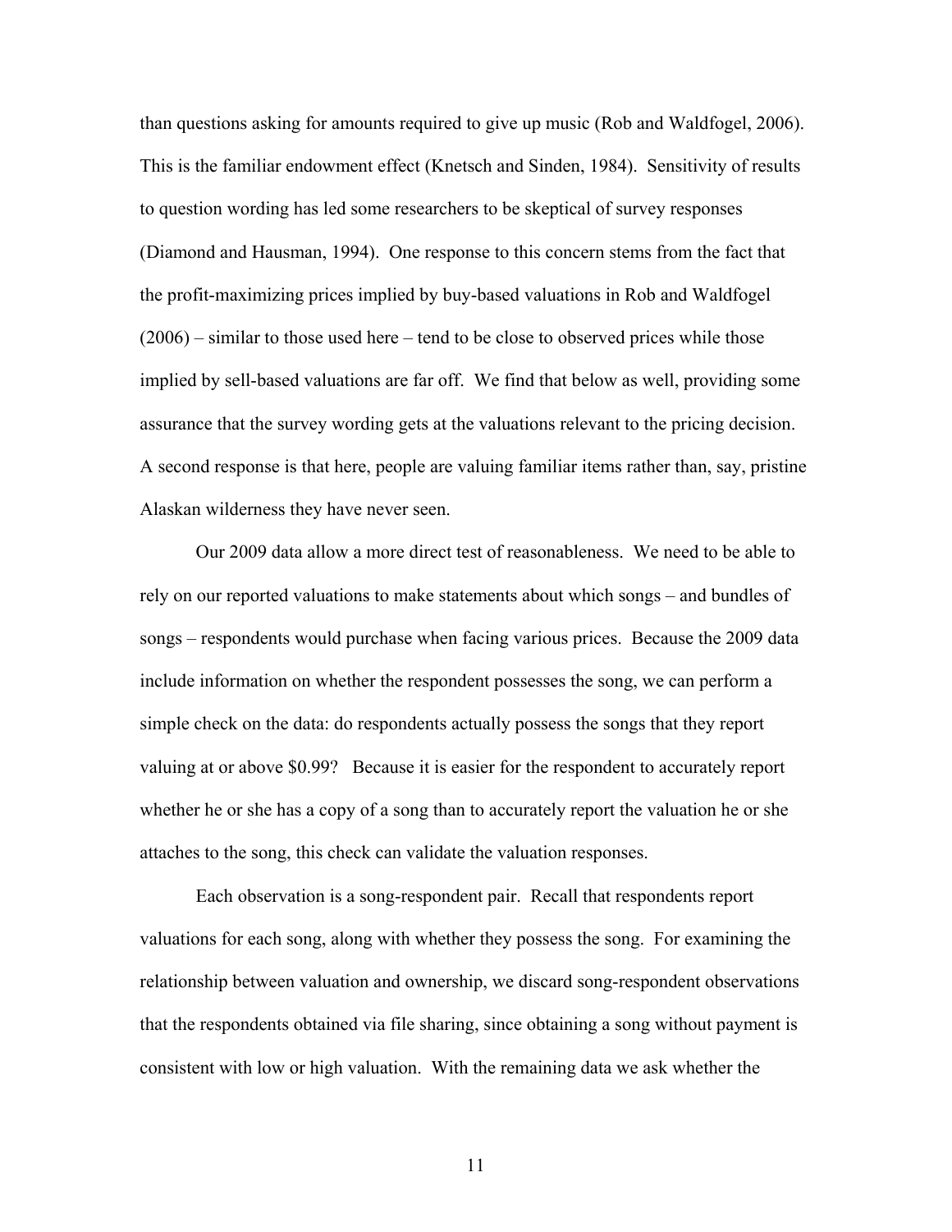than questions asking for amounts required to give up music (Rob and Waldfogel, 2006). This is the familiar endowment effect (Knetsch and Sinden, 1984). Sensitivity of results to question wording has led some researchers to be skeptical of survey responses (Diamond and Hausman, 1994). One response to this concern stems from the fact that the profit-maximizing prices implied by buy-based valuations in Rob and Waldfogel (2006) – similar to those used here – tend to be close to observed prices while those implied by sell-based valuations are far off. We find that below as well, providing some assurance that the survey wording gets at the valuations relevant to the pricing decision. A second response is that here, people are valuing familiar items rather than, say, pristine Alaskan wilderness they have never seen.

Our 2009 data allow a more direct test of reasonableness. We need to be able to rely on our reported valuations to make statements about which songs – and bundles of songs – respondents would purchase when facing various prices. Because the 2009 data include information on whether the respondent possesses the song, we can perform a simple check on the data: do respondents actually possess the songs that they report valuing at or above \$0.99? Because it is easier for the respondent to accurately report whether he or she has a copy of a song than to accurately report the valuation he or she attaches to the song, this check can validate the valuation responses.

Each observation is a song-respondent pair. Recall that respondents report valuations for each song, along with whether they possess the song. For examining the relationship between valuation and ownership, we discard song-respondent observations that the respondents obtained via file sharing, since obtaining a song without payment is consistent with low or high valuation. With the remaining data we ask whether the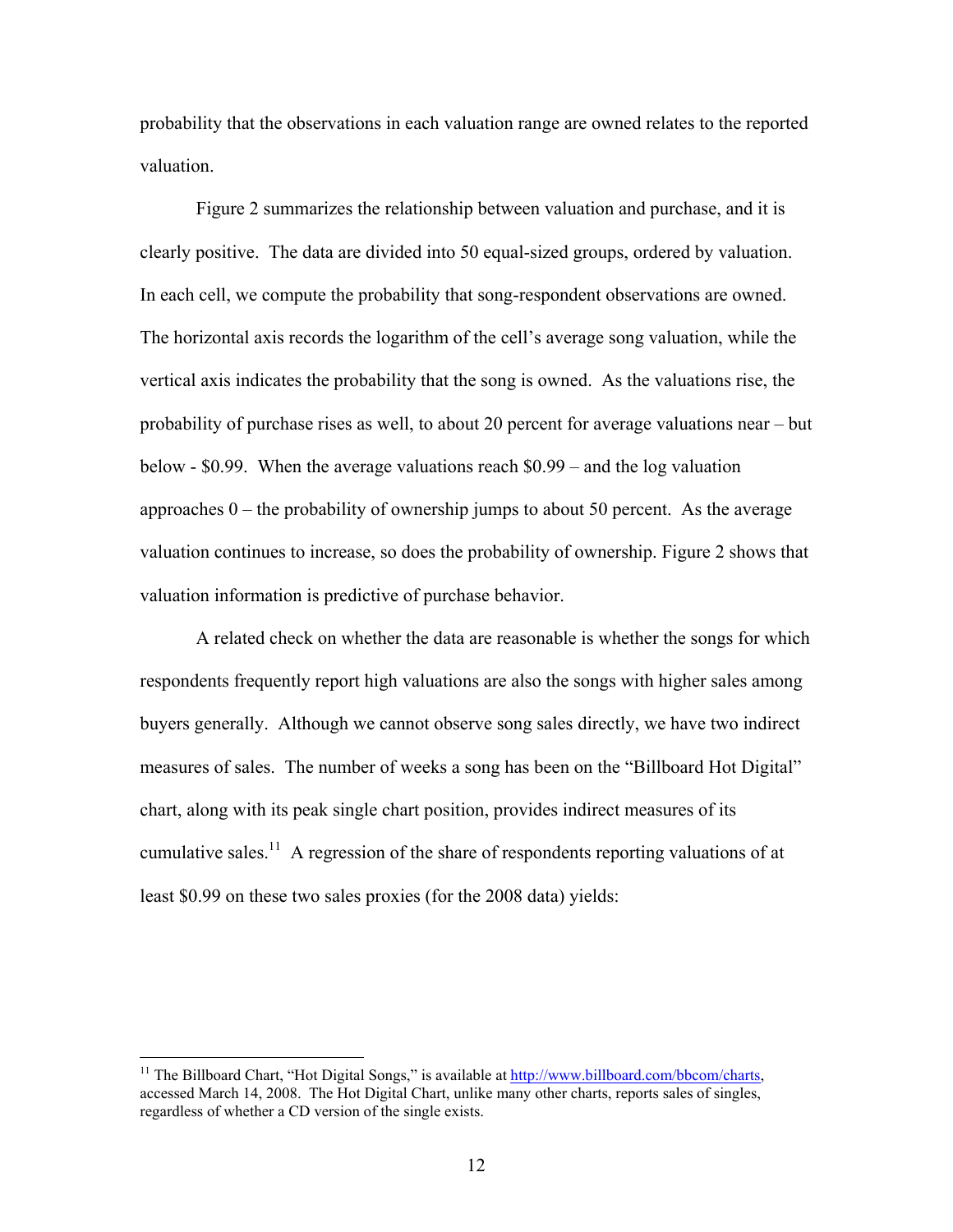probability that the observations in each valuation range are owned relates to the reported valuation.

Figure 2 summarizes the relationship between valuation and purchase, and it is clearly positive. The data are divided into 50 equal-sized groups, ordered by valuation. In each cell, we compute the probability that song-respondent observations are owned. The horizontal axis records the logarithm of the cell's average song valuation, while the vertical axis indicates the probability that the song is owned. As the valuations rise, the probability of purchase rises as well, to about 20 percent for average valuations near – but below - $0.99. When the average valuations reach $0.99 – and the log valuation approaches 0 – the probability of ownership jumps to about 50 percent. As the average valuation continues to increase, so does the probability of ownership. Figure 2 shows that valuation information is predictive of purchase behavior.

A related check on whether the data are reasonable is whether the songs for which respondents frequently report high valuations are also the songs with higher sales among buyers generally. Although we cannot observe song sales directly, we have two indirect measures of sales. The number of weeks a song has been on the "Billboard Hot Digital" chart, along with its peak single chart position, provides indirect measures of its cumulative sales.[11] A regression of the share of respondents reporting valuations of at least $0.99 on these two sales proxies (for the 2008 data) yields:

---

[11] The Billboard Chart, "Hot Digital Songs," is available at http://www.billboard.com/bbcom/charts, accessed March 14, 2008. The Hot Digital Chart, unlike many other charts, reports sales of singles, regardless of whether a CD version of the single exists.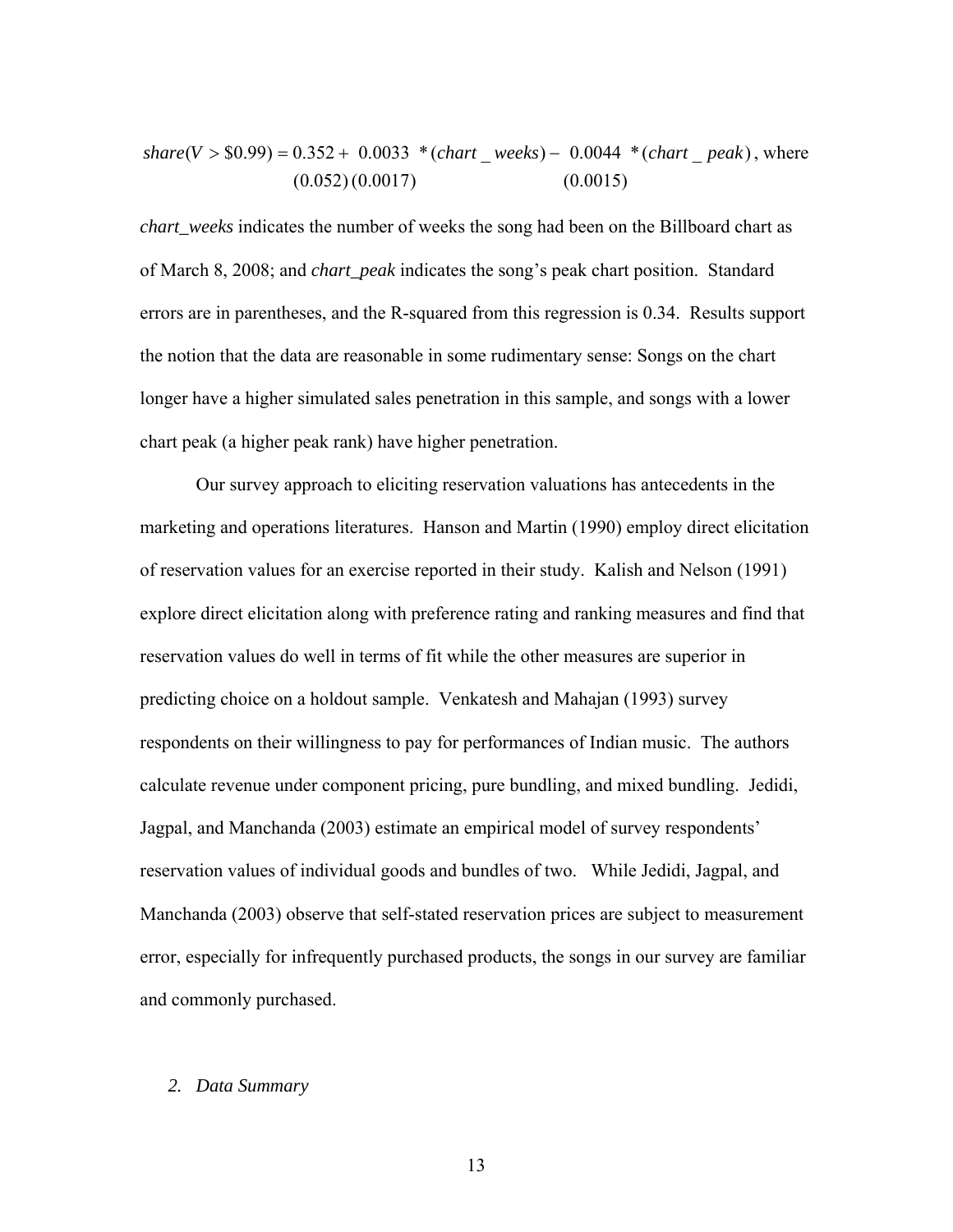$$share(V > \$0.99) = \underset{(0.052)}{0.352} + \underset{(0.0017)}{0.0033} * (chart\_weeks) - \underset{(0.0015)}{0.0044} * (chart\_peak) \text{, where}$$

*chart_weeks* indicates the number of weeks the song had been on the Billboard chart as of March 8, 2008; and *chart_peak* indicates the song's peak chart position. Standard errors are in parentheses, and the R-squared from this regression is 0.34. Results support the notion that the data are reasonable in some rudimentary sense: Songs on the chart longer have a higher simulated sales penetration in this sample, and songs with a lower chart peak (a higher peak rank) have higher penetration.

Our survey approach to eliciting reservation valuations has antecedents in the marketing and operations literatures. Hanson and Martin (1990) employ direct elicitation of reservation values for an exercise reported in their study. Kalish and Nelson (1991) explore direct elicitation along with preference rating and ranking measures and find that reservation values do well in terms of fit while the other measures are superior in predicting choice on a holdout sample. Venkatesh and Mahajan (1993) survey respondents on their willingness to pay for performances of Indian music. The authors calculate revenue under component pricing, pure bundling, and mixed bundling. Jedidi, Jagpal, and Manchanda (2003) estimate an empirical model of survey respondents' reservation values of individual goods and bundles of two. While Jedidi, Jagpal, and Manchanda (2003) observe that self-stated reservation prices are subject to measurement error, especially for infrequently purchased products, the songs in our survey are familiar and commonly purchased.

## *2. Data Summary*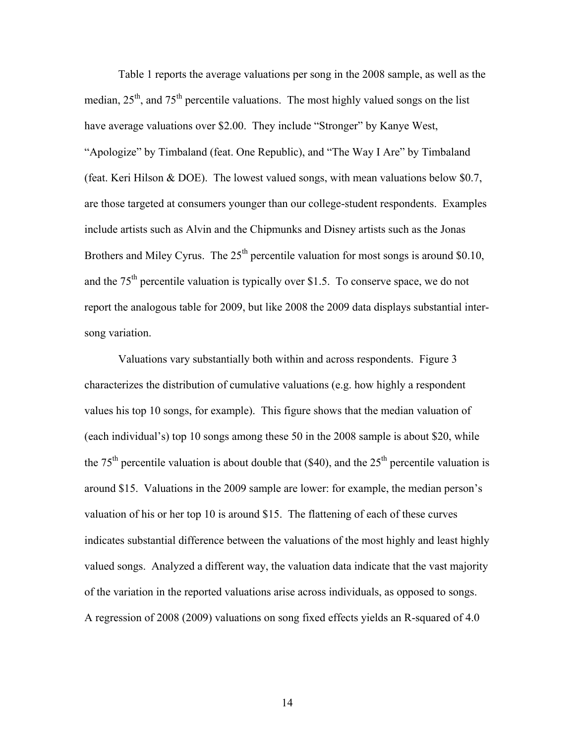Table 1 reports the average valuations per song in the 2008 sample, as well as the median, 25th, and 75th percentile valuations. The most highly valued songs on the list have average valuations over \$2.00. They include "Stronger" by Kanye West, "Apologize" by Timbaland (feat. One Republic), and "The Way I Are" by Timbaland (feat. Keri Hilson & DOE). The lowest valued songs, with mean valuations below \$0.7, are those targeted at consumers younger than our college-student respondents. Examples include artists such as Alvin and the Chipmunks and Disney artists such as the Jonas Brothers and Miley Cyrus. The 25th percentile valuation for most songs is around \$0.10, and the 75th percentile valuation is typically over \$1.5. To conserve space, we do not report the analogous table for 2009, but like 2008 the 2009 data displays substantial inter-song variation.

Valuations vary substantially both within and across respondents. Figure 3 characterizes the distribution of cumulative valuations (e.g. how highly a respondent values his top 10 songs, for example). This figure shows that the median valuation of (each individual's) top 10 songs among these 50 in the 2008 sample is about \$20, while the 75th percentile valuation is about double that (\$40), and the 25th percentile valuation is around \$15. Valuations in the 2009 sample are lower: for example, the median person's valuation of his or her top 10 is around \$15. The flattening of each of these curves indicates substantial difference between the valuations of the most highly and least highly valued songs. Analyzed a different way, the valuation data indicate that the vast majority of the variation in the reported valuations arise across individuals, as opposed to songs. A regression of 2008 (2009) valuations on song fixed effects yields an R-squared of 4.0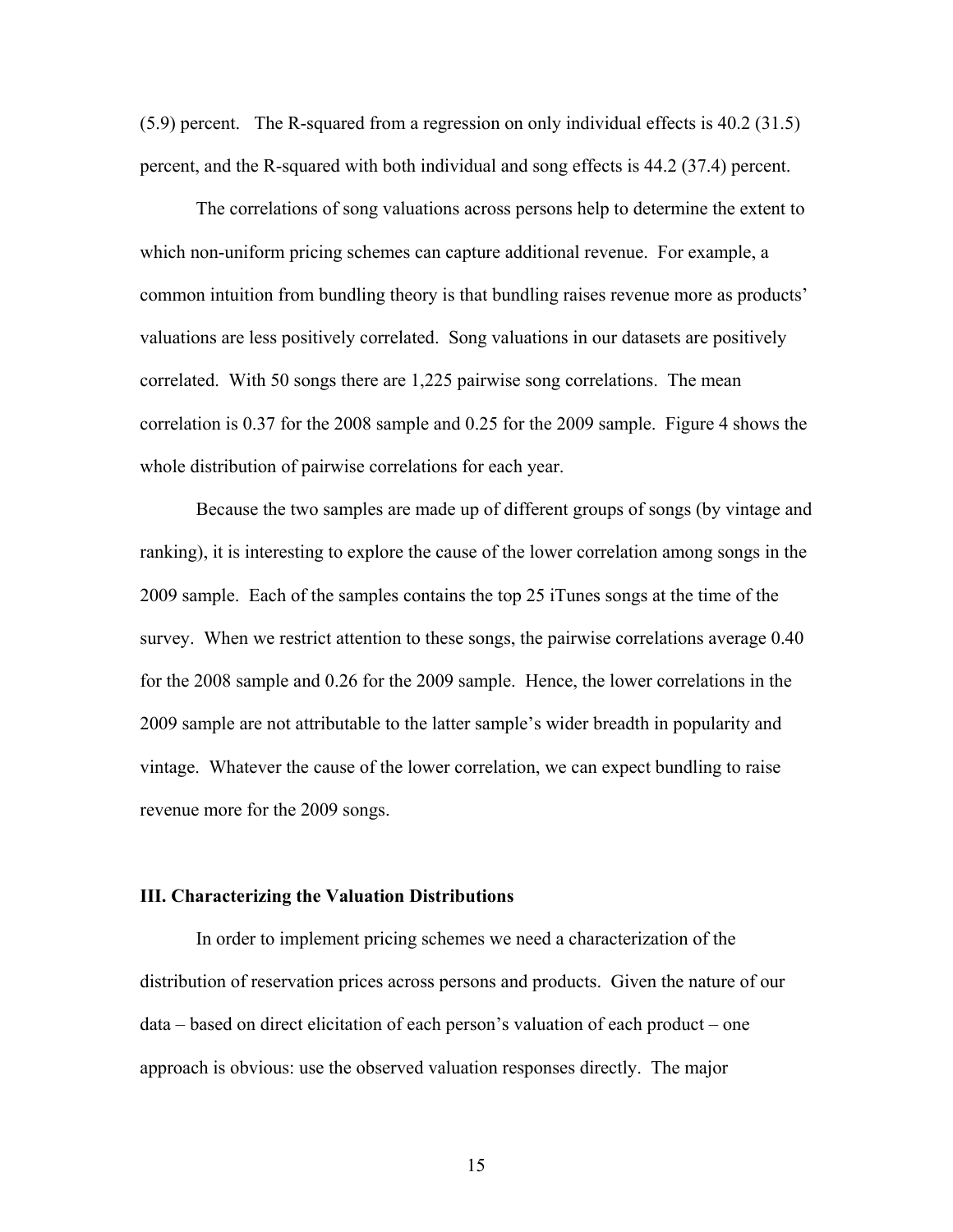(5.9) percent. The R-squared from a regression on only individual effects is 40.2 (31.5) percent, and the R-squared with both individual and song effects is 44.2 (37.4) percent.

The correlations of song valuations across persons help to determine the extent to which non-uniform pricing schemes can capture additional revenue. For example, a common intuition from bundling theory is that bundling raises revenue more as products' valuations are less positively correlated. Song valuations in our datasets are positively correlated. With 50 songs there are 1,225 pairwise song correlations. The mean correlation is 0.37 for the 2008 sample and 0.25 for the 2009 sample. Figure 4 shows the whole distribution of pairwise correlations for each year.

Because the two samples are made up of different groups of songs (by vintage and ranking), it is interesting to explore the cause of the lower correlation among songs in the 2009 sample. Each of the samples contains the top 25 iTunes songs at the time of the survey. When we restrict attention to these songs, the pairwise correlations average 0.40 for the 2008 sample and 0.26 for the 2009 sample. Hence, the lower correlations in the 2009 sample are not attributable to the latter sample's wider breadth in popularity and vintage. Whatever the cause of the lower correlation, we can expect bundling to raise revenue more for the 2009 songs.

### III. Characterizing the Valuation Distributions

In order to implement pricing schemes we need a characterization of the distribution of reservation prices across persons and products. Given the nature of our data – based on direct elicitation of each person's valuation of each product – one approach is obvious: use the observed valuation responses directly. The major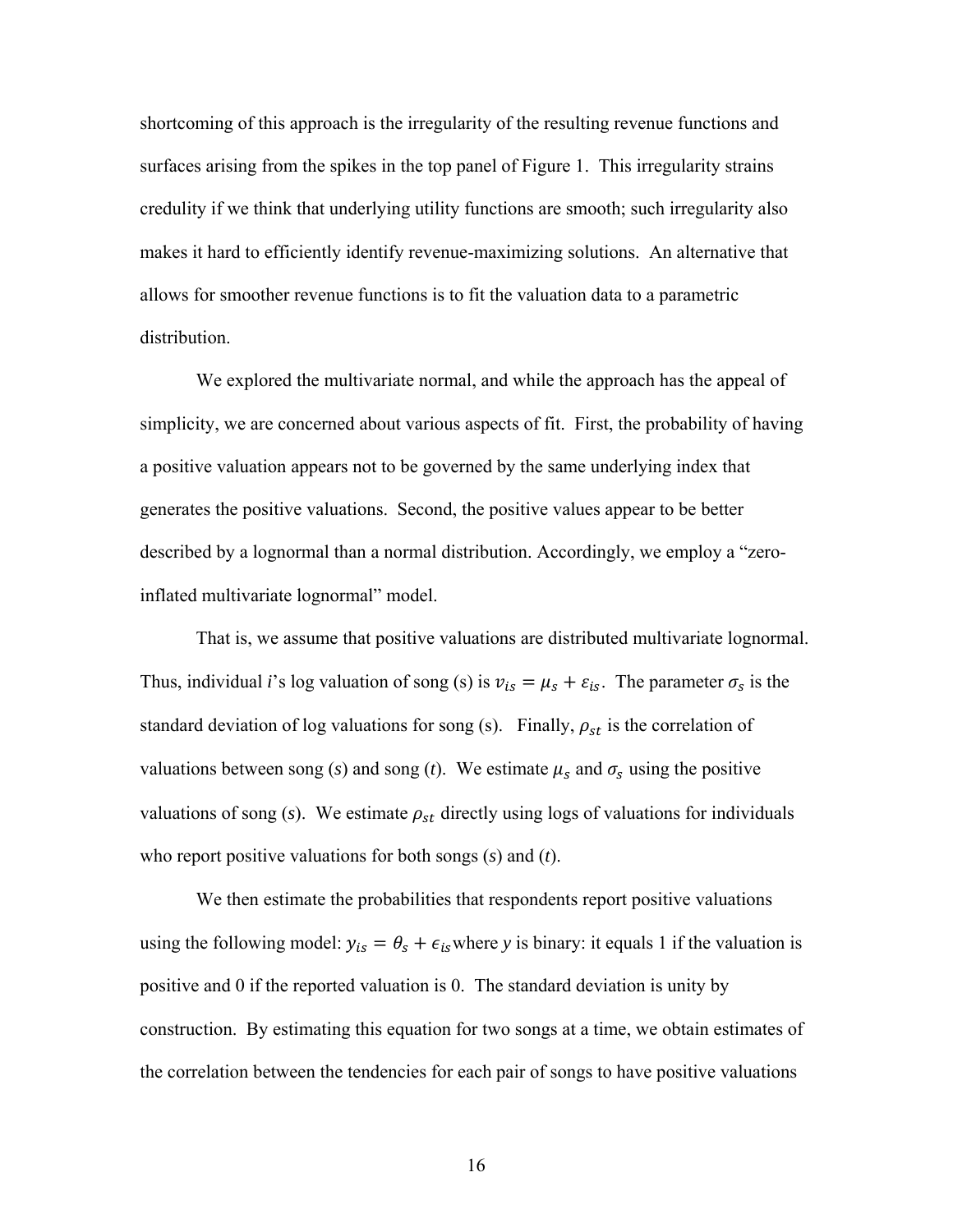shortcoming of this approach is the irregularity of the resulting revenue functions and surfaces arising from the spikes in the top panel of Figure 1. This irregularity strains credulity if we think that underlying utility functions are smooth; such irregularity also makes it hard to efficiently identify revenue-maximizing solutions. An alternative that allows for smoother revenue functions is to fit the valuation data to a parametric distribution.

We explored the multivariate normal, and while the approach has the appeal of simplicity, we are concerned about various aspects of fit. First, the probability of having a positive valuation appears not to be governed by the same underlying index that generates the positive valuations. Second, the positive values appear to be better described by a lognormal than a normal distribution. Accordingly, we employ a "zero-inflated multivariate lognormal" model.

That is, we assume that positive valuations are distributed multivariate lognormal. Thus, individual *i*'s log valuation of song (s) is $v_{is} = \mu_s + \varepsilon_{is}$. The parameter $\sigma_s$ is the standard deviation of log valuations for song (s). Finally, $\rho_{st}$ is the correlation of valuations between song (*s*) and song (*t*). We estimate $\mu_s$ and $\sigma_s$ using the positive valuations of song (*s*). We estimate $\rho_{st}$ directly using logs of valuations for individuals who report positive valuations for both songs (*s*) and (*t*).

We then estimate the probabilities that respondents report positive valuations using the following model: $y_{is} = \theta_s + \epsilon_{is}$ where *y* is binary: it equals 1 if the valuation is positive and 0 if the reported valuation is 0. The standard deviation is unity by construction. By estimating this equation for two songs at a time, we obtain estimates of the correlation between the tendencies for each pair of songs to have positive valuations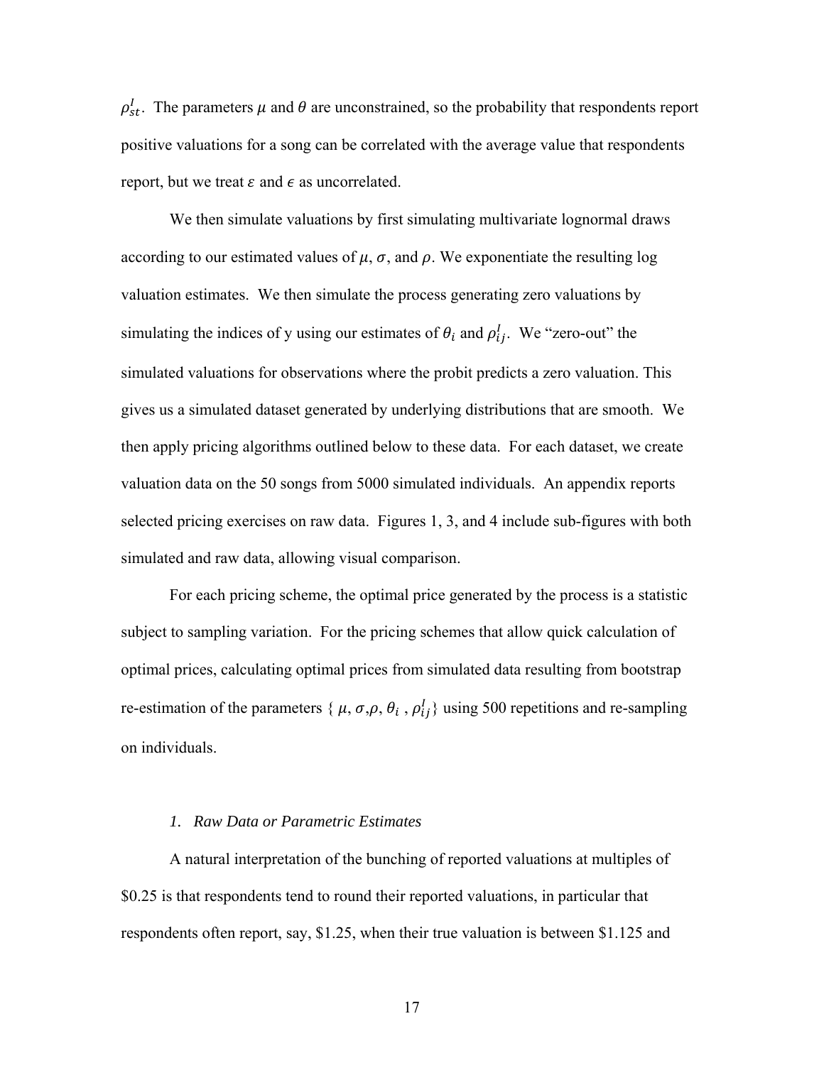$\rho_{st}^{I}$. The parameters $\mu$ and $\theta$ are unconstrained, so the probability that respondents report positive valuations for a song can be correlated with the average value that respondents report, but we treat $\varepsilon$ and $\epsilon$ as uncorrelated.

We then simulate valuations by first simulating multivariate lognormal draws according to our estimated values of $\mu$, $\sigma$, and $\rho$. We exponentiate the resulting log valuation estimates. We then simulate the process generating zero valuations by simulating the indices of y using our estimates of $\theta_i$ and $\rho_{ij}^{I}$. We "zero-out" the simulated valuations for observations where the probit predicts a zero valuation. This gives us a simulated dataset generated by underlying distributions that are smooth. We then apply pricing algorithms outlined below to these data. For each dataset, we create valuation data on the 50 songs from 5000 simulated individuals. An appendix reports selected pricing exercises on raw data. Figures 1, 3, and 4 include sub-figures with both simulated and raw data, allowing visual comparison.

For each pricing scheme, the optimal price generated by the process is a statistic subject to sampling variation. For the pricing schemes that allow quick calculation of optimal prices, calculating optimal prices from simulated data resulting from bootstrap re-estimation of the parameters { $\mu$, $\sigma$,$\rho$, $\theta_i$ , $\rho_{ij}^{I}$} using 500 repetitions and re-sampling on individuals.

### *1. Raw Data or Parametric Estimates*

A natural interpretation of the bunching of reported valuations at multiples of \$0.25 is that respondents tend to round their reported valuations, in particular that respondents often report, say, \$1.25, when their true valuation is between \$1.125 and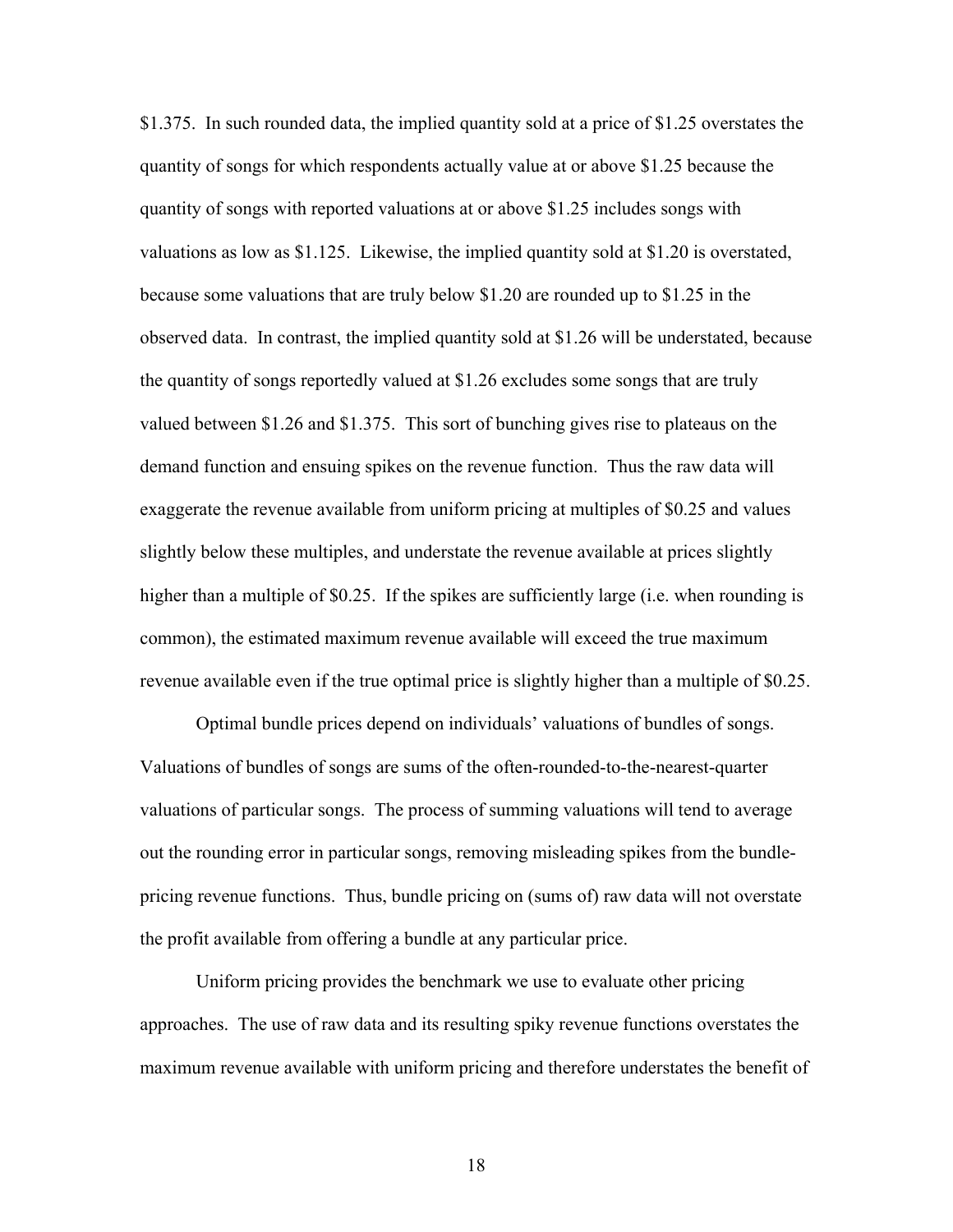\$1.375. In such rounded data, the implied quantity sold at a price of \$1.25 overstates the quantity of songs for which respondents actually value at or above \$1.25 because the quantity of songs with reported valuations at or above \$1.25 includes songs with valuations as low as \$1.125. Likewise, the implied quantity sold at \$1.20 is overstated, because some valuations that are truly below \$1.20 are rounded up to \$1.25 in the observed data. In contrast, the implied quantity sold at \$1.26 will be understated, because the quantity of songs reportedly valued at \$1.26 excludes some songs that are truly valued between \$1.26 and \$1.375. This sort of bunching gives rise to plateaus on the demand function and ensuing spikes on the revenue function. Thus the raw data will exaggerate the revenue available from uniform pricing at multiples of \$0.25 and values slightly below these multiples, and understate the revenue available at prices slightly higher than a multiple of \$0.25. If the spikes are sufficiently large (i.e. when rounding is common), the estimated maximum revenue available will exceed the true maximum revenue available even if the true optimal price is slightly higher than a multiple of \$0.25.

Optimal bundle prices depend on individuals' valuations of bundles of songs. Valuations of bundles of songs are sums of the often-rounded-to-the-nearest-quarter valuations of particular songs. The process of summing valuations will tend to average out the rounding error in particular songs, removing misleading spikes from the bundle-pricing revenue functions. Thus, bundle pricing on (sums of) raw data will not overstate the profit available from offering a bundle at any particular price.

Uniform pricing provides the benchmark we use to evaluate other pricing approaches. The use of raw data and its resulting spiky revenue functions overstates the maximum revenue available with uniform pricing and therefore understates the benefit of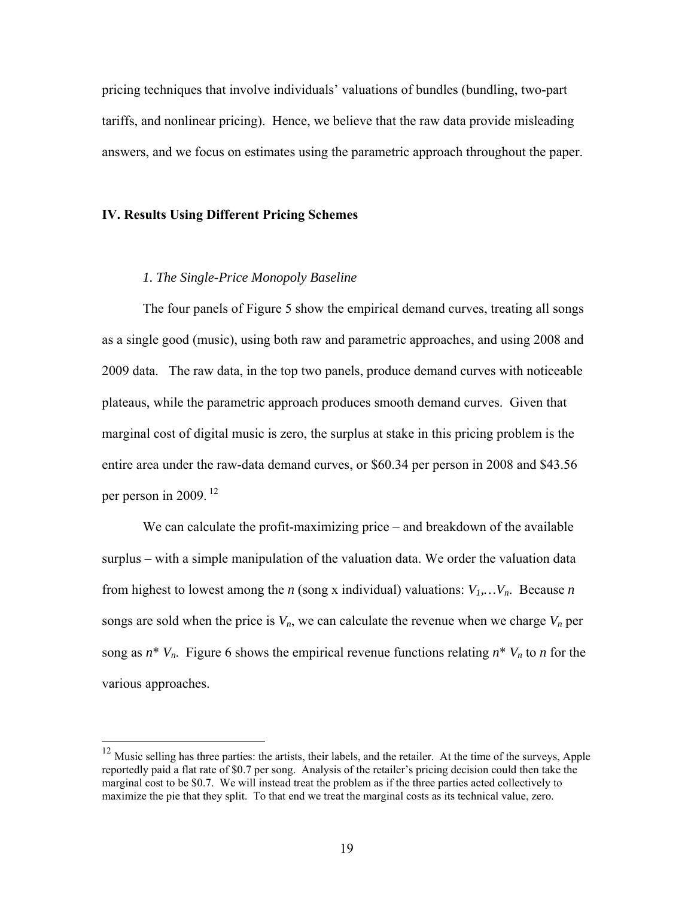pricing techniques that involve individuals' valuations of bundles (bundling, two-part tariffs, and nonlinear pricing). Hence, we believe that the raw data provide misleading answers, and we focus on estimates using the parametric approach throughout the paper.

## IV. Results Using Different Pricing Schemes

### *1. The Single-Price Monopoly Baseline*

The four panels of Figure 5 show the empirical demand curves, treating all songs as a single good (music), using both raw and parametric approaches, and using 2008 and 2009 data. The raw data, in the top two panels, produce demand curves with noticeable plateaus, while the parametric approach produces smooth demand curves. Given that marginal cost of digital music is zero, the surplus at stake in this pricing problem is the entire area under the raw-data demand curves, or $60.34 per person in 2008 and $43.56 per person in 2009. [12]

We can calculate the profit-maximizing price – and breakdown of the available surplus – with a simple manipulation of the valuation data. We order the valuation data from highest to lowest among the *n* (song x individual) valuations: $V_1, \ldots V_n$. Because *n* songs are sold when the price is $V_n$, we can calculate the revenue when we charge $V_n$ per song as $n^* V_n$. Figure 6 shows the empirical revenue functions relating $n^* V_n$ to *n* for the various approaches.

---

[12] Music selling has three parties: the artists, their labels, and the retailer. At the time of the surveys, Apple reportedly paid a flat rate of $0.7 per song. Analysis of the retailer's pricing decision could then take the marginal cost to be $0.7. We will instead treat the problem as if the three parties acted collectively to maximize the pie that they split. To that end we treat the marginal costs as its technical value, zero.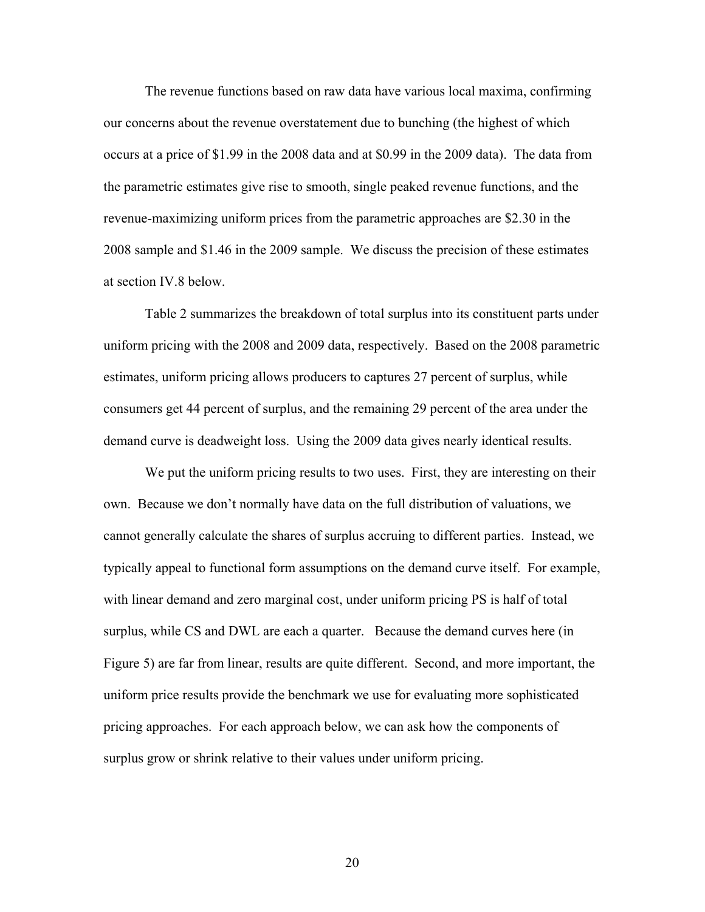The revenue functions based on raw data have various local maxima, confirming our concerns about the revenue overstatement due to bunching (the highest of which occurs at a price of $1.99 in the 2008 data and at $0.99 in the 2009 data). The data from the parametric estimates give rise to smooth, single peaked revenue functions, and the revenue-maximizing uniform prices from the parametric approaches are $2.30 in the 2008 sample and $1.46 in the 2009 sample. We discuss the precision of these estimates at section IV.8 below.

Table 2 summarizes the breakdown of total surplus into its constituent parts under uniform pricing with the 2008 and 2009 data, respectively. Based on the 2008 parametric estimates, uniform pricing allows producers to captures 27 percent of surplus, while consumers get 44 percent of surplus, and the remaining 29 percent of the area under the demand curve is deadweight loss. Using the 2009 data gives nearly identical results.

We put the uniform pricing results to two uses. First, they are interesting on their own. Because we don't normally have data on the full distribution of valuations, we cannot generally calculate the shares of surplus accruing to different parties. Instead, we typically appeal to functional form assumptions on the demand curve itself. For example, with linear demand and zero marginal cost, under uniform pricing PS is half of total surplus, while CS and DWL are each a quarter. Because the demand curves here (in Figure 5) are far from linear, results are quite different. Second, and more important, the uniform price results provide the benchmark we use for evaluating more sophisticated pricing approaches. For each approach below, we can ask how the components of surplus grow or shrink relative to their values under uniform pricing.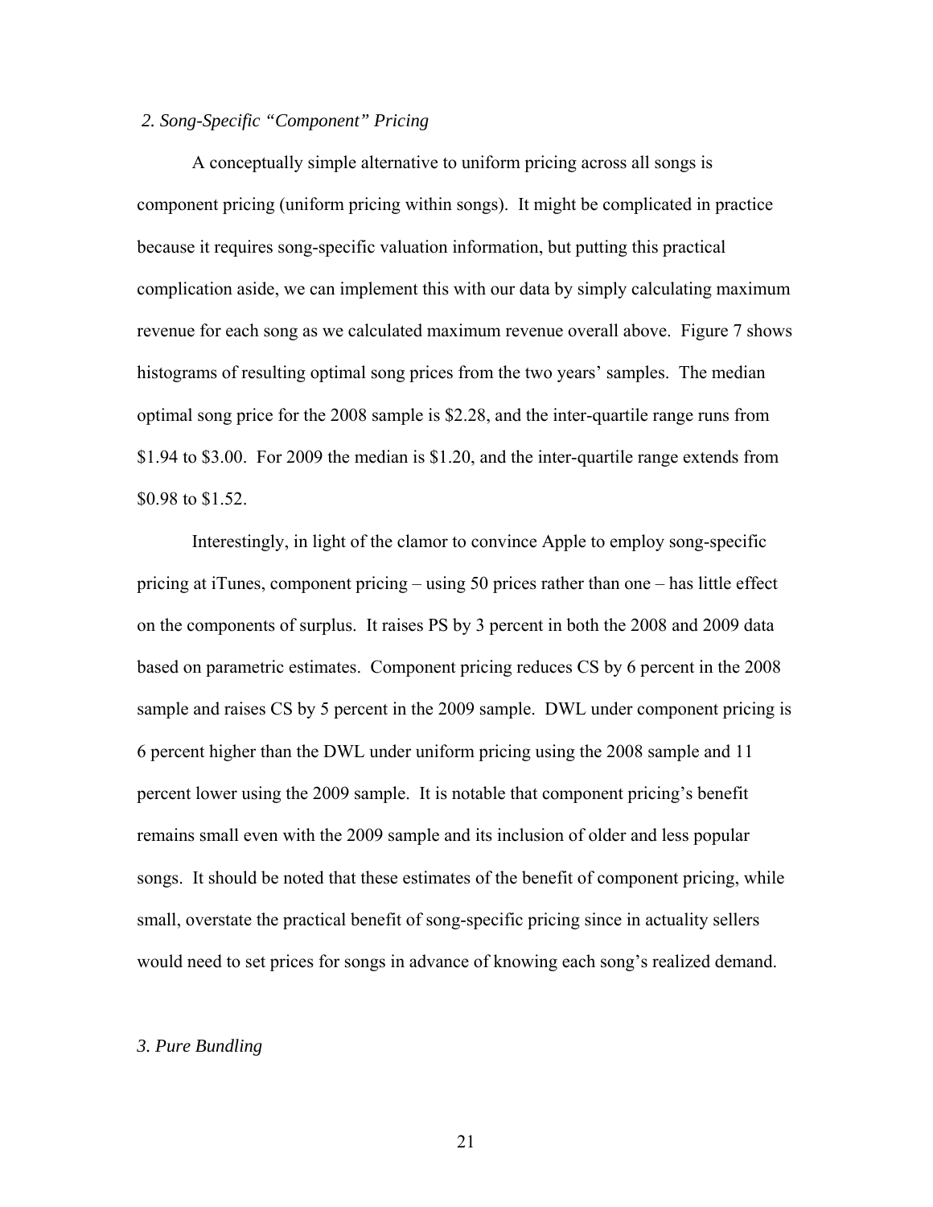*2. Song-Specific "Component" Pricing*

A conceptually simple alternative to uniform pricing across all songs is component pricing (uniform pricing within songs). It might be complicated in practice because it requires song-specific valuation information, but putting this practical complication aside, we can implement this with our data by simply calculating maximum revenue for each song as we calculated maximum revenue overall above. Figure 7 shows histograms of resulting optimal song prices from the two years' samples. The median optimal song price for the 2008 sample is $2.28, and the inter-quartile range runs from $1.94 to $3.00. For 2009 the median is $1.20, and the inter-quartile range extends from $0.98 to $1.52.

Interestingly, in light of the clamor to convince Apple to employ song-specific pricing at iTunes, component pricing – using 50 prices rather than one – has little effect on the components of surplus. It raises PS by 3 percent in both the 2008 and 2009 data based on parametric estimates. Component pricing reduces CS by 6 percent in the 2008 sample and raises CS by 5 percent in the 2009 sample. DWL under component pricing is 6 percent higher than the DWL under uniform pricing using the 2008 sample and 11 percent lower using the 2009 sample. It is notable that component pricing's benefit remains small even with the 2009 sample and its inclusion of older and less popular songs. It should be noted that these estimates of the benefit of component pricing, while small, overstate the practical benefit of song-specific pricing since in actuality sellers would need to set prices for songs in advance of knowing each song's realized demand.

*3. Pure Bundling*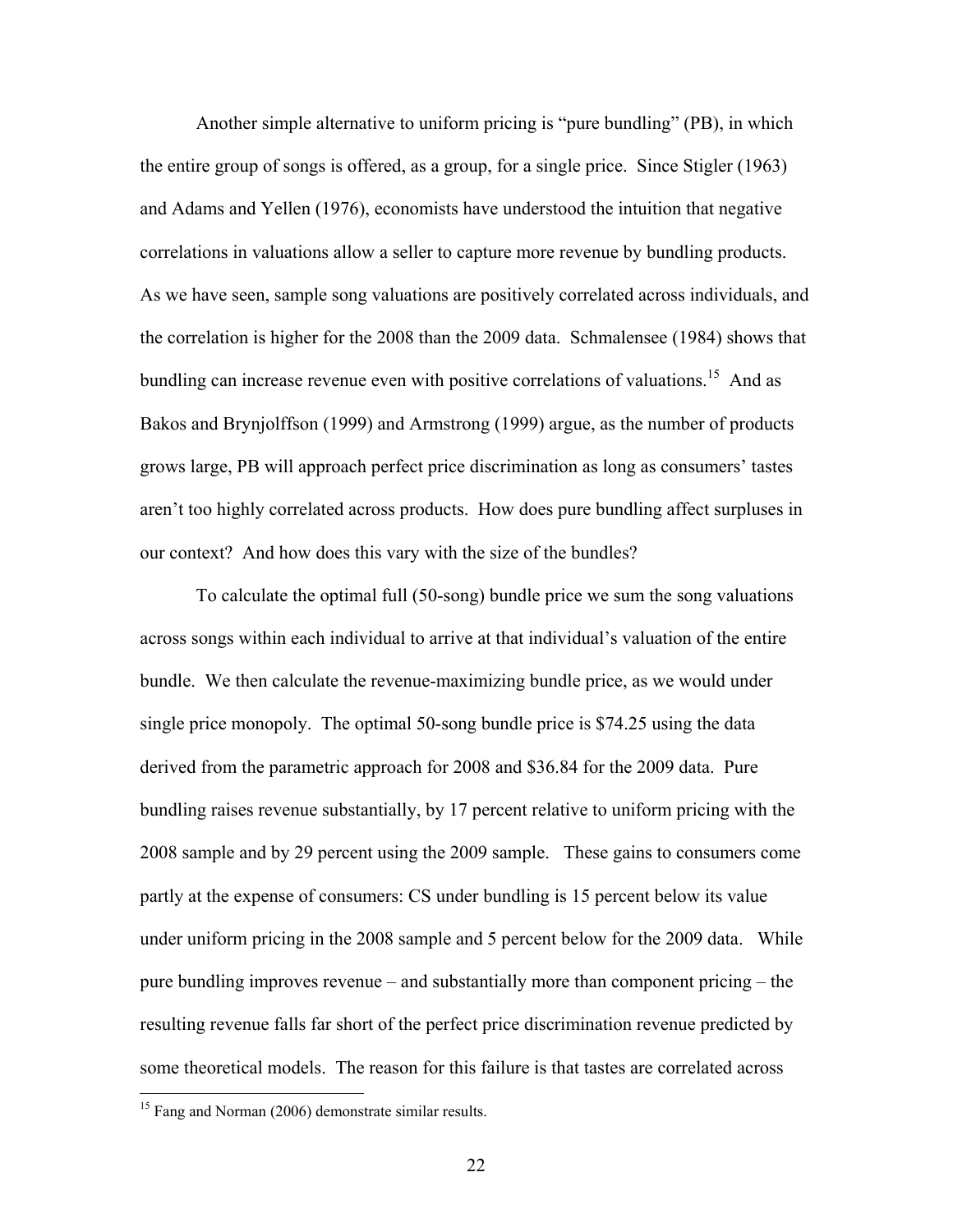Another simple alternative to uniform pricing is "pure bundling" (PB), in which the entire group of songs is offered, as a group, for a single price. Since Stigler (1963) and Adams and Yellen (1976), economists have understood the intuition that negative correlations in valuations allow a seller to capture more revenue by bundling products. As we have seen, sample song valuations are positively correlated across individuals, and the correlation is higher for the 2008 than the 2009 data. Schmalensee (1984) shows that bundling can increase revenue even with positive correlations of valuations.[15] And as Bakos and Brynjolffson (1999) and Armstrong (1999) argue, as the number of products grows large, PB will approach perfect price discrimination as long as consumers' tastes aren't too highly correlated across products. How does pure bundling affect surpluses in our context? And how does this vary with the size of the bundles?

To calculate the optimal full (50-song) bundle price we sum the song valuations across songs within each individual to arrive at that individual's valuation of the entire bundle. We then calculate the revenue-maximizing bundle price, as we would under single price monopoly. The optimal 50-song bundle price is $74.25 using the data derived from the parametric approach for 2008 and $36.84 for the 2009 data. Pure bundling raises revenue substantially, by 17 percent relative to uniform pricing with the 2008 sample and by 29 percent using the 2009 sample. These gains to consumers come partly at the expense of consumers: CS under bundling is 15 percent below its value under uniform pricing in the 2008 sample and 5 percent below for the 2009 data. While pure bundling improves revenue – and substantially more than component pricing – the resulting revenue falls far short of the perfect price discrimination revenue predicted by some theoretical models. The reason for this failure is that tastes are correlated across

[15] Fang and Norman (2006) demonstrate similar results.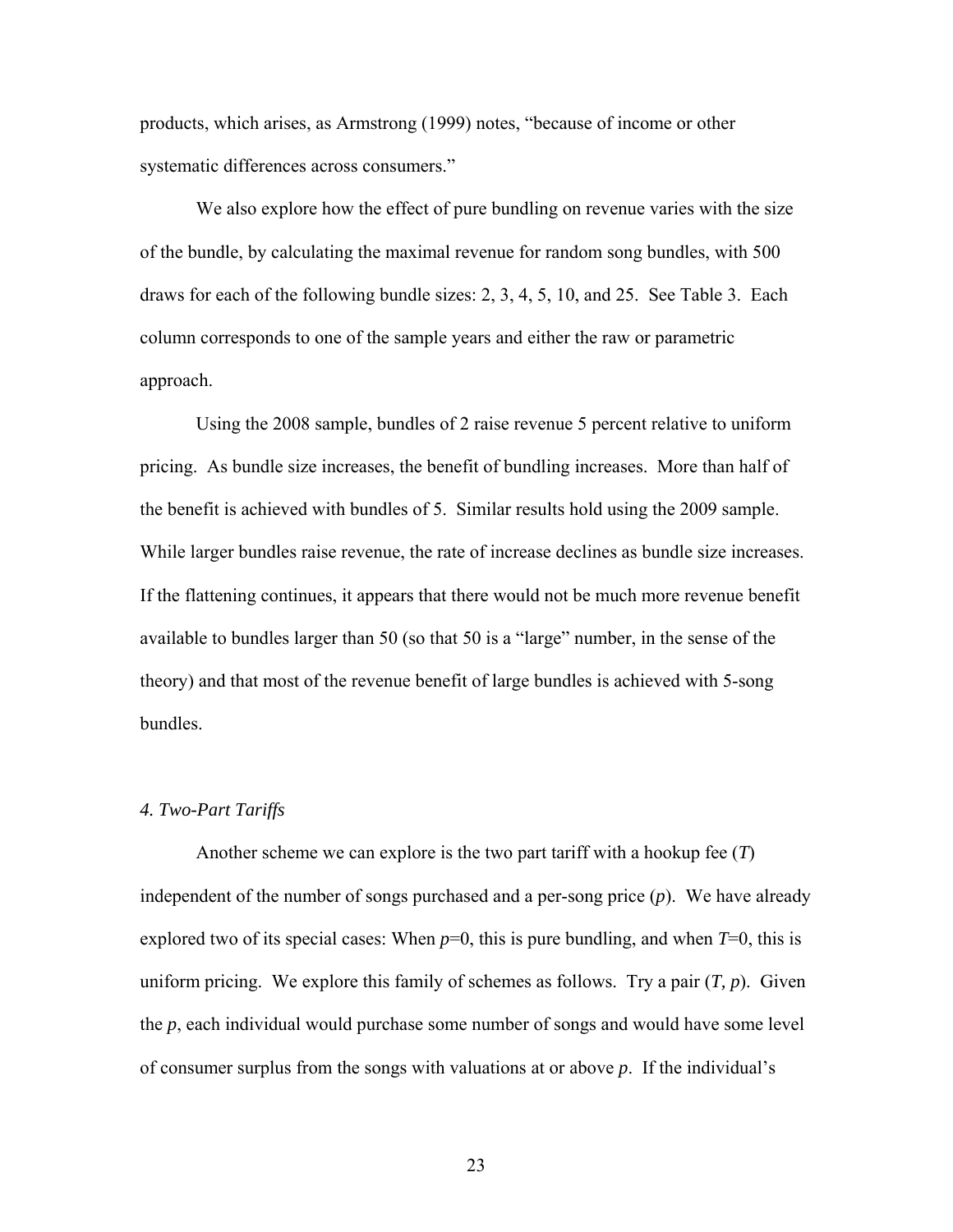products, which arises, as Armstrong (1999) notes, "because of income or other systematic differences across consumers."

We also explore how the effect of pure bundling on revenue varies with the size of the bundle, by calculating the maximal revenue for random song bundles, with 500 draws for each of the following bundle sizes: 2, 3, 4, 5, 10, and 25. See Table 3. Each column corresponds to one of the sample years and either the raw or parametric approach.

Using the 2008 sample, bundles of 2 raise revenue 5 percent relative to uniform pricing. As bundle size increases, the benefit of bundling increases. More than half of the benefit is achieved with bundles of 5. Similar results hold using the 2009 sample. While larger bundles raise revenue, the rate of increase declines as bundle size increases. If the flattening continues, it appears that there would not be much more revenue benefit available to bundles larger than 50 (so that 50 is a "large" number, in the sense of the theory) and that most of the revenue benefit of large bundles is achieved with 5-song bundles.

### *4. Two-Part Tariffs*

Another scheme we can explore is the two part tariff with a hookup fee ($T$) independent of the number of songs purchased and a per-song price ($p$). We have already explored two of its special cases: When $p$=0, this is pure bundling, and when $T$=0, this is uniform pricing. We explore this family of schemes as follows. Try a pair ($T, p$). Given the $p$, each individual would purchase some number of songs and would have some level of consumer surplus from the songs with valuations at or above $p$. If the individual's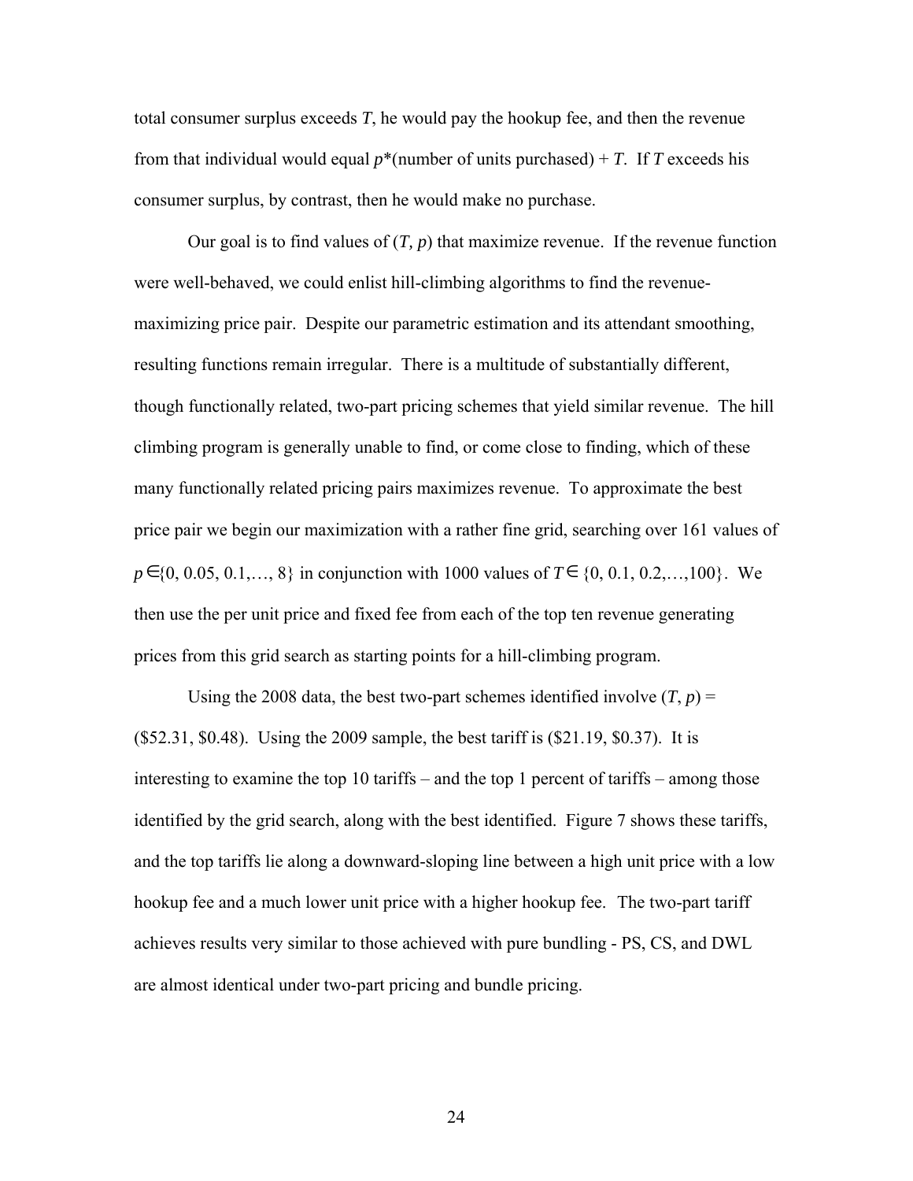total consumer surplus exceeds $T$, he would pay the hookup fee, and then the revenue from that individual would equal $p$*(number of units purchased) + $T$. If $T$ exceeds his consumer surplus, by contrast, then he would make no purchase.

Our goal is to find values of $(T, p)$ that maximize revenue. If the revenue function were well-behaved, we could enlist hill-climbing algorithms to find the revenue-maximizing price pair. Despite our parametric estimation and its attendant smoothing, resulting functions remain irregular. There is a multitude of substantially different, though functionally related, two-part pricing schemes that yield similar revenue. The hill climbing program is generally unable to find, or come close to finding, which of these many functionally related pricing pairs maximizes revenue. To approximate the best price pair we begin our maximization with a rather fine grid, searching over 161 values of $p \in \{0, 0.05, 0.1, \ldots, 8\}$ in conjunction with 1000 values of $T \in \{0, 0.1, 0.2, \ldots, 100\}$. We then use the per unit price and fixed fee from each of the top ten revenue generating prices from this grid search as starting points for a hill-climbing program.

Using the 2008 data, the best two-part schemes identified involve $(T, p)$ = (\$52.31, \$0.48). Using the 2009 sample, the best tariff is (\$21.19, \$0.37). It is interesting to examine the top 10 tariffs – and the top 1 percent of tariffs – among those identified by the grid search, along with the best identified. Figure 7 shows these tariffs, and the top tariffs lie along a downward-sloping line between a high unit price with a low hookup fee and a much lower unit price with a higher hookup fee. The two-part tariff achieves results very similar to those achieved with pure bundling - PS, CS, and DWL are almost identical under two-part pricing and bundle pricing.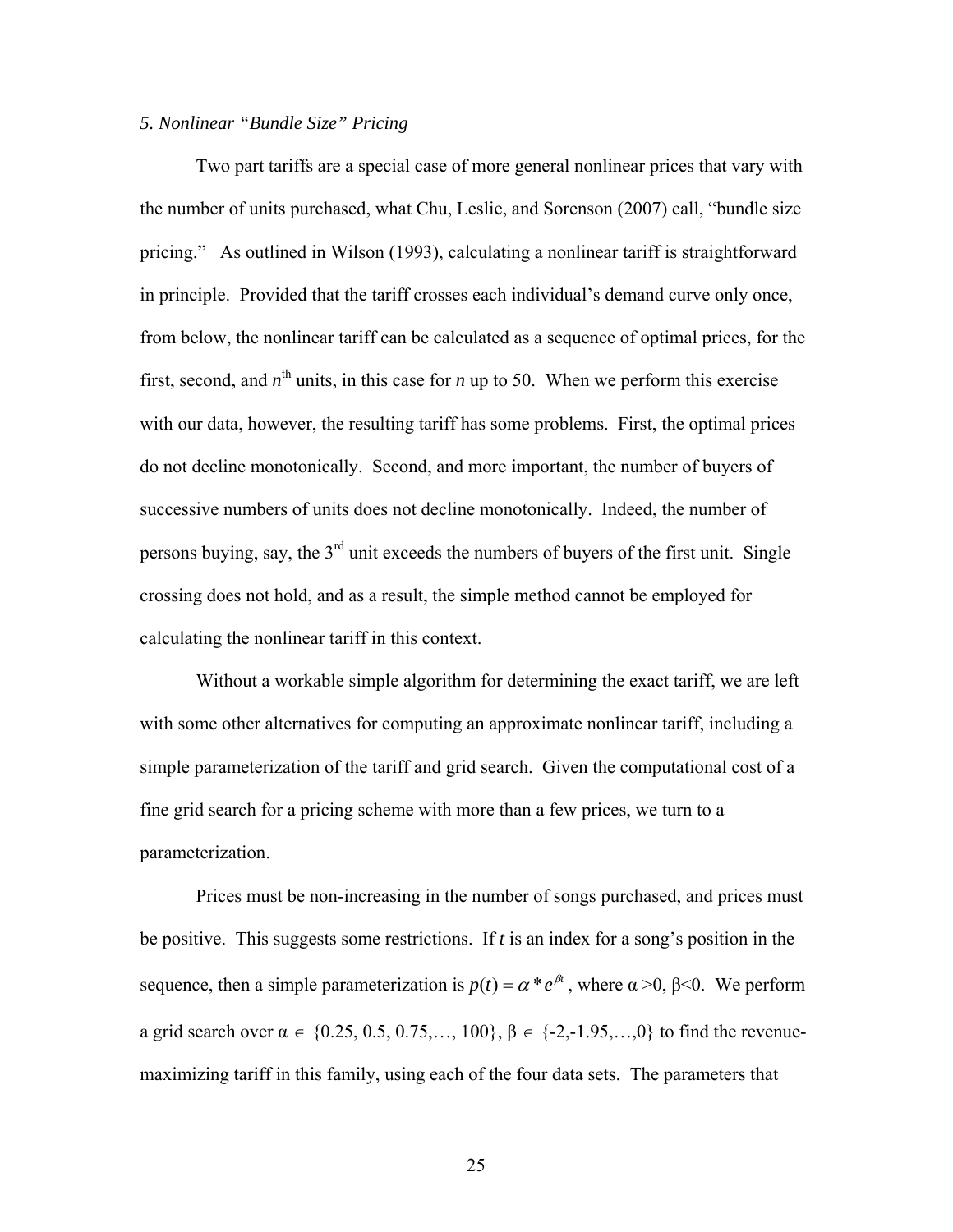*5. Nonlinear "Bundle Size" Pricing*

Two part tariffs are a special case of more general nonlinear prices that vary with the number of units purchased, what Chu, Leslie, and Sorenson (2007) call, "bundle size pricing." As outlined in Wilson (1993), calculating a nonlinear tariff is straightforward in principle. Provided that the tariff crosses each individual's demand curve only once, from below, the nonlinear tariff can be calculated as a sequence of optimal prices, for the first, second, and $n^{th}$ units, in this case for $n$ up to 50. When we perform this exercise with our data, however, the resulting tariff has some problems. First, the optimal prices do not decline monotonically. Second, and more important, the number of buyers of successive numbers of units does not decline monotonically. Indeed, the number of persons buying, say, the 3rd unit exceeds the numbers of buyers of the first unit. Single crossing does not hold, and as a result, the simple method cannot be employed for calculating the nonlinear tariff in this context.

Without a workable simple algorithm for determining the exact tariff, we are left with some other alternatives for computing an approximate nonlinear tariff, including a simple parameterization of the tariff and grid search. Given the computational cost of a fine grid search for a pricing scheme with more than a few prices, we turn to a parameterization.

Prices must be non-increasing in the number of songs purchased, and prices must be positive. This suggests some restrictions. If $t$ is an index for a song's position in the sequence, then a simple parameterization is $p(t) = \alpha * e^{\beta t}$, where $\alpha > 0$, $\beta < 0$. We perform a grid search over $\alpha \in \{0.25, 0.5, 0.75, \ldots, 100\}$, $\beta \in \{-2, -1.95, \ldots, 0\}$ to find the revenue-maximizing tariff in this family, using each of the four data sets. The parameters that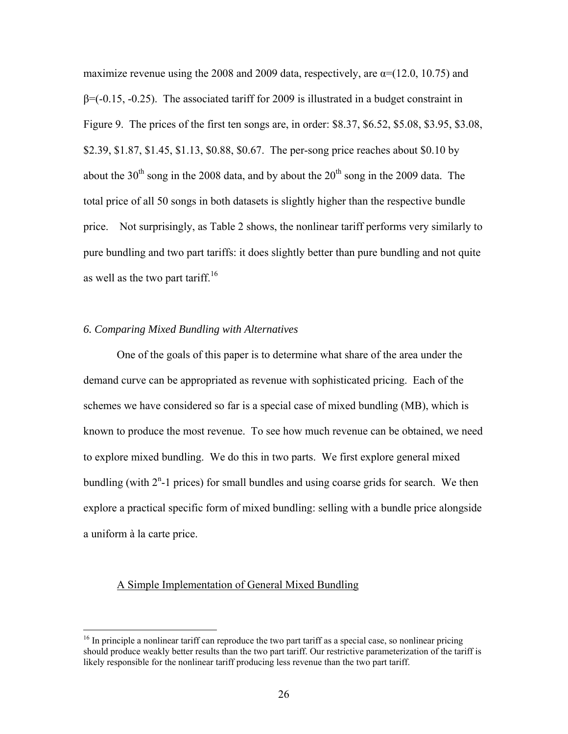maximize revenue using the 2008 and 2009 data, respectively, are $\alpha$=(12.0, 10.75) and $\beta$=(-0.15, -0.25). The associated tariff for 2009 is illustrated in a budget constraint in Figure 9. The prices of the first ten songs are, in order: \$8.37, \$6.52, \$5.08, \$3.95, \$3.08, \$2.39, \$1.87, \$1.45, \$1.13, \$0.88, \$0.67. The per-song price reaches about \$0.10 by about the 30th song in the 2008 data, and by about the 20th song in the 2009 data. The total price of all 50 songs in both datasets is slightly higher than the respective bundle price. Not surprisingly, as Table 2 shows, the nonlinear tariff performs very similarly to pure bundling and two part tariffs: it does slightly better than pure bundling and not quite as well as the two part tariff.[16]

### *6. Comparing Mixed Bundling with Alternatives*

One of the goals of this paper is to determine what share of the area under the demand curve can be appropriated as revenue with sophisticated pricing. Each of the schemes we have considered so far is a special case of mixed bundling (MB), which is known to produce the most revenue. To see how much revenue can be obtained, we need to explore mixed bundling. We do this in two parts. We first explore general mixed bundling (with $2^n$-1 prices) for small bundles and using coarse grids for search. We then explore a practical specific form of mixed bundling: selling with a bundle price alongside a uniform à la carte price.

#### A Simple Implementation of General Mixed Bundling

[16] In principle a nonlinear tariff can reproduce the two part tariff as a special case, so nonlinear pricing should produce weakly better results than the two part tariff. Our restrictive parameterization of the tariff is likely responsible for the nonlinear tariff producing less revenue than the two part tariff.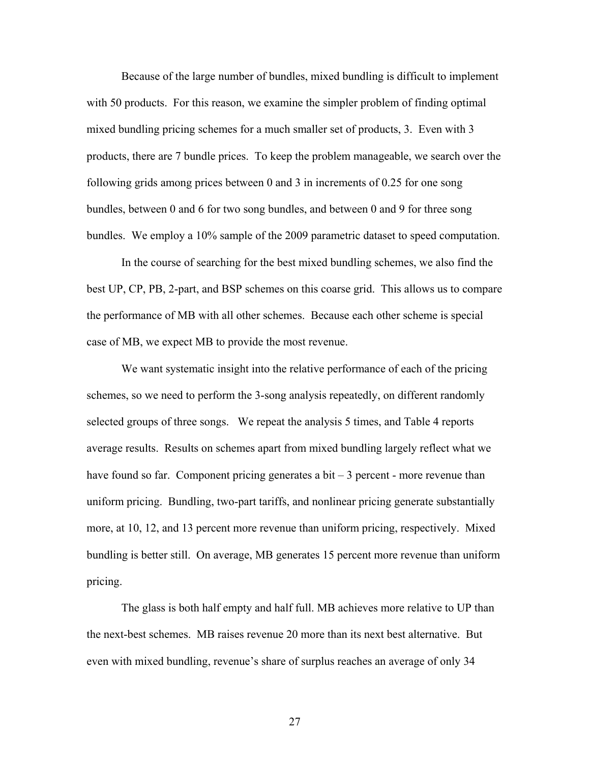Because of the large number of bundles, mixed bundling is difficult to implement with 50 products. For this reason, we examine the simpler problem of finding optimal mixed bundling pricing schemes for a much smaller set of products, 3. Even with 3 products, there are 7 bundle prices. To keep the problem manageable, we search over the following grids among prices between 0 and 3 in increments of 0.25 for one song bundles, between 0 and 6 for two song bundles, and between 0 and 9 for three song bundles. We employ a 10% sample of the 2009 parametric dataset to speed computation.

In the course of searching for the best mixed bundling schemes, we also find the best UP, CP, PB, 2-part, and BSP schemes on this coarse grid. This allows us to compare the performance of MB with all other schemes. Because each other scheme is special case of MB, we expect MB to provide the most revenue.

We want systematic insight into the relative performance of each of the pricing schemes, so we need to perform the 3-song analysis repeatedly, on different randomly selected groups of three songs. We repeat the analysis 5 times, and Table 4 reports average results. Results on schemes apart from mixed bundling largely reflect what we have found so far. Component pricing generates a bit – 3 percent - more revenue than uniform pricing. Bundling, two-part tariffs, and nonlinear pricing generate substantially more, at 10, 12, and 13 percent more revenue than uniform pricing, respectively. Mixed bundling is better still. On average, MB generates 15 percent more revenue than uniform pricing.

The glass is both half empty and half full. MB achieves more relative to UP than the next-best schemes. MB raises revenue 20 more than its next best alternative. But even with mixed bundling, revenue's share of surplus reaches an average of only 34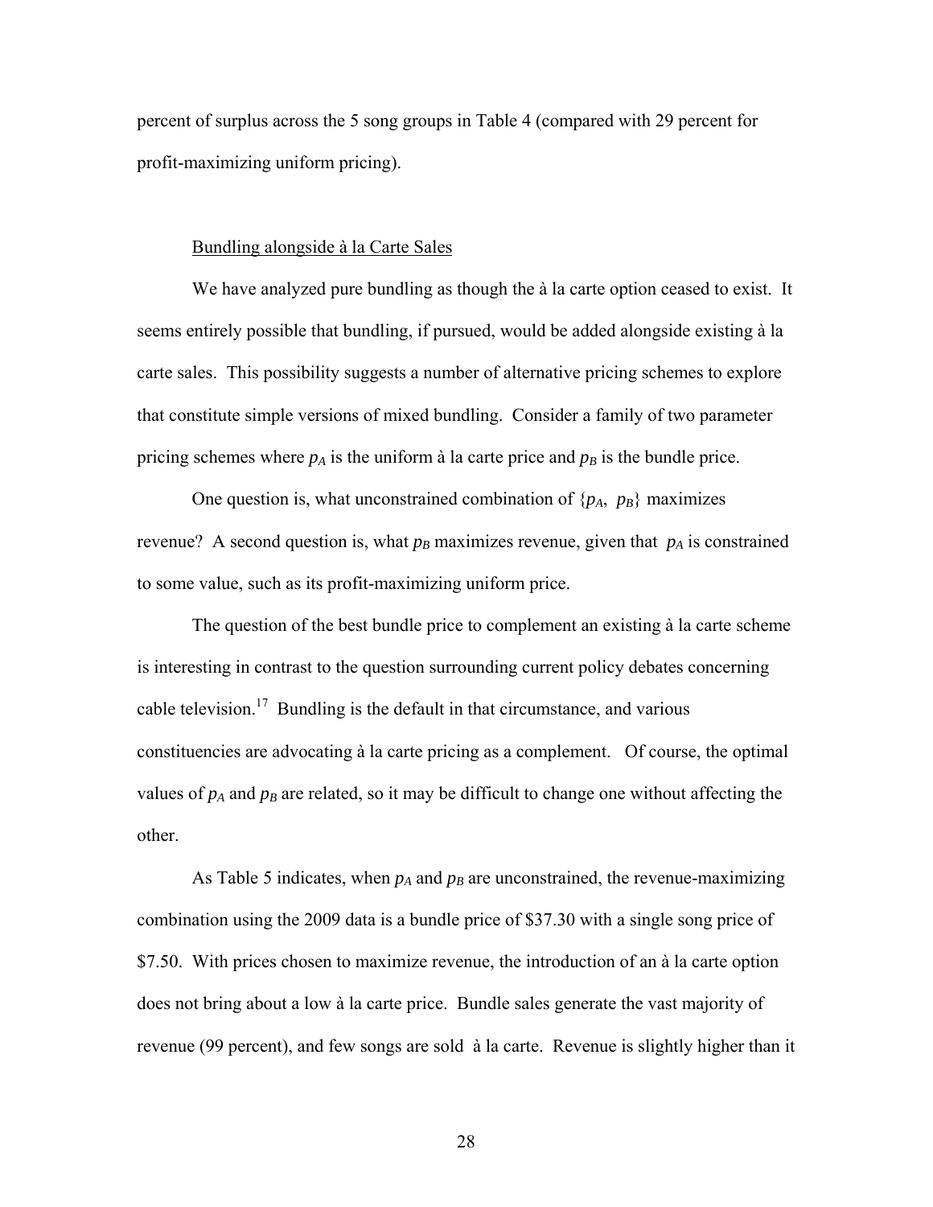percent of surplus across the 5 song groups in Table 4 (compared with 29 percent for profit-maximizing uniform pricing).

### Bundling alongside à la Carte Sales

We have analyzed pure bundling as though the à la carte option ceased to exist. It seems entirely possible that bundling, if pursued, would be added alongside existing à la carte sales. This possibility suggests a number of alternative pricing schemes to explore that constitute simple versions of mixed bundling. Consider a family of two parameter pricing schemes where $p_A$ is the uniform à la carte price and $p_B$ is the bundle price.

One question is, what unconstrained combination of $\{p_A, p_B\}$ maximizes revenue? A second question is, what $p_B$ maximizes revenue, given that $p_A$ is constrained to some value, such as its profit-maximizing uniform price.

The question of the best bundle price to complement an existing à la carte scheme is interesting in contrast to the question surrounding current policy debates concerning cable television.[17] Bundling is the default in that circumstance, and various constituencies are advocating à la carte pricing as a complement. Of course, the optimal values of $p_A$ and $p_B$ are related, so it may be difficult to change one without affecting the other.

As Table 5 indicates, when $p_A$ and $p_B$ are unconstrained, the revenue-maximizing combination using the 2009 data is a bundle price of \$37.30 with a single song price of \$7.50. With prices chosen to maximize revenue, the introduction of an à la carte option does not bring about a low à la carte price. Bundle sales generate the vast majority of revenue (99 percent), and few songs are sold à la carte. Revenue is slightly higher than it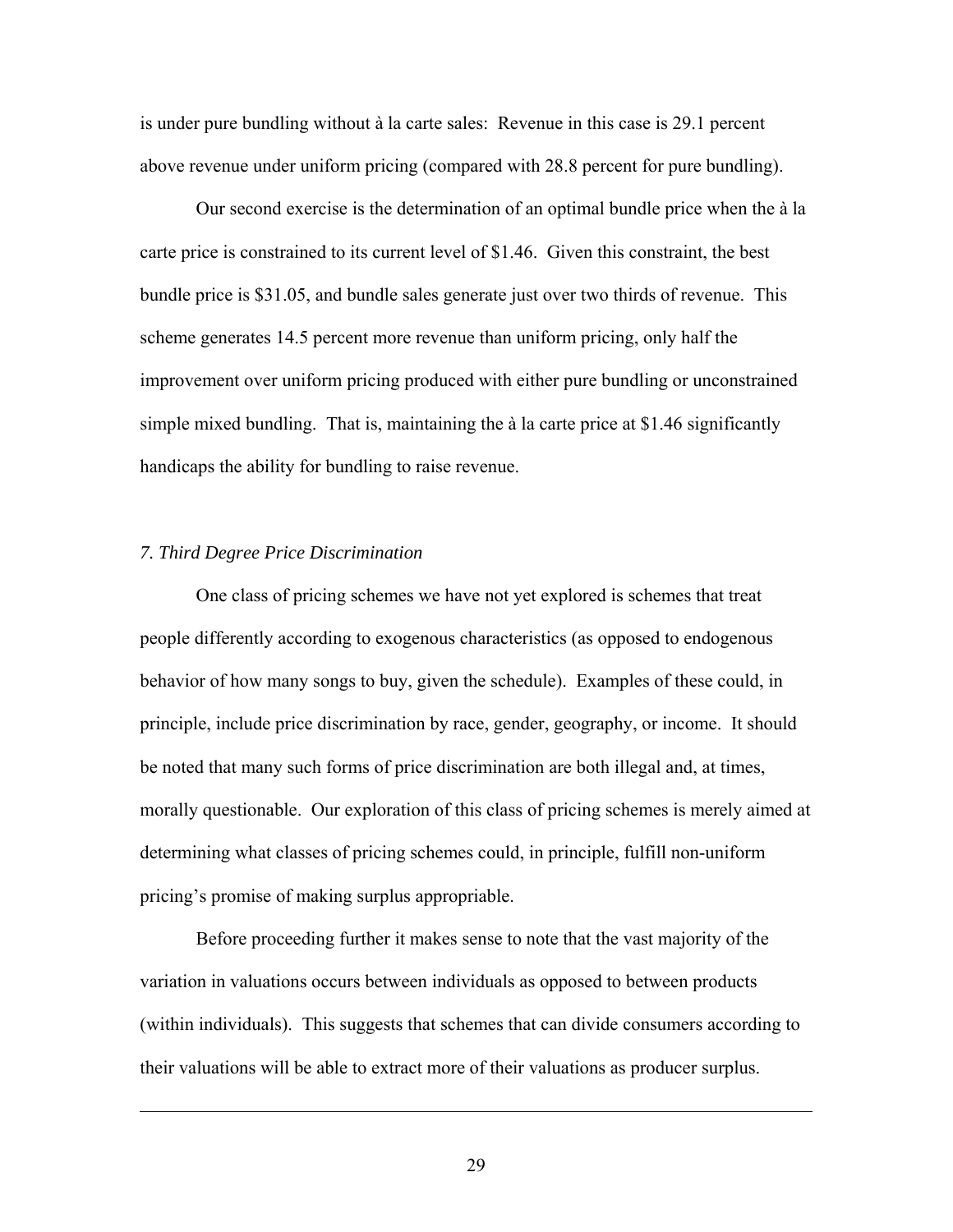is under pure bundling without à la carte sales: Revenue in this case is 29.1 percent above revenue under uniform pricing (compared with 28.8 percent for pure bundling).

Our second exercise is the determination of an optimal bundle price when the à la carte price is constrained to its current level of \$1.46. Given this constraint, the best bundle price is \$31.05, and bundle sales generate just over two thirds of revenue. This scheme generates 14.5 percent more revenue than uniform pricing, only half the improvement over uniform pricing produced with either pure bundling or unconstrained simple mixed bundling. That is, maintaining the à la carte price at \$1.46 significantly handicaps the ability for bundling to raise revenue.

### *7. Third Degree Price Discrimination*

One class of pricing schemes we have not yet explored is schemes that treat people differently according to exogenous characteristics (as opposed to endogenous behavior of how many songs to buy, given the schedule). Examples of these could, in principle, include price discrimination by race, gender, geography, or income. It should be noted that many such forms of price discrimination are both illegal and, at times, morally questionable. Our exploration of this class of pricing schemes is merely aimed at determining what classes of pricing schemes could, in principle, fulfill non-uniform pricing's promise of making surplus appropriable.

Before proceeding further it makes sense to note that the vast majority of the variation in valuations occurs between individuals as opposed to between products (within individuals). This suggests that schemes that can divide consumers according to their valuations will be able to extract more of their valuations as producer surplus.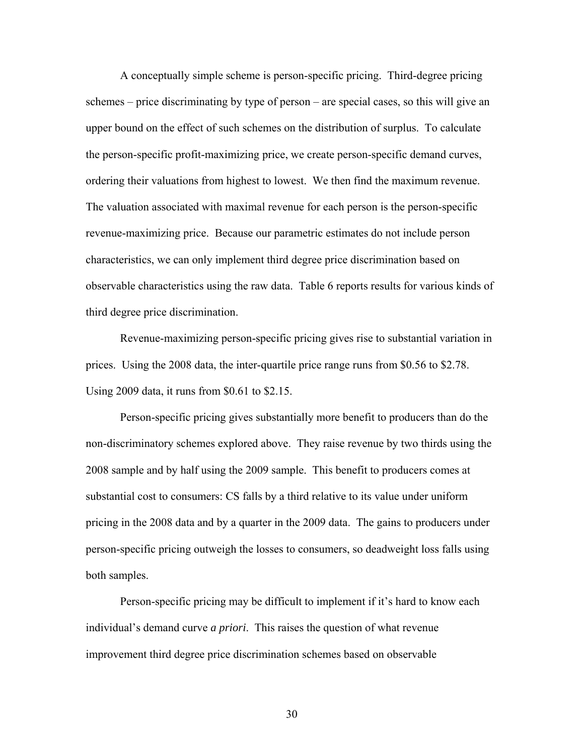A conceptually simple scheme is person-specific pricing. Third-degree pricing schemes – price discriminating by type of person – are special cases, so this will give an upper bound on the effect of such schemes on the distribution of surplus. To calculate the person-specific profit-maximizing price, we create person-specific demand curves, ordering their valuations from highest to lowest. We then find the maximum revenue. The valuation associated with maximal revenue for each person is the person-specific revenue-maximizing price. Because our parametric estimates do not include person characteristics, we can only implement third degree price discrimination based on observable characteristics using the raw data. Table 6 reports results for various kinds of third degree price discrimination.

Revenue-maximizing person-specific pricing gives rise to substantial variation in prices. Using the 2008 data, the inter-quartile price range runs from \$0.56 to \$2.78. Using 2009 data, it runs from \$0.61 to \$2.15.

Person-specific pricing gives substantially more benefit to producers than do the non-discriminatory schemes explored above. They raise revenue by two thirds using the 2008 sample and by half using the 2009 sample. This benefit to producers comes at substantial cost to consumers: CS falls by a third relative to its value under uniform pricing in the 2008 data and by a quarter in the 2009 data. The gains to producers under person-specific pricing outweigh the losses to consumers, so deadweight loss falls using both samples.

Person-specific pricing may be difficult to implement if it's hard to know each individual's demand curve *a priori*. This raises the question of what revenue improvement third degree price discrimination schemes based on observable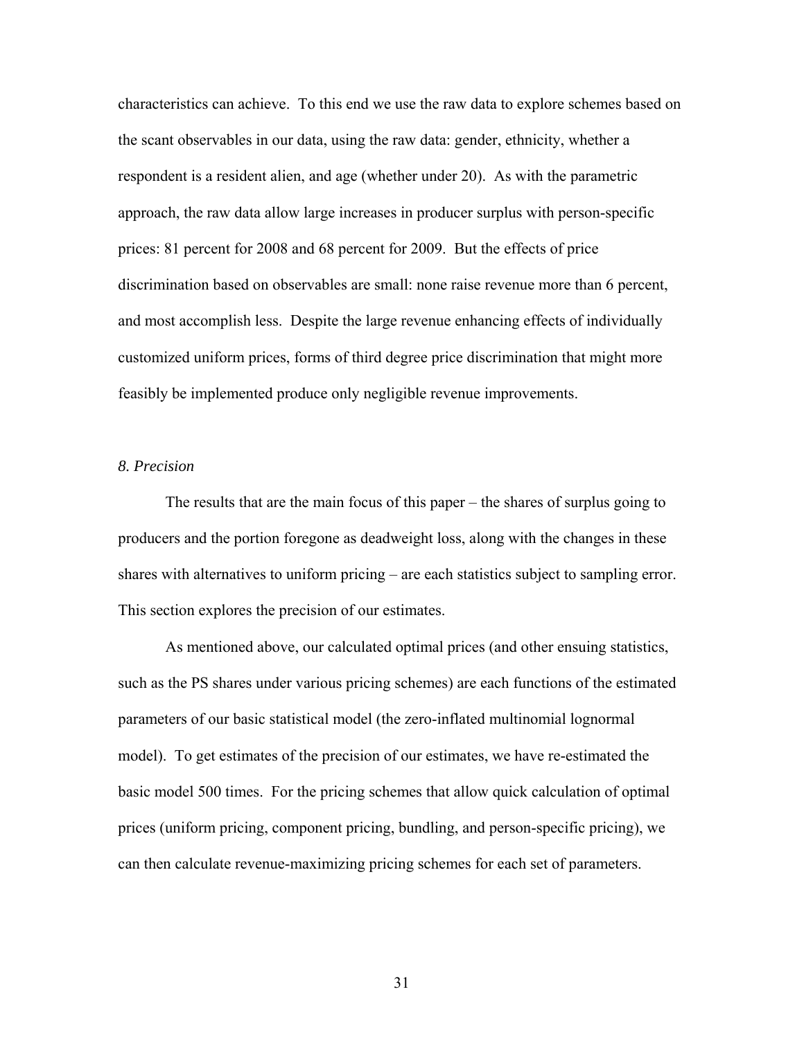characteristics can achieve. To this end we use the raw data to explore schemes based on the scant observables in our data, using the raw data: gender, ethnicity, whether a respondent is a resident alien, and age (whether under 20). As with the parametric approach, the raw data allow large increases in producer surplus with person-specific prices: 81 percent for 2008 and 68 percent for 2009. But the effects of price discrimination based on observables are small: none raise revenue more than 6 percent, and most accomplish less. Despite the large revenue enhancing effects of individually customized uniform prices, forms of third degree price discrimination that might more feasibly be implemented produce only negligible revenue improvements.

### *8. Precision*

The results that are the main focus of this paper – the shares of surplus going to producers and the portion foregone as deadweight loss, along with the changes in these shares with alternatives to uniform pricing – are each statistics subject to sampling error. This section explores the precision of our estimates.

As mentioned above, our calculated optimal prices (and other ensuing statistics, such as the PS shares under various pricing schemes) are each functions of the estimated parameters of our basic statistical model (the zero-inflated multinomial lognormal model). To get estimates of the precision of our estimates, we have re-estimated the basic model 500 times. For the pricing schemes that allow quick calculation of optimal prices (uniform pricing, component pricing, bundling, and person-specific pricing), we can then calculate revenue-maximizing pricing schemes for each set of parameters.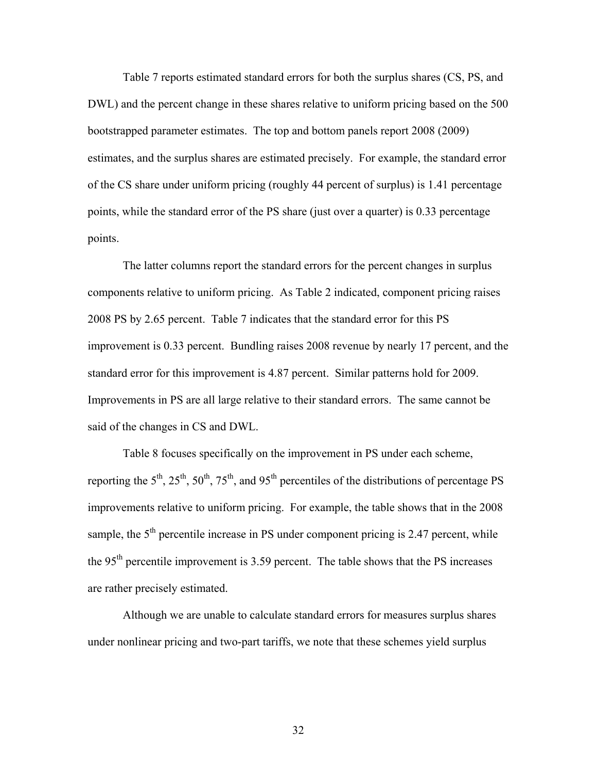Table 7 reports estimated standard errors for both the surplus shares (CS, PS, and DWL) and the percent change in these shares relative to uniform pricing based on the 500 bootstrapped parameter estimates. The top and bottom panels report 2008 (2009) estimates, and the surplus shares are estimated precisely. For example, the standard error of the CS share under uniform pricing (roughly 44 percent of surplus) is 1.41 percentage points, while the standard error of the PS share (just over a quarter) is 0.33 percentage points.

The latter columns report the standard errors for the percent changes in surplus components relative to uniform pricing. As Table 2 indicated, component pricing raises 2008 PS by 2.65 percent. Table 7 indicates that the standard error for this PS improvement is 0.33 percent. Bundling raises 2008 revenue by nearly 17 percent, and the standard error for this improvement is 4.87 percent. Similar patterns hold for 2009. Improvements in PS are all large relative to their standard errors. The same cannot be said of the changes in CS and DWL.

Table 8 focuses specifically on the improvement in PS under each scheme, reporting the 5th, 25th, 50th, 75th, and 95th percentiles of the distributions of percentage PS improvements relative to uniform pricing. For example, the table shows that in the 2008 sample, the 5th percentile increase in PS under component pricing is 2.47 percent, while the 95th percentile improvement is 3.59 percent. The table shows that the PS increases are rather precisely estimated.

Although we are unable to calculate standard errors for measures surplus shares under nonlinear pricing and two-part tariffs, we note that these schemes yield surplus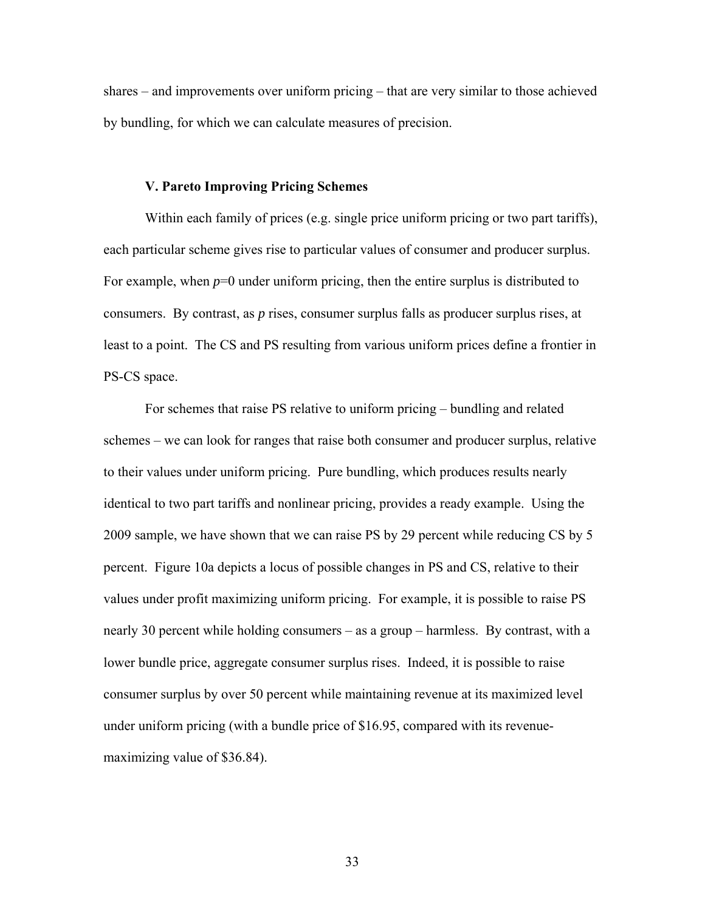shares – and improvements over uniform pricing – that are very similar to those achieved by bundling, for which we can calculate measures of precision.

### V. Pareto Improving Pricing Schemes

Within each family of prices (e.g. single price uniform pricing or two part tariffs), each particular scheme gives rise to particular values of consumer and producer surplus. For example, when $p=0$ under uniform pricing, then the entire surplus is distributed to consumers. By contrast, as $p$ rises, consumer surplus falls as producer surplus rises, at least to a point. The CS and PS resulting from various uniform prices define a frontier in PS-CS space.

For schemes that raise PS relative to uniform pricing – bundling and related schemes – we can look for ranges that raise both consumer and producer surplus, relative to their values under uniform pricing. Pure bundling, which produces results nearly identical to two part tariffs and nonlinear pricing, provides a ready example. Using the 2009 sample, we have shown that we can raise PS by 29 percent while reducing CS by 5 percent. Figure 10a depicts a locus of possible changes in PS and CS, relative to their values under profit maximizing uniform pricing. For example, it is possible to raise PS nearly 30 percent while holding consumers – as a group – harmless. By contrast, with a lower bundle price, aggregate consumer surplus rises. Indeed, it is possible to raise consumer surplus by over 50 percent while maintaining revenue at its maximized level under uniform pricing (with a bundle price of \$16.95, compared with its revenue-maximizing value of \$36.84).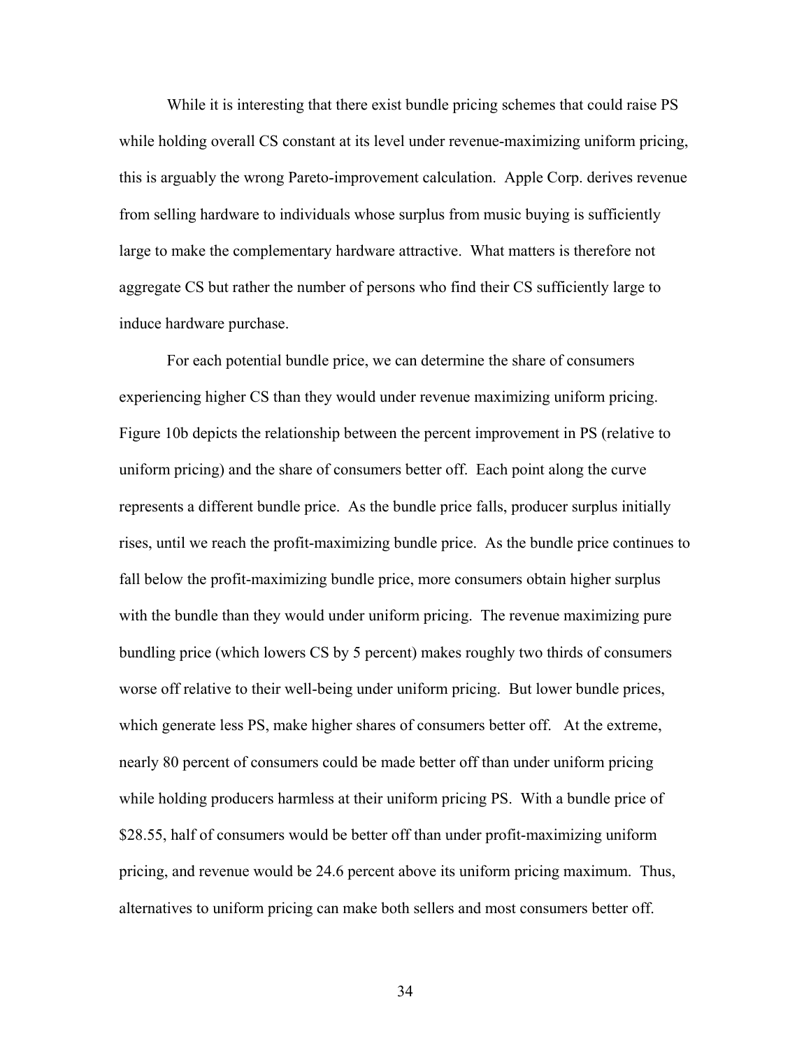While it is interesting that there exist bundle pricing schemes that could raise PS while holding overall CS constant at its level under revenue-maximizing uniform pricing, this is arguably the wrong Pareto-improvement calculation. Apple Corp. derives revenue from selling hardware to individuals whose surplus from music buying is sufficiently large to make the complementary hardware attractive. What matters is therefore not aggregate CS but rather the number of persons who find their CS sufficiently large to induce hardware purchase.

For each potential bundle price, we can determine the share of consumers experiencing higher CS than they would under revenue maximizing uniform pricing. Figure 10b depicts the relationship between the percent improvement in PS (relative to uniform pricing) and the share of consumers better off. Each point along the curve represents a different bundle price. As the bundle price falls, producer surplus initially rises, until we reach the profit-maximizing bundle price. As the bundle price continues to fall below the profit-maximizing bundle price, more consumers obtain higher surplus with the bundle than they would under uniform pricing. The revenue maximizing pure bundling price (which lowers CS by 5 percent) makes roughly two thirds of consumers worse off relative to their well-being under uniform pricing. But lower bundle prices, which generate less PS, make higher shares of consumers better off. At the extreme, nearly 80 percent of consumers could be made better off than under uniform pricing while holding producers harmless at their uniform pricing PS. With a bundle price of $28.55, half of consumers would be better off than under profit-maximizing uniform pricing, and revenue would be 24.6 percent above its uniform pricing maximum. Thus, alternatives to uniform pricing can make both sellers and most consumers better off.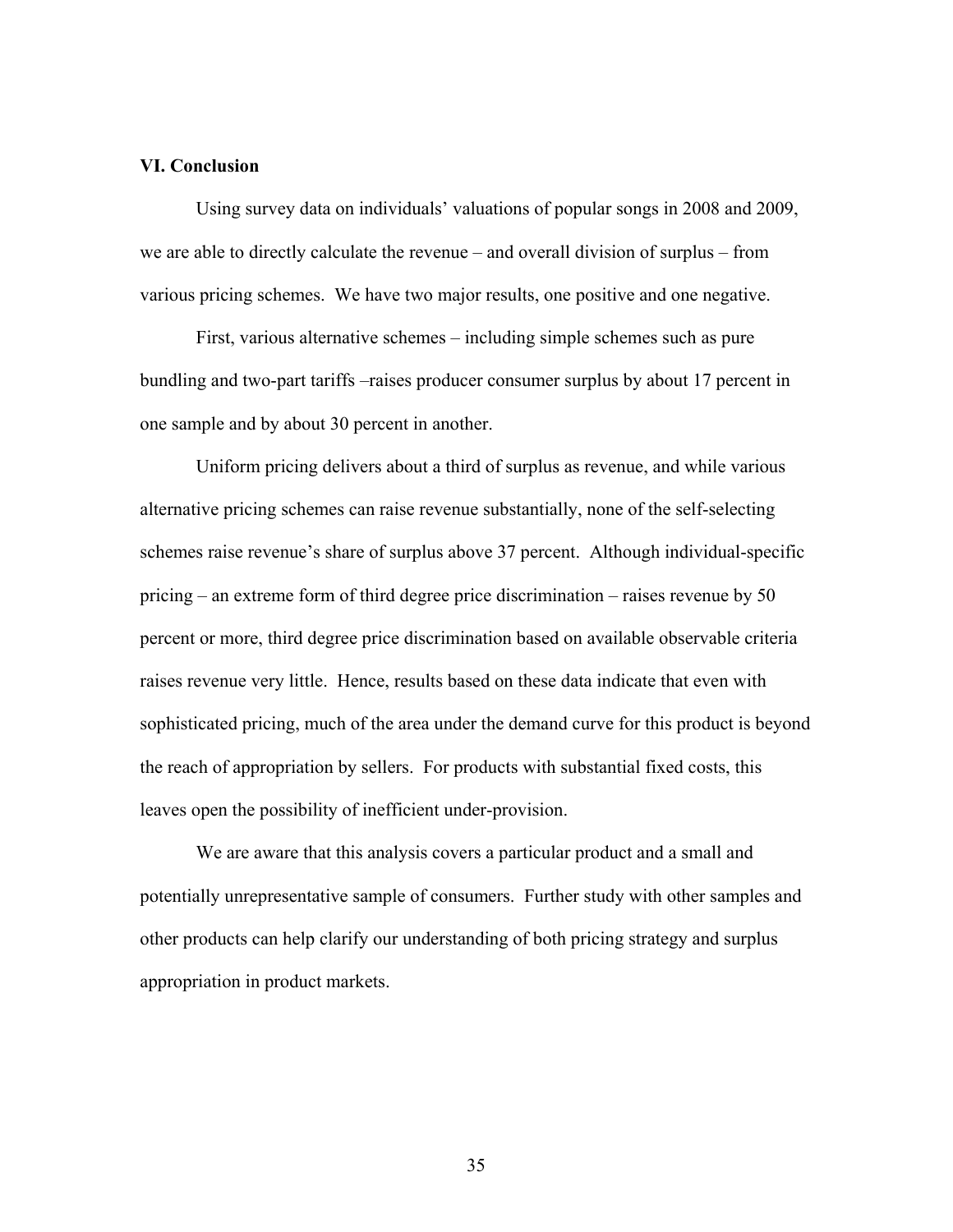## VI. Conclusion

Using survey data on individuals' valuations of popular songs in 2008 and 2009, we are able to directly calculate the revenue – and overall division of surplus – from various pricing schemes. We have two major results, one positive and one negative.

First, various alternative schemes – including simple schemes such as pure bundling and two-part tariffs –raises producer consumer surplus by about 17 percent in one sample and by about 30 percent in another.

Uniform pricing delivers about a third of surplus as revenue, and while various alternative pricing schemes can raise revenue substantially, none of the self-selecting schemes raise revenue's share of surplus above 37 percent. Although individual-specific pricing – an extreme form of third degree price discrimination – raises revenue by 50 percent or more, third degree price discrimination based on available observable criteria raises revenue very little. Hence, results based on these data indicate that even with sophisticated pricing, much of the area under the demand curve for this product is beyond the reach of appropriation by sellers. For products with substantial fixed costs, this leaves open the possibility of inefficient under-provision.

We are aware that this analysis covers a particular product and a small and potentially unrepresentative sample of consumers. Further study with other samples and other products can help clarify our understanding of both pricing strategy and surplus appropriation in product markets.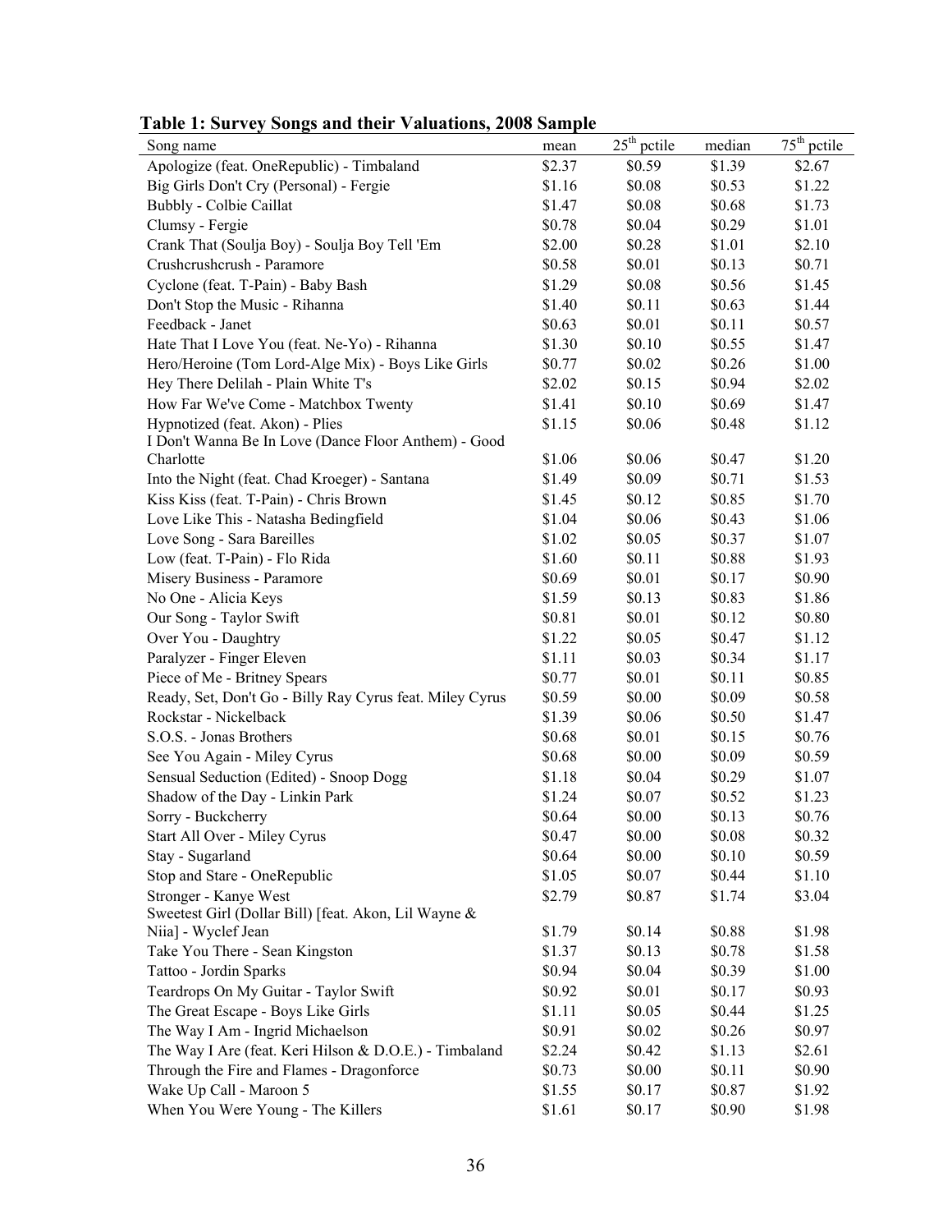**Table 1: Survey Songs and their Valuations, 2008 Sample**

| Song name | mean | $25^{th}$ pctile | median | $75^{th}$ pctile |
|---|---|---|---|---|
| Apologize (feat. OneRepublic) - Timbaland | $2.37 | $0.59 | $1.39 | $2.67 |
| Big Girls Don't Cry (Personal) - Fergie | $1.16 | $0.08 | $0.53 | $1.22 |
| Bubbly - Colbie Caillat | $1.47 | $0.08 | $0.68 | $1.73 |
| Clumsy - Fergie | $0.78 | $0.04 | $0.29 | $1.01 |
| Crank That (Soulja Boy) - Soulja Boy Tell 'Em | $2.00 | $0.28 | $1.01 | $2.10 |
| Crushcrushcrush - Paramore | $0.58 | $0.01 | $0.13 | $0.71 |
| Cyclone (feat. T-Pain) - Baby Bash | $1.29 | $0.08 | $0.56 | $1.45 |
| Don't Stop the Music - Rihanna | $1.40 | $0.11 | $0.63 | $1.44 |
| Feedback - Janet | $0.63 | $0.01 | $0.11 | $0.57 |
| Hate That I Love You (feat. Ne-Yo) - Rihanna | $1.30 | $0.10 | $0.55 | $1.47 |
| Hero/Heroine (Tom Lord-Alge Mix) - Boys Like Girls | $0.77 | $0.02 | $0.26 | $1.00 |
| Hey There Delilah - Plain White T's | $2.02 | $0.15 | $0.94 | $2.02 |
| How Far We've Come - Matchbox Twenty | $1.41 | $0.10 | $0.69 | $1.47 |
| Hypnotized (feat. Akon) - Plies | $1.15 | $0.06 | $0.48 | $1.12 |
| I Don't Wanna Be In Love (Dance Floor Anthem) - Good Charlotte | $1.06 | $0.06 | $0.47 | $1.20 |
| Into the Night (feat. Chad Kroeger) - Santana | $1.49 | $0.09 | $0.71 | $1.53 |
| Kiss Kiss (feat. T-Pain) - Chris Brown | $1.45 | $0.12 | $0.85 | $1.70 |
| Love Like This - Natasha Bedingfield | $1.04 | $0.06 | $0.43 | $1.06 |
| Love Song - Sara Bareilles | $1.02 | $0.05 | $0.37 | $1.07 |
| Low (feat. T-Pain) - Flo Rida | $1.60 | $0.11 | $0.88 | $1.93 |
| Misery Business - Paramore | $0.69 | $0.01 | $0.17 | $0.90 |
| No One - Alicia Keys | $1.59 | $0.13 | $0.83 | $1.86 |
| Our Song - Taylor Swift | $0.81 | $0.01 | $0.12 | $0.80 |
| Over You - Daughtry | $1.22 | $0.05 | $0.47 | $1.12 |
| Paralyzer - Finger Eleven | $1.11 | $0.03 | $0.34 | $1.17 |
| Piece of Me - Britney Spears | $0.77 | $0.01 | $0.11 | $0.85 |
| Ready, Set, Don't Go - Billy Ray Cyrus feat. Miley Cyrus | $0.59 | $0.00 | $0.09 | $0.58 |
| Rockstar - Nickelback | $1.39 | $0.06 | $0.50 | $1.47 |
| S.O.S. - Jonas Brothers | $0.68 | $0.01 | $0.15 | $0.76 |
| See You Again - Miley Cyrus | $0.68 | $0.00 | $0.09 | $0.59 |
| Sensual Seduction (Edited) - Snoop Dogg | $1.18 | $0.04 | $0.29 | $1.07 |
| Shadow of the Day - Linkin Park | $1.24 | $0.07 | $0.52 | $1.23 |
| Sorry - Buckcherry | $0.64 | $0.00 | $0.13 | $0.76 |
| Start All Over - Miley Cyrus | $0.47 | $0.00 | $0.08 | $0.32 |
| Stay - Sugarland | $0.64 | $0.00 | $0.10 | $0.59 |
| Stop and Stare - OneRepublic | $1.05 | $0.07 | $0.44 | $1.10 |
| Stronger - Kanye West | $2.79 | $0.87 | $1.74 | $3.04 |
| Sweetest Girl (Dollar Bill) [feat. Akon, Lil Wayne & Niia] - Wyclef Jean | $1.79 | $0.14 | $0.88 | $1.98 |
| Take You There - Sean Kingston | $1.37 | $0.13 | $0.78 | $1.58 |
| Tattoo - Jordin Sparks | $0.94 | $0.04 | $0.39 | $1.00 |
| Teardrops On My Guitar - Taylor Swift | $0.92 | $0.01 | $0.17 | $0.93 |
| The Great Escape - Boys Like Girls | $1.11 | $0.05 | $0.44 | $1.25 |
| The Way I Am - Ingrid Michaelson | $0.91 | $0.02 | $0.26 | $0.97 |
| The Way I Are (feat. Keri Hilson & D.O.E.) - Timbaland | $2.24 | $0.42 | $1.13 | $2.61 |
| Through the Fire and Flames - Dragonforce | $0.73 | $0.00 | $0.11 | $0.90 |
| Wake Up Call - Maroon 5 | $1.55 | $0.17 | $0.87 | $1.92 |
| When You Were Young - The Killers | $1.61 | $0.17 | $0.90 | $1.98 |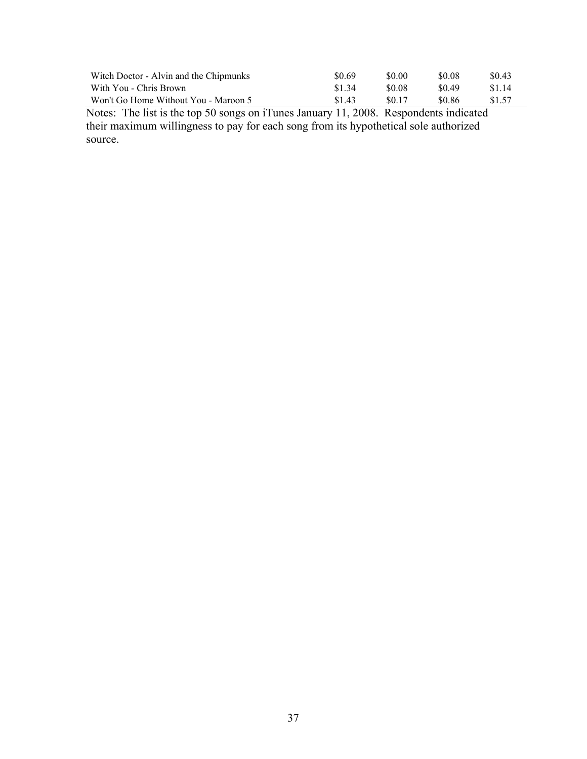| | | | | |
|---|---|---|---|---|
| Witch Doctor - Alvin and the Chipmunks | $0.69 | $0.00 | $0.08 | $0.43 |
| With You - Chris Brown | $1.34 | $0.08 | $0.49 | $1.14 |
| Won't Go Home Without You - Maroon 5 | $1.43 | $0.17 | $0.86 | $1.57 |

Notes: The list is the top 50 songs on iTunes January 11, 2008. Respondents indicated their maximum willingness to pay for each song from its hypothetical sole authorized source.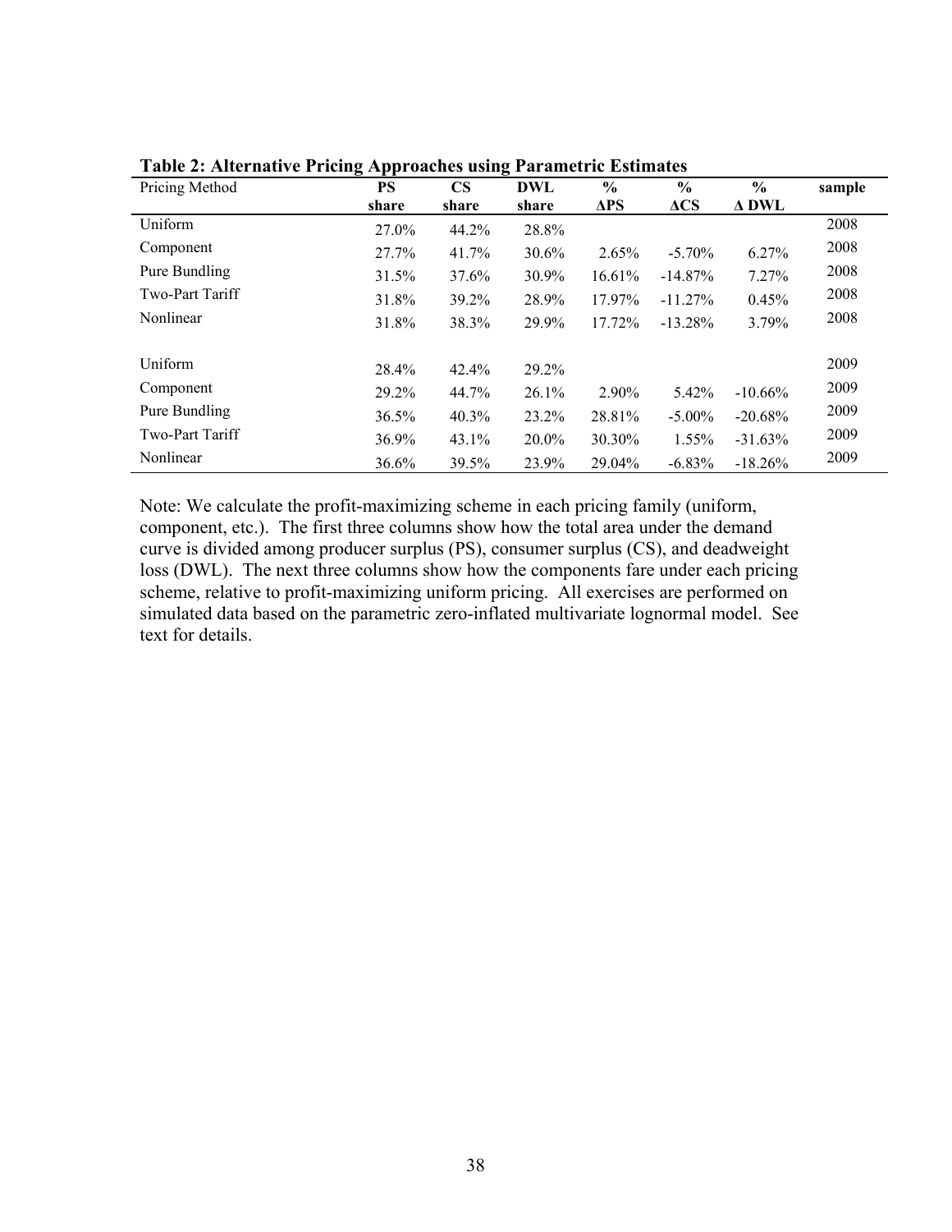**Table 2: Alternative Pricing Approaches using Parametric Estimates**

| Pricing Method | PS share | CS share | DWL share | % ΔPS | % ΔCS | % Δ DWL | sample |
|---|---|---|---|---|---|---|---|
| Uniform | 27.0% | 44.2% | 28.8% | | | | 2008 |
| Component | 27.7% | 41.7% | 30.6% | 2.65% | -5.70% | 6.27% | 2008 |
| Pure Bundling | 31.5% | 37.6% | 30.9% | 16.61% | -14.87% | 7.27% | 2008 |
| Two-Part Tariff | 31.8% | 39.2% | 28.9% | 17.97% | -11.27% | 0.45% | 2008 |
| Nonlinear | 31.8% | 38.3% | 29.9% | 17.72% | -13.28% | 3.79% | 2008 |
| | | | | | | | |
| Uniform | 28.4% | 42.4% | 29.2% | | | | 2009 |
| Component | 29.2% | 44.7% | 26.1% | 2.90% | 5.42% | -10.66% | 2009 |
| Pure Bundling | 36.5% | 40.3% | 23.2% | 28.81% | -5.00% | -20.68% | 2009 |
| Two-Part Tariff | 36.9% | 43.1% | 20.0% | 30.30% | 1.55% | -31.63% | 2009 |
| Nonlinear | 36.6% | 39.5% | 23.9% | 29.04% | -6.83% | -18.26% | 2009 |

Note: We calculate the profit-maximizing scheme in each pricing family (uniform, component, etc.). The first three columns show how the total area under the demand curve is divided among producer surplus (PS), consumer surplus (CS), and deadweight loss (DWL). The next three columns show how the components fare under each pricing scheme, relative to profit-maximizing uniform pricing. All exercises are performed on simulated data based on the parametric zero-inflated multivariate lognormal model. See text for details.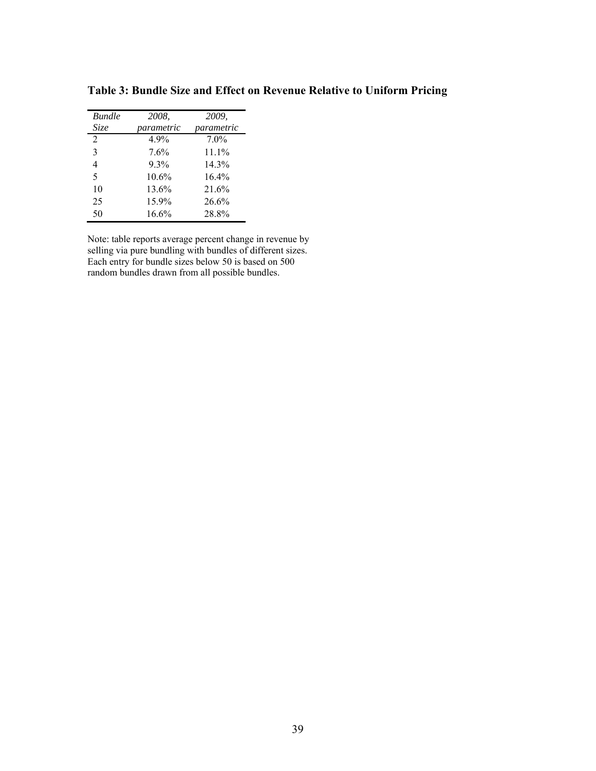**Table 3: Bundle Size and Effect on Revenue Relative to Uniform Pricing**

| *Bundle Size* | *2008, parametric* | *2009, parametric* |
|---|---|---|
| 2 | 4.9% | 7.0% |
| 3 | 7.6% | 11.1% |
| 4 | 9.3% | 14.3% |
| 5 | 10.6% | 16.4% |
| 10 | 13.6% | 21.6% |
| 25 | 15.9% | 26.6% |
| 50 | 16.6% | 28.8% |

Note: table reports average percent change in revenue by selling via pure bundling with bundles of different sizes. Each entry for bundle sizes below 50 is based on 500 random bundles drawn from all possible bundles.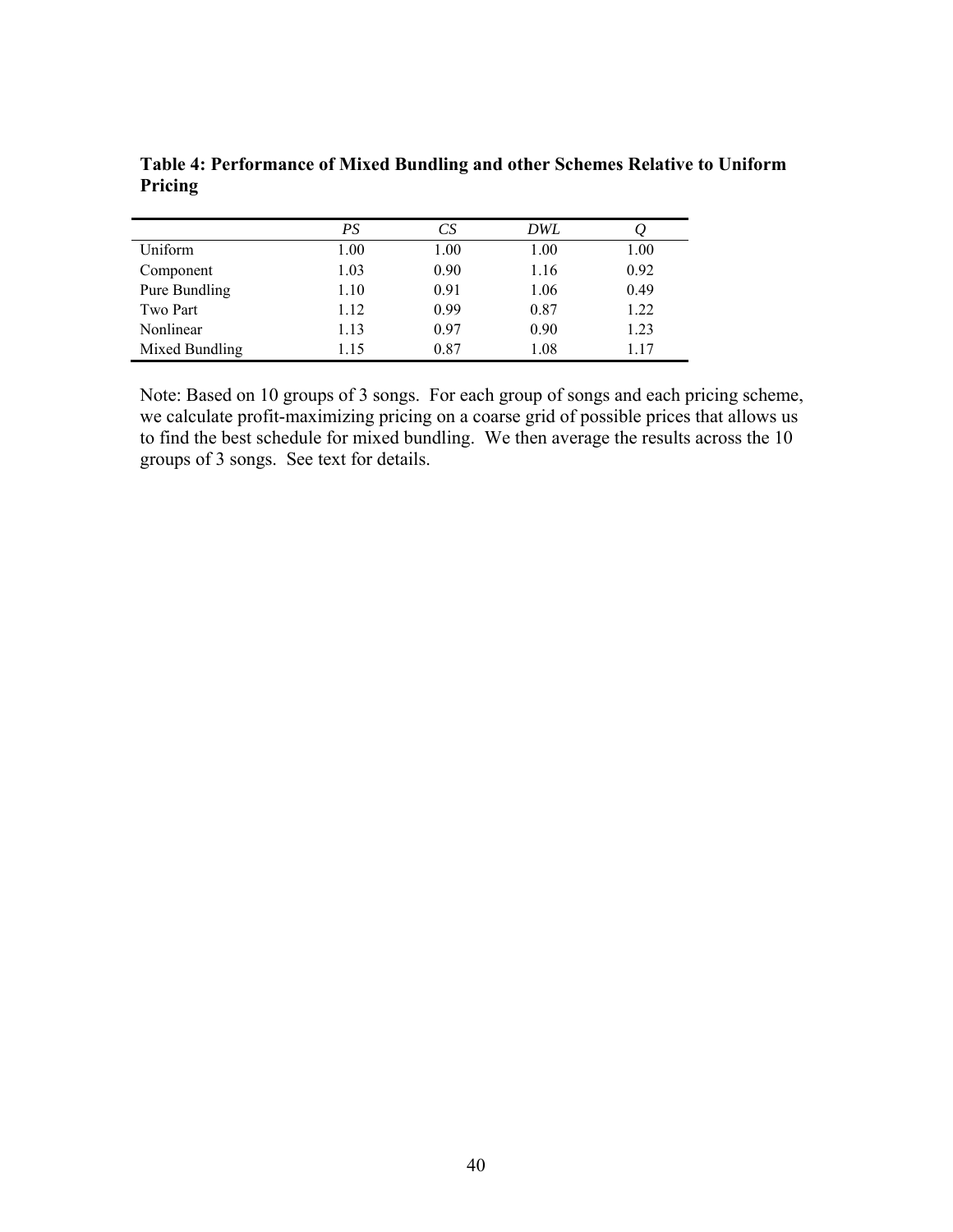**Table 4: Performance of Mixed Bundling and other Schemes Relative to Uniform Pricing**

| | *PS* | *CS* | *DWL* | *Q* |
|---|---|---|---|---|
| Uniform | 1.00 | 1.00 | 1.00 | 1.00 |
| Component | 1.03 | 0.90 | 1.16 | 0.92 |
| Pure Bundling | 1.10 | 0.91 | 1.06 | 0.49 |
| Two Part | 1.12 | 0.99 | 0.87 | 1.22 |
| Nonlinear | 1.13 | 0.97 | 0.90 | 1.23 |
| Mixed Bundling | 1.15 | 0.87 | 1.08 | 1.17 |

Note: Based on 10 groups of 3 songs. For each group of songs and each pricing scheme, we calculate profit-maximizing pricing on a coarse grid of possible prices that allows us to find the best schedule for mixed bundling. We then average the results across the 10 groups of 3 songs. See text for details.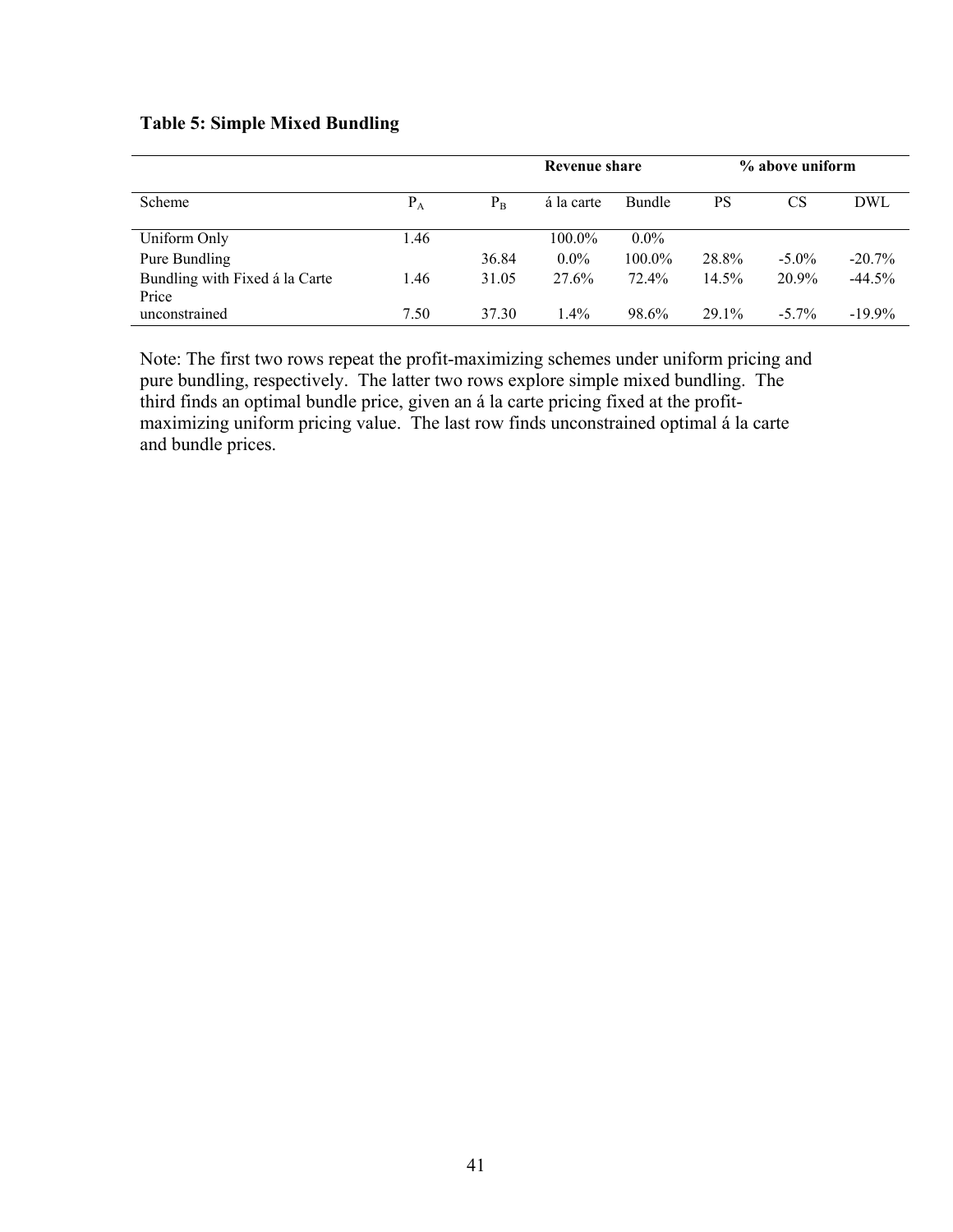**Table 5: Simple Mixed Bundling**

| | | | Revenue share | | % above uniform | | |
|---|---|---|---|---|---|---|---|
| Scheme | $P_A$ | $P_B$ | á la carte | Bundle | PS | CS | DWL |
| Uniform Only | 1.46 | | 100.0% | 0.0% | | | |
| Pure Bundling | | 36.84 | 0.0% | 100.0% | 28.8% | -5.0% | -20.7% |
| Bundling with Fixed á la Carte Price | 1.46 | 31.05 | 27.6% | 72.4% | 14.5% | 20.9% | -44.5% |
| unconstrained | 7.50 | 37.30 | 1.4% | 98.6% | 29.1% | -5.7% | -19.9% |

Note: The first two rows repeat the profit-maximizing schemes under uniform pricing and pure bundling, respectively. The latter two rows explore simple mixed bundling. The third finds an optimal bundle price, given an á la carte pricing fixed at the profit-maximizing uniform pricing value. The last row finds unconstrained optimal á la carte and bundle prices.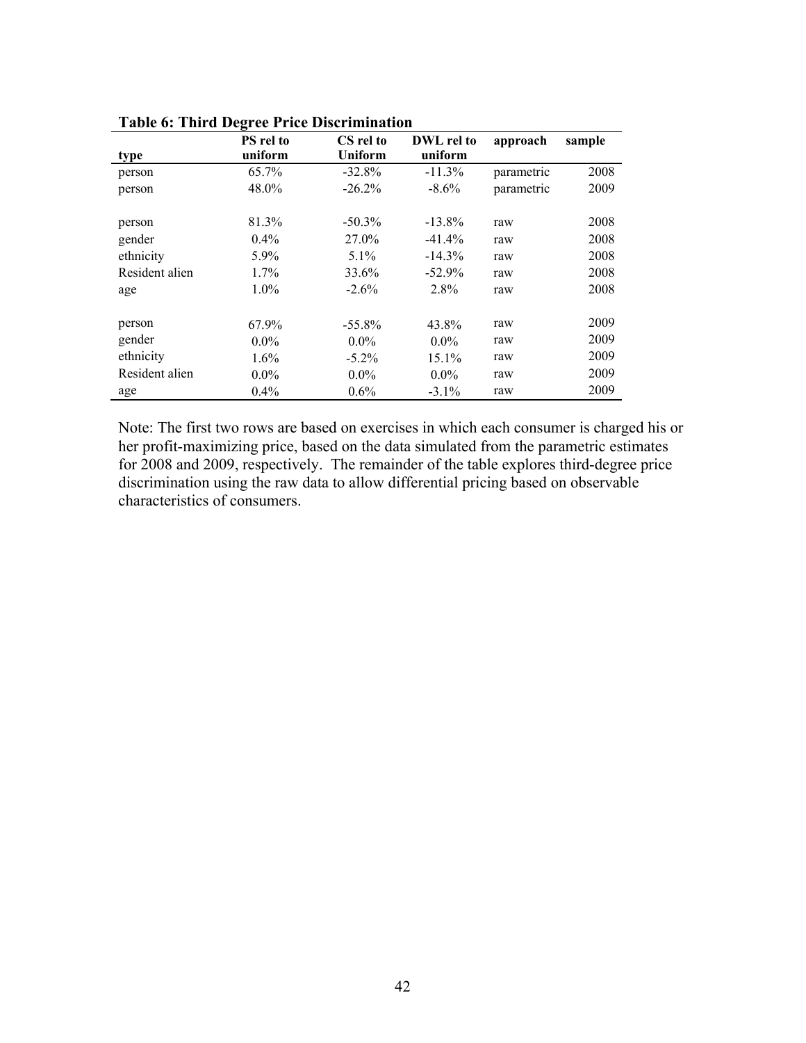**Table 6: Third Degree Price Discrimination**

| type | PS rel to uniform | CS rel to Uniform | DWL rel to uniform | approach | sample |
|---|---|---|---|---|---|
| person | 65.7% | -32.8% | -11.3% | parametric | 2008 |
| person | 48.0% | -26.2% | -8.6% | parametric | 2009 |
| | | | | | |
| person | 81.3% | -50.3% | -13.8% | raw | 2008 |
| gender | 0.4% | 27.0% | -41.4% | raw | 2008 |
| ethnicity | 5.9% | 5.1% | -14.3% | raw | 2008 |
| Resident alien | 1.7% | 33.6% | -52.9% | raw | 2008 |
| age | 1.0% | -2.6% | 2.8% | raw | 2008 |
| | | | | | |
| person | 67.9% | -55.8% | 43.8% | raw | 2009 |
| gender | 0.0% | 0.0% | 0.0% | raw | 2009 |
| ethnicity | 1.6% | -5.2% | 15.1% | raw | 2009 |
| Resident alien | 0.0% | 0.0% | 0.0% | raw | 2009 |
| age | 0.4% | 0.6% | -3.1% | raw | 2009 |

Note: The first two rows are based on exercises in which each consumer is charged his or her profit-maximizing price, based on the data simulated from the parametric estimates for 2008 and 2009, respectively. The remainder of the table explores third-degree price discrimination using the raw data to allow differential pricing based on observable characteristics of consumers.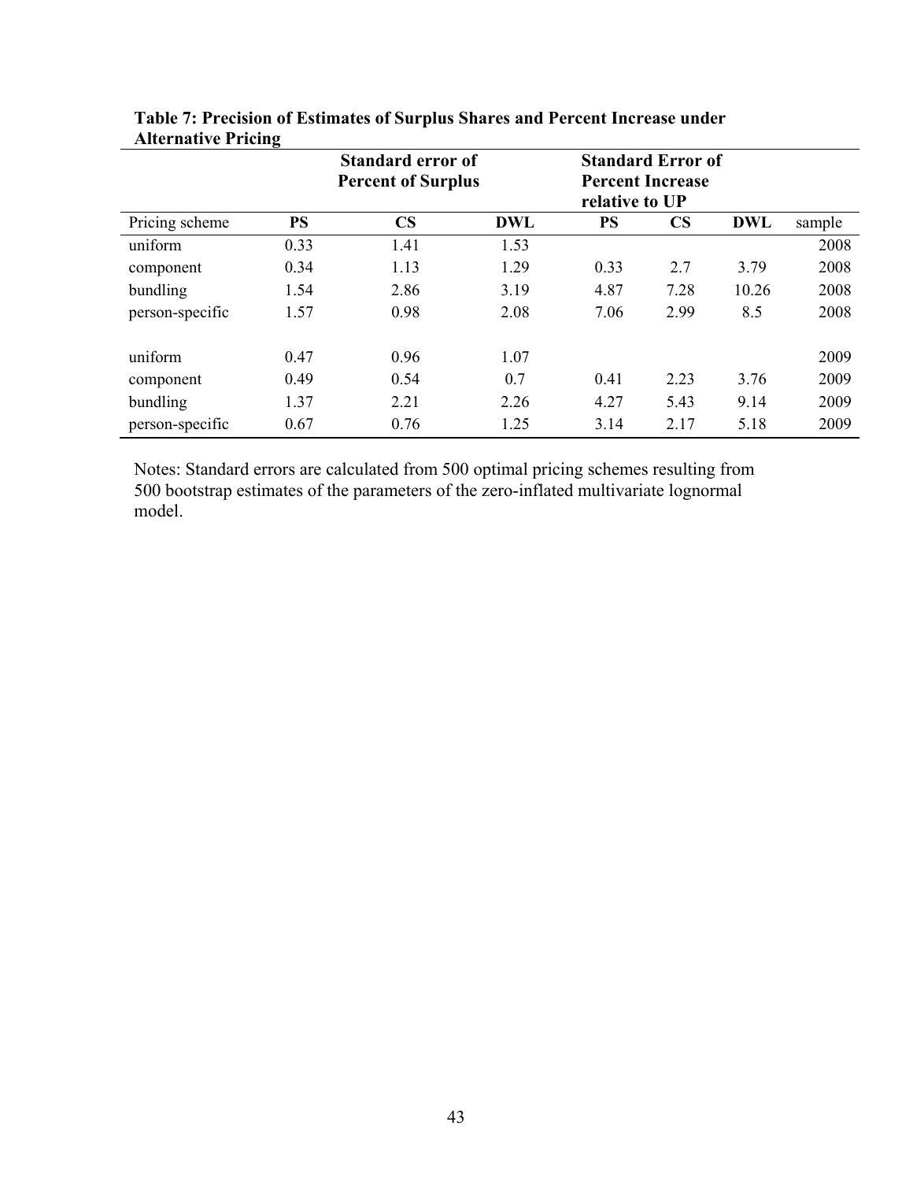**Table 7: Precision of Estimates of Surplus Shares and Percent Increase under Alternative Pricing**

| | Standard error of Percent of Surplus | | | Standard Error of Percent Increase relative to UP | | | |
|---|---|---|---|---|---|---|---|
| Pricing scheme | **PS** | **CS** | **DWL** | **PS** | **CS** | **DWL** | sample |
| uniform | 0.33 | 1.41 | 1.53 | | | | 2008 |
| component | 0.34 | 1.13 | 1.29 | 0.33 | 2.7 | 3.79 | 2008 |
| bundling | 1.54 | 2.86 | 3.19 | 4.87 | 7.28 | 10.26 | 2008 |
| person-specific | 1.57 | 0.98 | 2.08 | 7.06 | 2.99 | 8.5 | 2008 |
| | | | | | | | |
| uniform | 0.47 | 0.96 | 1.07 | | | | 2009 |
| component | 0.49 | 0.54 | 0.7 | 0.41 | 2.23 | 3.76 | 2009 |
| bundling | 1.37 | 2.21 | 2.26 | 4.27 | 5.43 | 9.14 | 2009 |
| person-specific | 0.67 | 0.76 | 1.25 | 3.14 | 2.17 | 5.18 | 2009 |

Notes: Standard errors are calculated from 500 optimal pricing schemes resulting from 500 bootstrap estimates of the parameters of the zero-inflated multivariate lognormal model.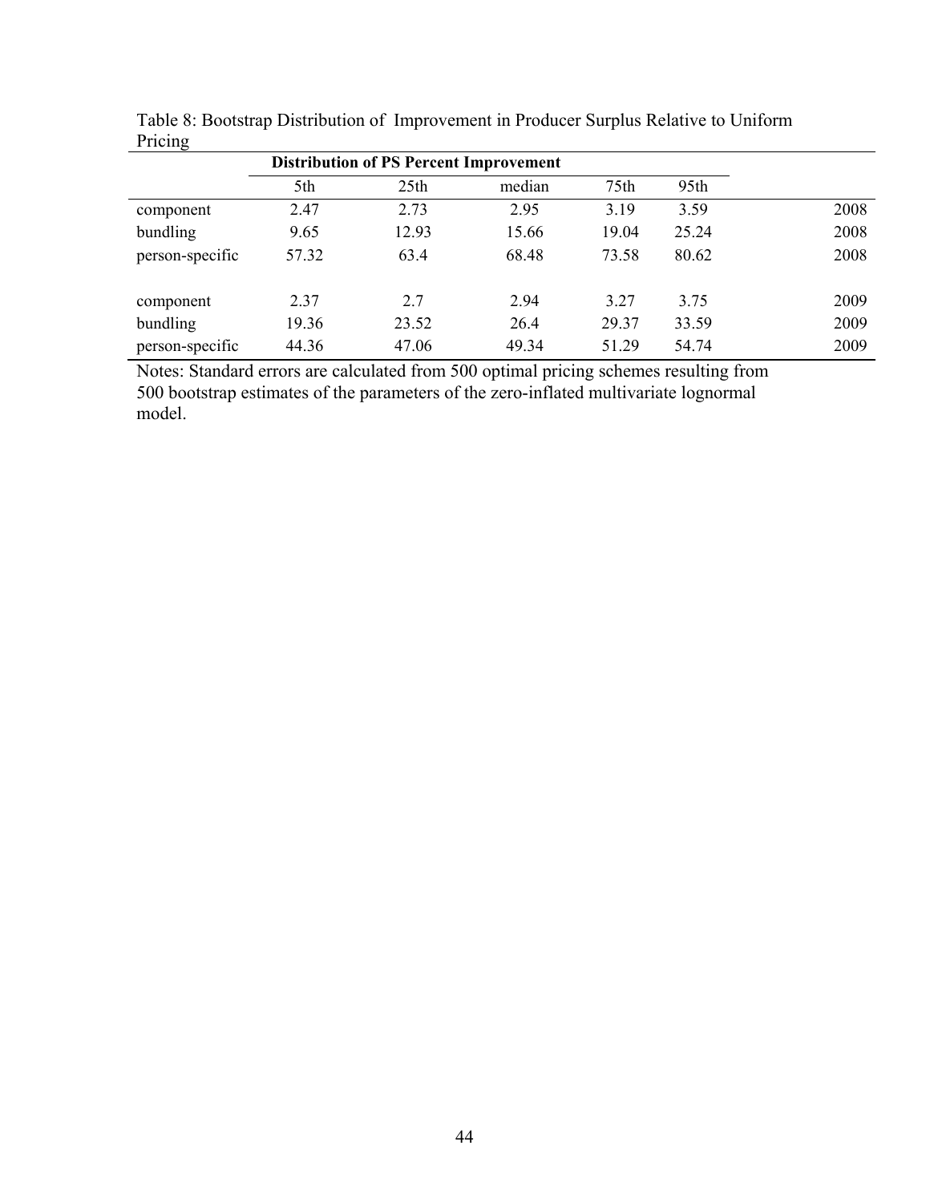Table 8: Bootstrap Distribution of Improvement in Producer Surplus Relative to Uniform Pricing

| | Distribution of PS Percent Improvement | | | | | |
|---|---|---|---|---|---|---|
| | 5th | 25th | median | 75th | 95th | |
| component | 2.47 | 2.73 | 2.95 | 3.19 | 3.59 | 2008 |
| bundling | 9.65 | 12.93 | 15.66 | 19.04 | 25.24 | 2008 |
| person-specific | 57.32 | 63.4 | 68.48 | 73.58 | 80.62 | 2008 |
| | | | | | | |
| component | 2.37 | 2.7 | 2.94 | 3.27 | 3.75 | 2009 |
| bundling | 19.36 | 23.52 | 26.4 | 29.37 | 33.59 | 2009 |
| person-specific | 44.36 | 47.06 | 49.34 | 51.29 | 54.74 | 2009 |

Notes: Standard errors are calculated from 500 optimal pricing schemes resulting from 500 bootstrap estimates of the parameters of the zero-inflated multivariate lognormal model.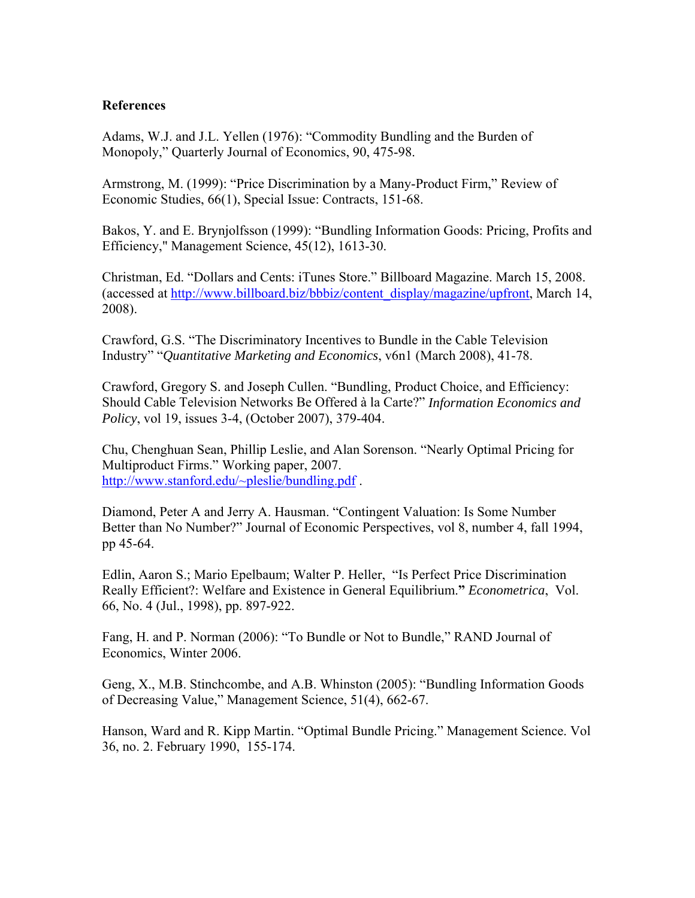**References**

Adams, W.J. and J.L. Yellen (1976): "Commodity Bundling and the Burden of Monopoly," Quarterly Journal of Economics, 90, 475-98.

Armstrong, M. (1999): "Price Discrimination by a Many-Product Firm," Review of Economic Studies, 66(1), Special Issue: Contracts, 151-68.

Bakos, Y. and E. Brynjolfsson (1999): "Bundling Information Goods: Pricing, Profits and Efficiency," Management Science, 45(12), 1613-30.

Christman, Ed. "Dollars and Cents: iTunes Store." Billboard Magazine. March 15, 2008. (accessed at http://www.billboard.biz/bbbiz/content_display/magazine/upfront, March 14, 2008).

Crawford, G.S. "The Discriminatory Incentives to Bundle in the Cable Television Industry" "*Quantitative Marketing and Economics*, v6n1 (March 2008), 41-78.

Crawford, Gregory S. and Joseph Cullen. "Bundling, Product Choice, and Efficiency: Should Cable Television Networks Be Offered à la Carte?" *Information Economics and Policy*, vol 19, issues 3-4, (October 2007), 379-404.

Chu, Chenghuan Sean, Phillip Leslie, and Alan Sorenson. "Nearly Optimal Pricing for Multiproduct Firms." Working paper, 2007. http://www.stanford.edu/~pleslie/bundling.pdf .

Diamond, Peter A and Jerry A. Hausman. "Contingent Valuation: Is Some Number Better than No Number?" Journal of Economic Perspectives, vol 8, number 4, fall 1994, pp 45-64.

Edlin, Aaron S.; Mario Epelbaum; Walter P. Heller, "Is Perfect Price Discrimination Really Efficient?: Welfare and Existence in General Equilibrium." *Econometrica*, Vol. 66, No. 4 (Jul., 1998), pp. 897-922.

Fang, H. and P. Norman (2006): "To Bundle or Not to Bundle," RAND Journal of Economics, Winter 2006.

Geng, X., M.B. Stinchcombe, and A.B. Whinston (2005): "Bundling Information Goods of Decreasing Value," Management Science, 51(4), 662-67.

Hanson, Ward and R. Kipp Martin. "Optimal Bundle Pricing." Management Science. Vol 36, no. 2. February 1990, 155-174.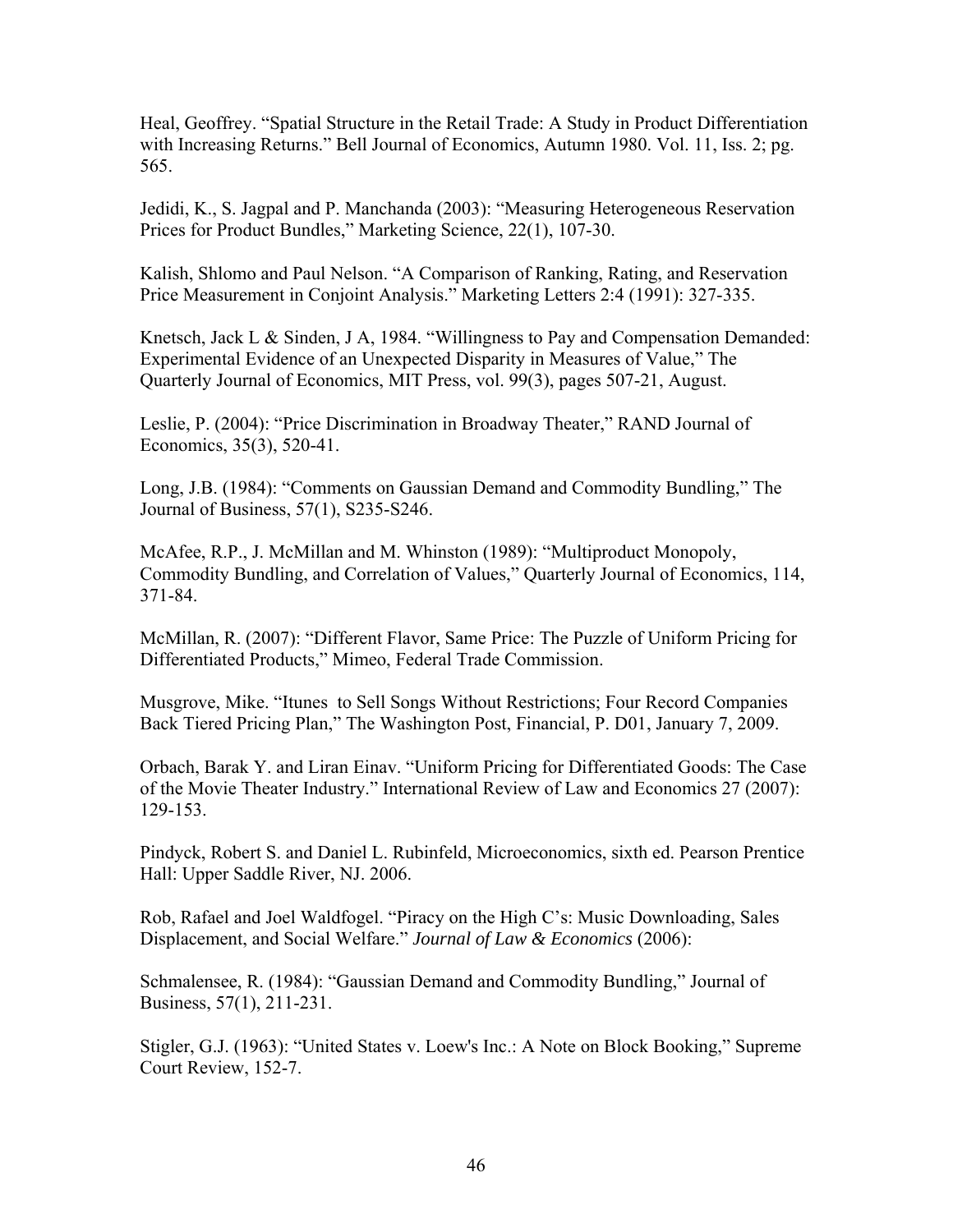Heal, Geoffrey. "Spatial Structure in the Retail Trade: A Study in Product Differentiation with Increasing Returns." Bell Journal of Economics, Autumn 1980. Vol. 11, Iss. 2; pg. 565.

Jedidi, K., S. Jagpal and P. Manchanda (2003): "Measuring Heterogeneous Reservation Prices for Product Bundles," Marketing Science, 22(1), 107-30.

Kalish, Shlomo and Paul Nelson. "A Comparison of Ranking, Rating, and Reservation Price Measurement in Conjoint Analysis." Marketing Letters 2:4 (1991): 327-335.

Knetsch, Jack L & Sinden, J A, 1984. "Willingness to Pay and Compensation Demanded: Experimental Evidence of an Unexpected Disparity in Measures of Value," The Quarterly Journal of Economics, MIT Press, vol. 99(3), pages 507-21, August.

Leslie, P. (2004): "Price Discrimination in Broadway Theater," RAND Journal of Economics, 35(3), 520-41.

Long, J.B. (1984): "Comments on Gaussian Demand and Commodity Bundling," The Journal of Business, 57(1), S235-S246.

McAfee, R.P., J. McMillan and M. Whinston (1989): "Multiproduct Monopoly, Commodity Bundling, and Correlation of Values," Quarterly Journal of Economics, 114, 371-84.

McMillan, R. (2007): "Different Flavor, Same Price: The Puzzle of Uniform Pricing for Differentiated Products," Mimeo, Federal Trade Commission.

Musgrove, Mike. "Itunes to Sell Songs Without Restrictions; Four Record Companies Back Tiered Pricing Plan," The Washington Post, Financial, P. D01, January 7, 2009.

Orbach, Barak Y. and Liran Einav. "Uniform Pricing for Differentiated Goods: The Case of the Movie Theater Industry." International Review of Law and Economics 27 (2007): 129-153.

Pindyck, Robert S. and Daniel L. Rubinfeld, Microeconomics, sixth ed. Pearson Prentice Hall: Upper Saddle River, NJ. 2006.

Rob, Rafael and Joel Waldfogel. "Piracy on the High C's: Music Downloading, Sales Displacement, and Social Welfare." *Journal of Law & Economics* (2006):

Schmalensee, R. (1984): "Gaussian Demand and Commodity Bundling," Journal of Business, 57(1), 211-231.

Stigler, G.J. (1963): "United States v. Loew's Inc.: A Note on Block Booking," Supreme Court Review, 152-7.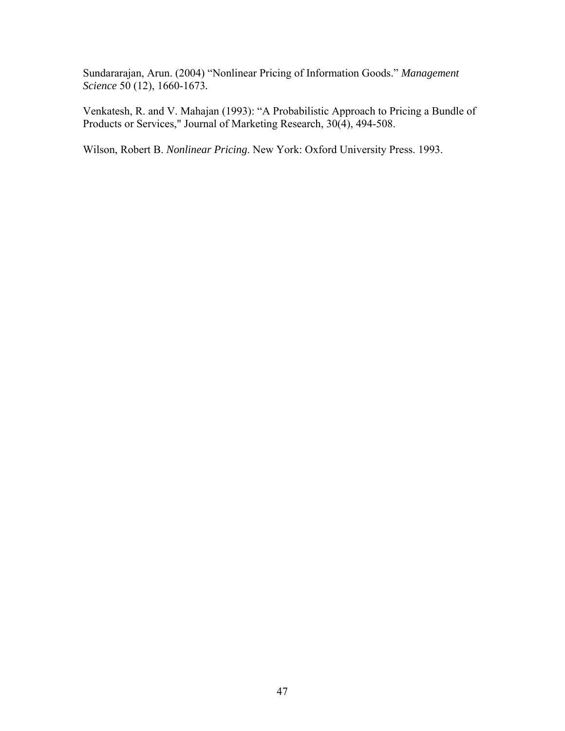Sundararajan, Arun. (2004) "Nonlinear Pricing of Information Goods." *Management Science* 50 (12), 1660-1673.

Venkatesh, R. and V. Mahajan (1993): "A Probabilistic Approach to Pricing a Bundle of Products or Services," Journal of Marketing Research, 30(4), 494-508.

Wilson, Robert B. *Nonlinear Pricing*. New York: Oxford University Press. 1993.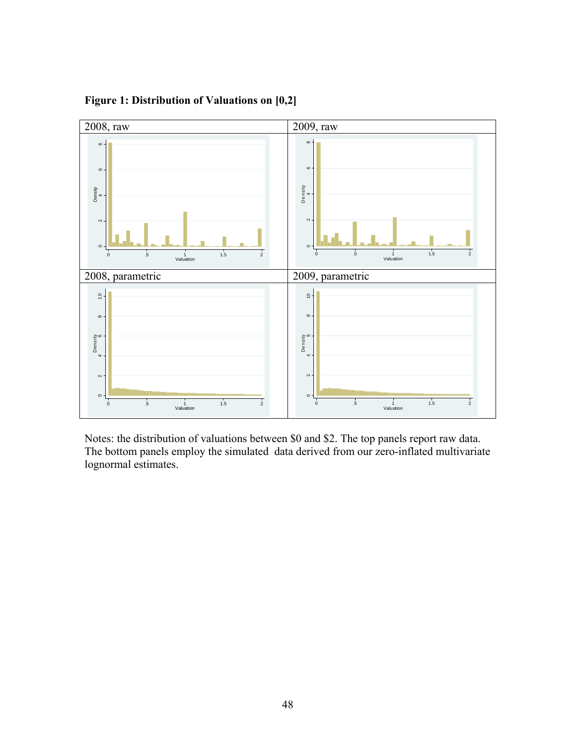**Figure 1: Distribution of Valuations on [0,2]**

| 2008, raw | 2009, raw |
| --- | --- |
| 2008, parametric | 2009, parametric |

Notes: the distribution of valuations between $0 and $2. The top panels report raw data. The bottom panels employ the simulated data derived from our zero-inflated multivariate lognormal estimates.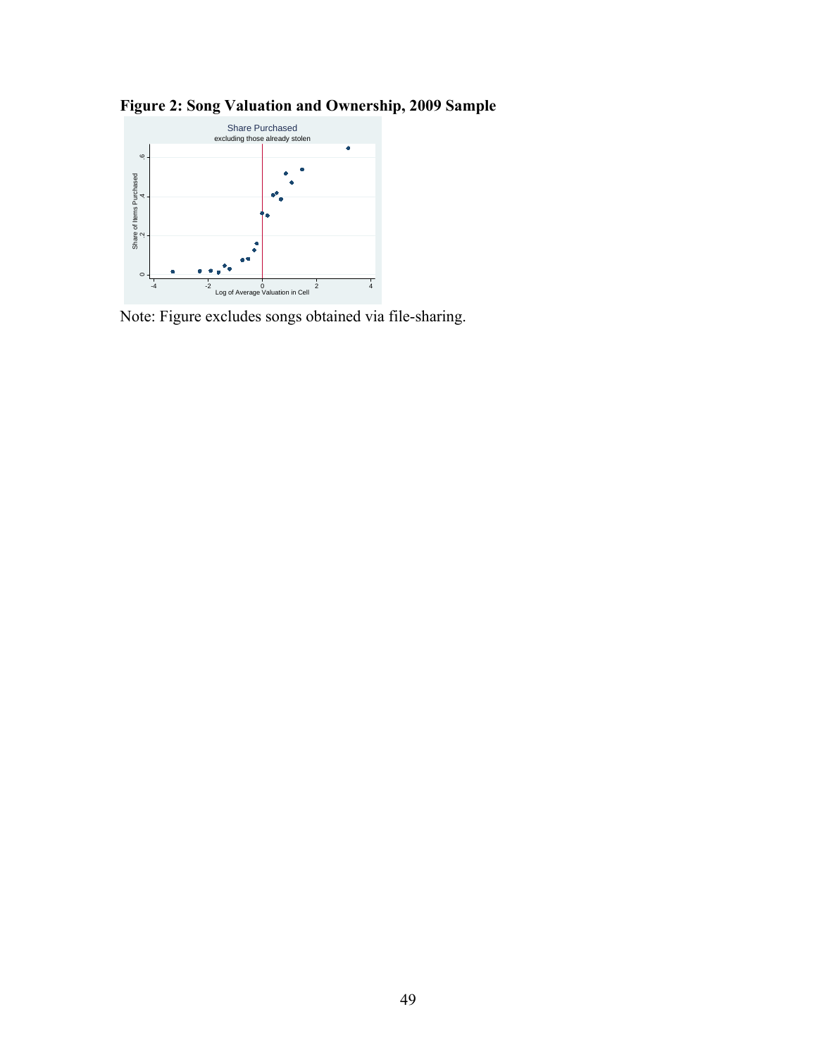**Figure 2: Song Valuation and Ownership, 2009 Sample**

Note: Figure excludes songs obtained via file-sharing.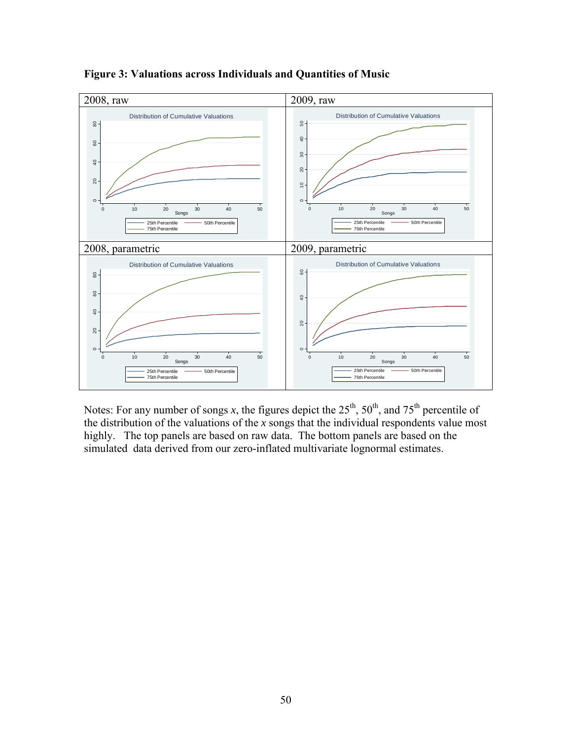**Figure 3: Valuations across Individuals and Quantities of Music**

| 2008, raw | 2009, raw |
|---|---|
| 2008, parametric | 2009, parametric |

Notes: For any number of songs *x*, the figures depict the 25[th], 50[th], and 75[th] percentile of the distribution of the valuations of the *x* songs that the individual respondents value most highly. The top panels are based on raw data. The bottom panels are based on the simulated data derived from our zero-inflated multivariate lognormal estimates.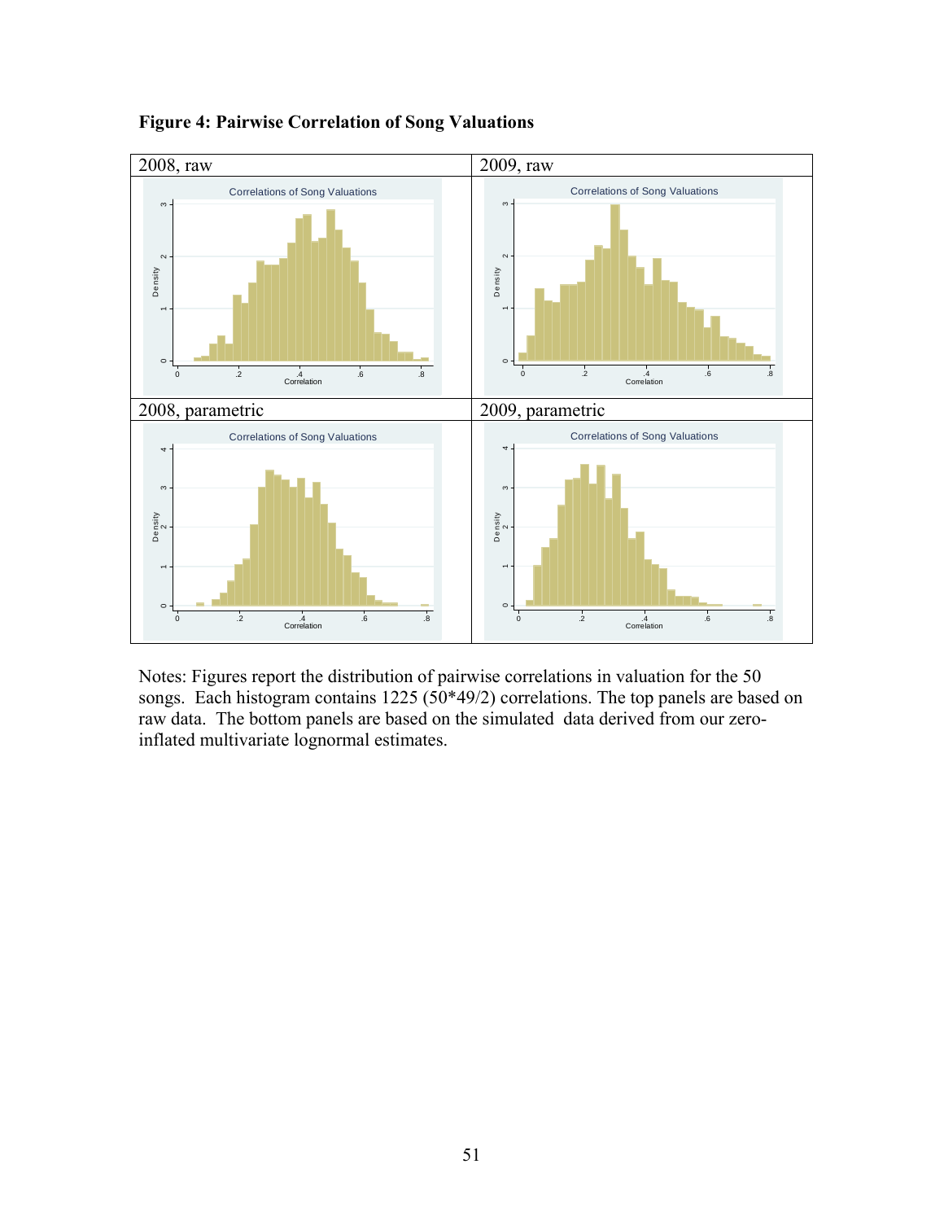**Figure 4: Pairwise Correlation of Song Valuations**

| 2008, raw | 2009, raw |
| --- | --- |
| | |
| **2008, parametric** | **2009, parametric** |
| | |

Notes: Figures report the distribution of pairwise correlations in valuation for the 50 songs. Each histogram contains 1225 (50*49/2) correlations. The top panels are based on raw data. The bottom panels are based on the simulated data derived from our zero-inflated multivariate lognormal estimates.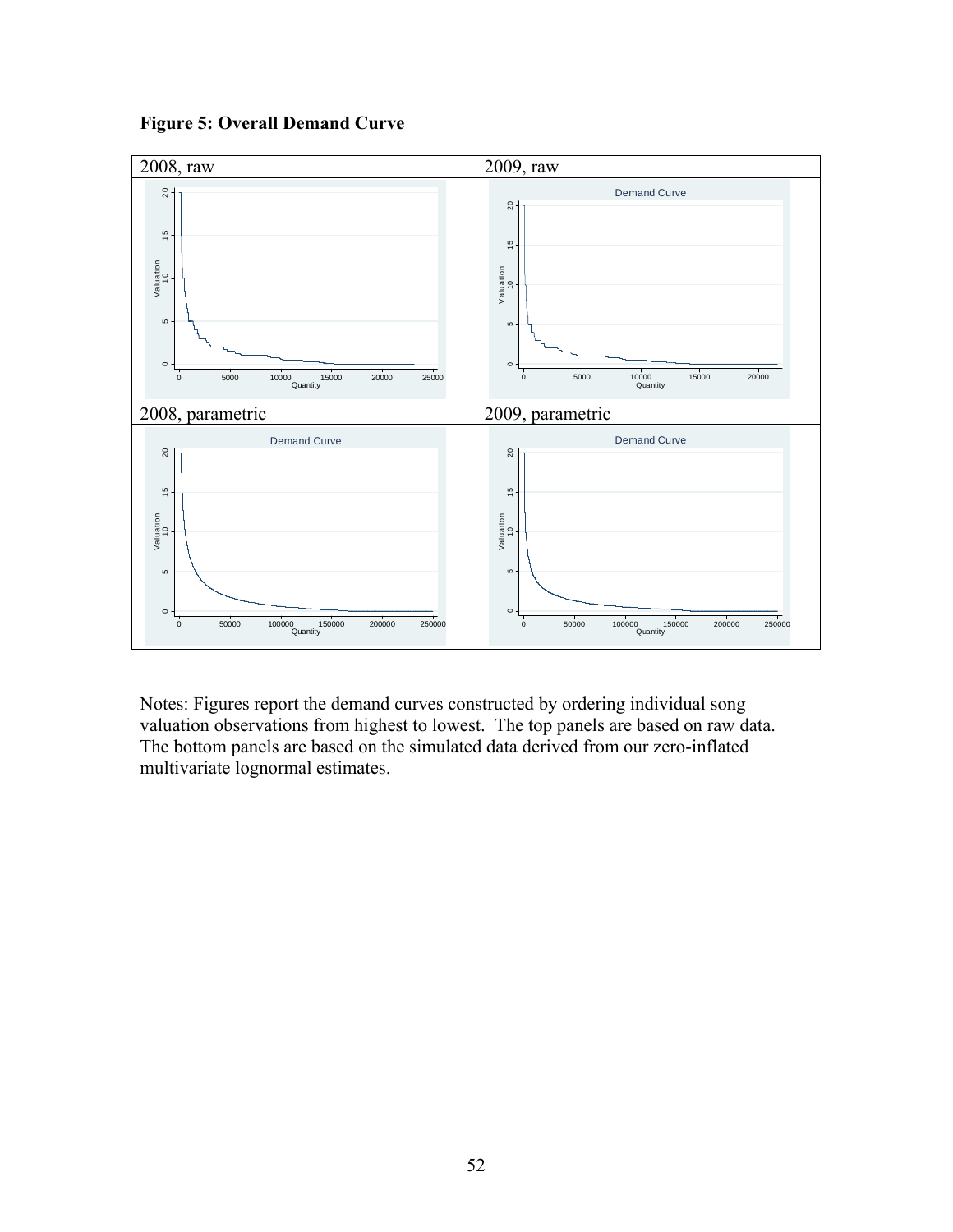**Figure 5: Overall Demand Curve**

| 2008, raw | 2009, raw |
| --- | --- |
| | |

| 2008, parametric | 2009, parametric |
| --- | --- |
| | |

Notes: Figures report the demand curves constructed by ordering individual song valuation observations from highest to lowest. The top panels are based on raw data. The bottom panels are based on the simulated data derived from our zero-inflated multivariate lognormal estimates.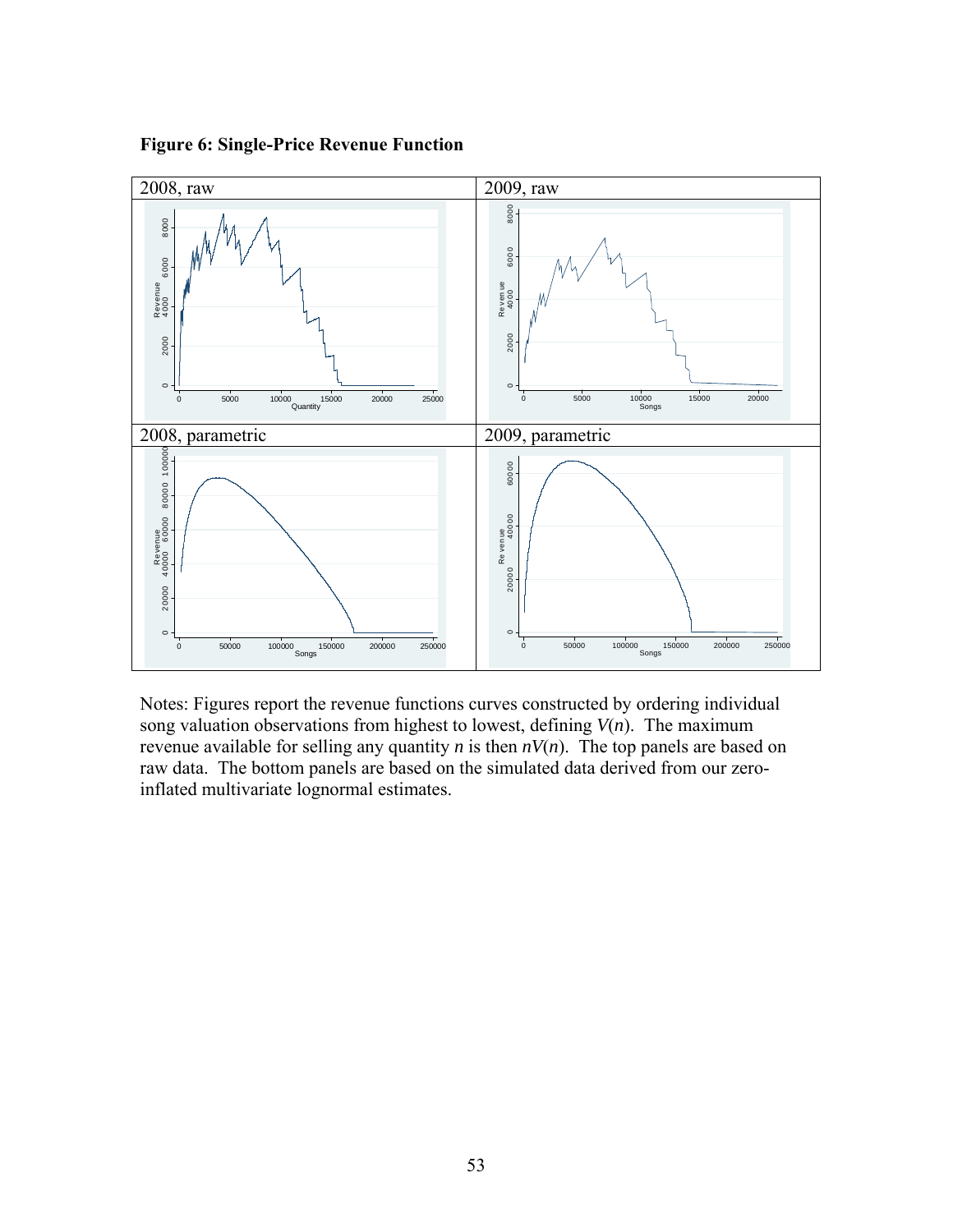**Figure 6: Single-Price Revenue Function**

Notes: Figures report the revenue functions curves constructed by ordering individual song valuation observations from highest to lowest, defining $V(n)$. The maximum revenue available for selling any quantity $n$ is then $nV(n)$. The top panels are based on raw data. The bottom panels are based on the simulated data derived from our zero-inflated multivariate lognormal estimates.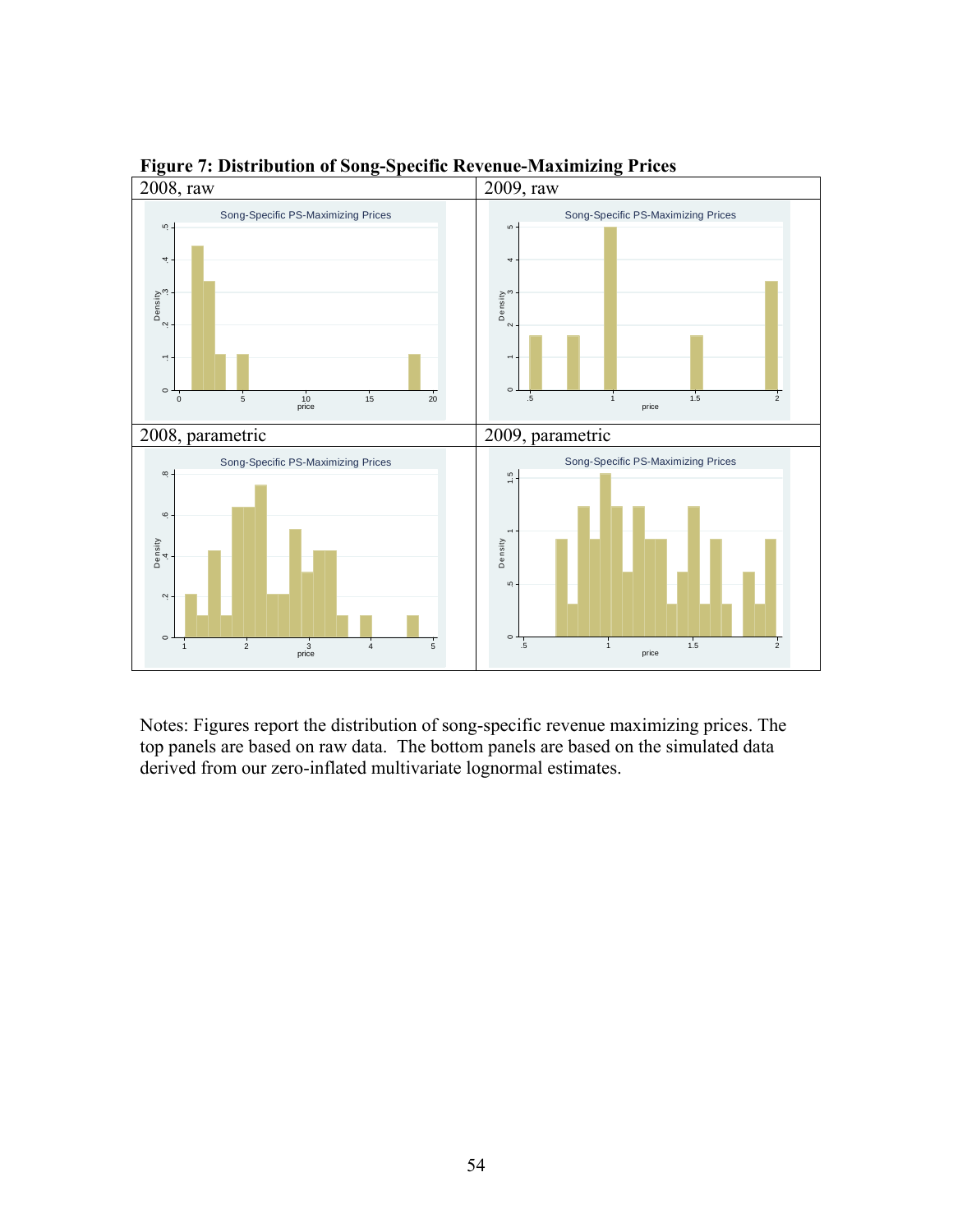**Figure 7: Distribution of Song-Specific Revenue-Maximizing Prices**

| 2008, raw | 2009, raw |
|---|---|
| 2008, parametric | 2009, parametric |

Notes: Figures report the distribution of song-specific revenue maximizing prices. The top panels are based on raw data. The bottom panels are based on the simulated data derived from our zero-inflated multivariate lognormal estimates.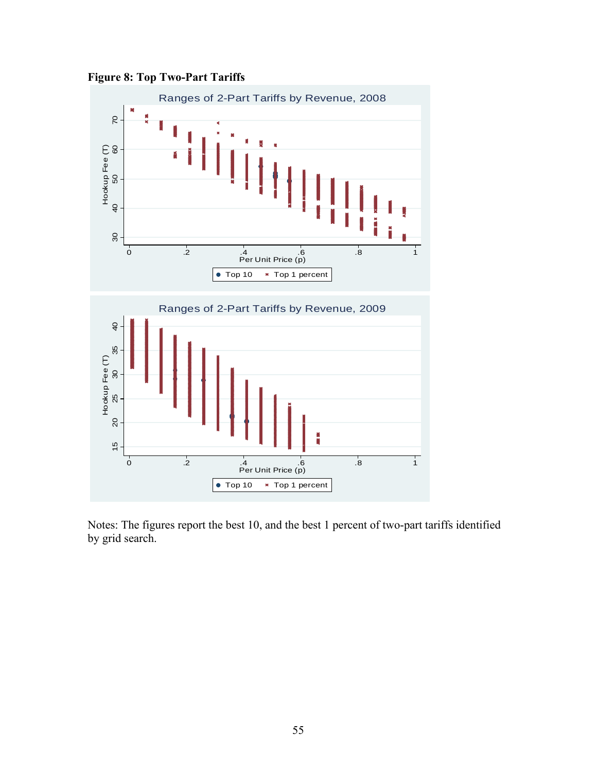**Figure 8: Top Two-Part Tariffs**

Notes: The figures report the best 10, and the best 1 percent of two-part tariffs identified by grid search.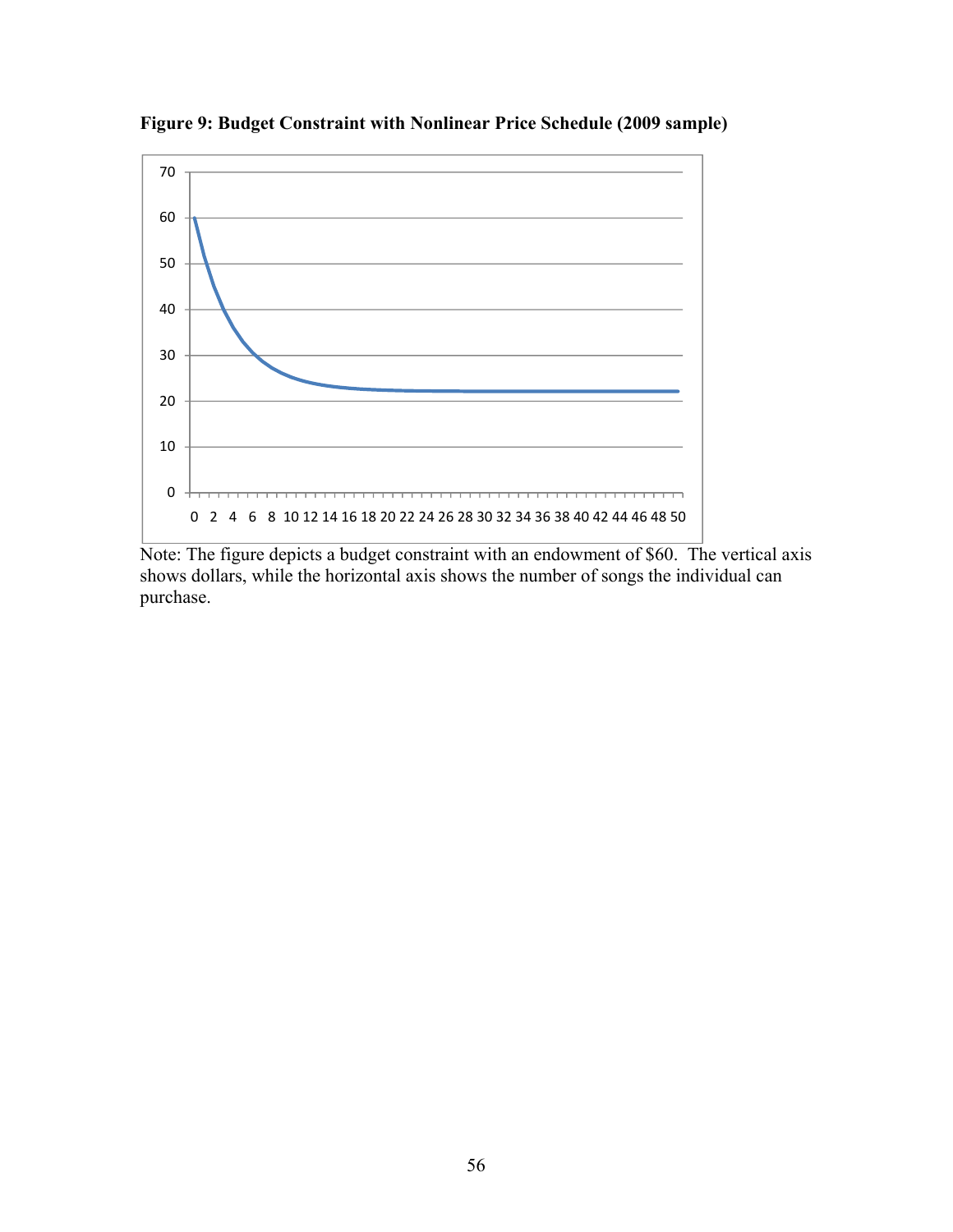**Figure 9: Budget Constraint with Nonlinear Price Schedule (2009 sample)**

Note: The figure depicts a budget constraint with an endowment of $60. The vertical axis shows dollars, while the horizontal axis shows the number of songs the individual can purchase.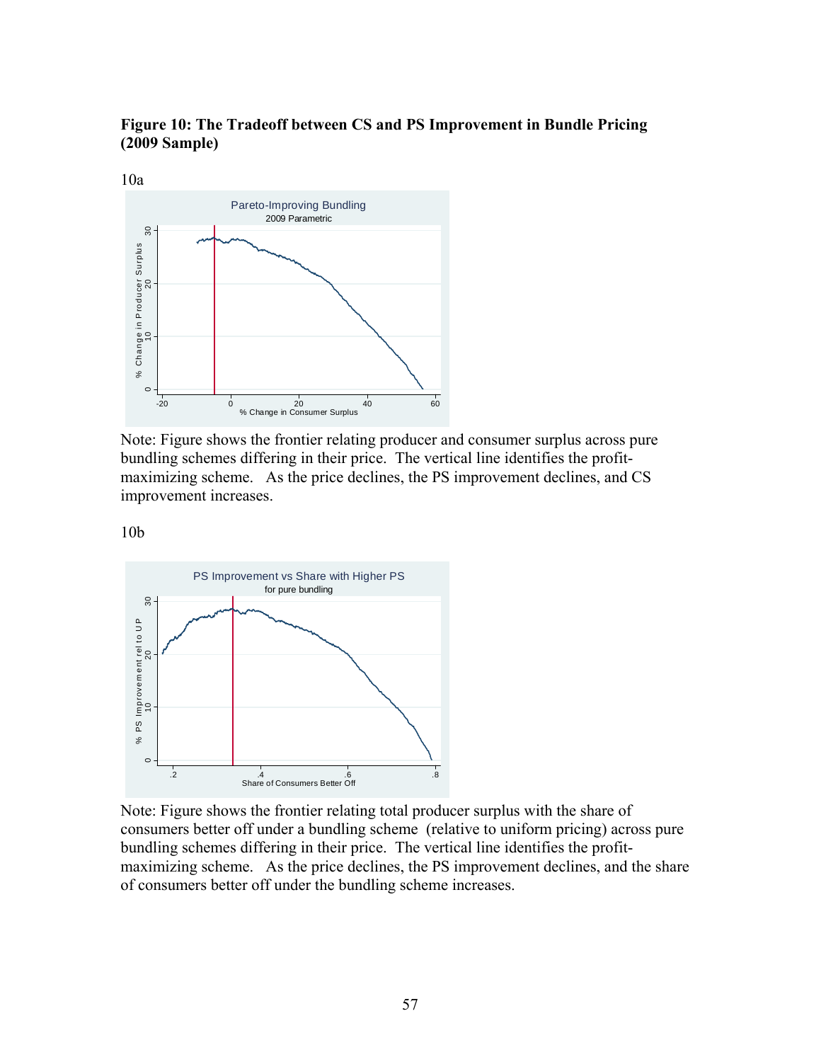**Figure 10: The Tradeoff between CS and PS Improvement in Bundle Pricing (2009 Sample)**

10a

Note: Figure shows the frontier relating producer and consumer surplus across pure bundling schemes differing in their price. The vertical line identifies the profit-maximizing scheme. As the price declines, the PS improvement declines, and CS improvement increases.

10b

Note: Figure shows the frontier relating total producer surplus with the share of consumers better off under a bundling scheme (relative to uniform pricing) across pure bundling schemes differing in their price. The vertical line identifies the profit-maximizing scheme. As the price declines, the PS improvement declines, and the share of consumers better off under the bundling scheme increases.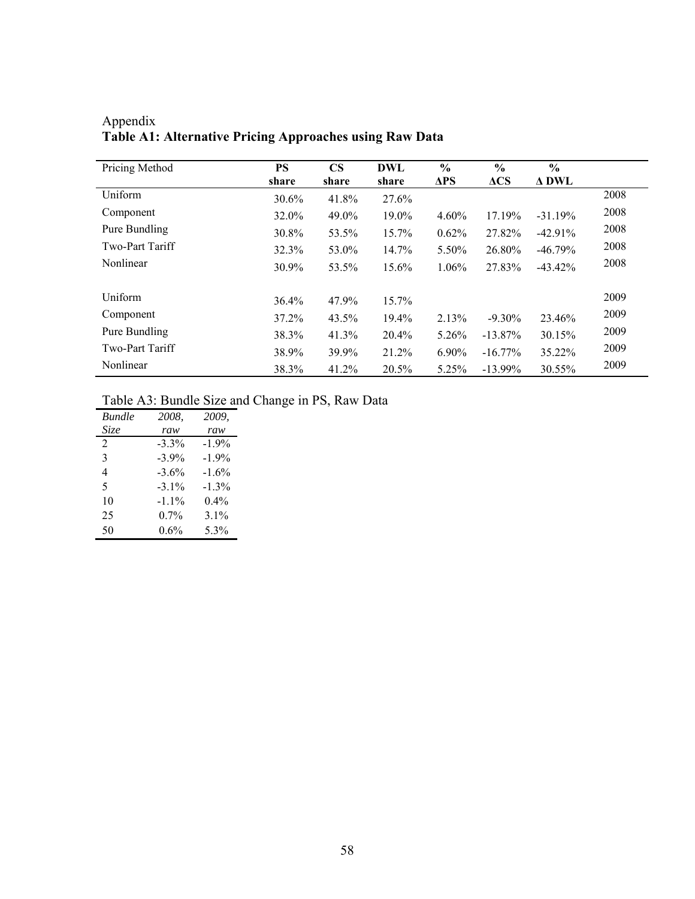Appendix

**Table A1: Alternative Pricing Approaches using Raw Data**

| Pricing Method | **PS share** | **CS share** | **DWL share** | **% ΔPS** | **% ΔCS** | **% Δ DWL** | |
|---|---|---|---|---|---|---|---|
| Uniform | 30.6% | 41.8% | 27.6% | | | | 2008 |
| Component | 32.0% | 49.0% | 19.0% | 4.60% | 17.19% | -31.19% | 2008 |
| Pure Bundling | 30.8% | 53.5% | 15.7% | 0.62% | 27.82% | -42.91% | 2008 |
| Two-Part Tariff | 32.3% | 53.0% | 14.7% | 5.50% | 26.80% | -46.79% | 2008 |
| Nonlinear | 30.9% | 53.5% | 15.6% | 1.06% | 27.83% | -43.42% | 2008 |
| | | | | | | | |
| Uniform | 36.4% | 47.9% | 15.7% | | | | 2009 |
| Component | 37.2% | 43.5% | 19.4% | 2.13% | -9.30% | 23.46% | 2009 |
| Pure Bundling | 38.3% | 41.3% | 20.4% | 5.26% | -13.87% | 30.15% | 2009 |
| Two-Part Tariff | 38.9% | 39.9% | 21.2% | 6.90% | -16.77% | 35.22% | 2009 |
| Nonlinear | 38.3% | 41.2% | 20.5% | 5.25% | -13.99% | 30.55% | 2009 |

Table A3: Bundle Size and Change in PS, Raw Data

| *Bundle Size* | *2008, raw* | *2009, raw* |
|---|---|---|
| 2 | -3.3% | -1.9% |
| 3 | -3.9% | -1.9% |
| 4 | -3.6% | -1.6% |
| 5 | -3.1% | -1.3% |
| 10 | -1.1% | 0.4% |
| 25 | 0.7% | 3.1% |
| 50 | 0.6% | 5.3% |